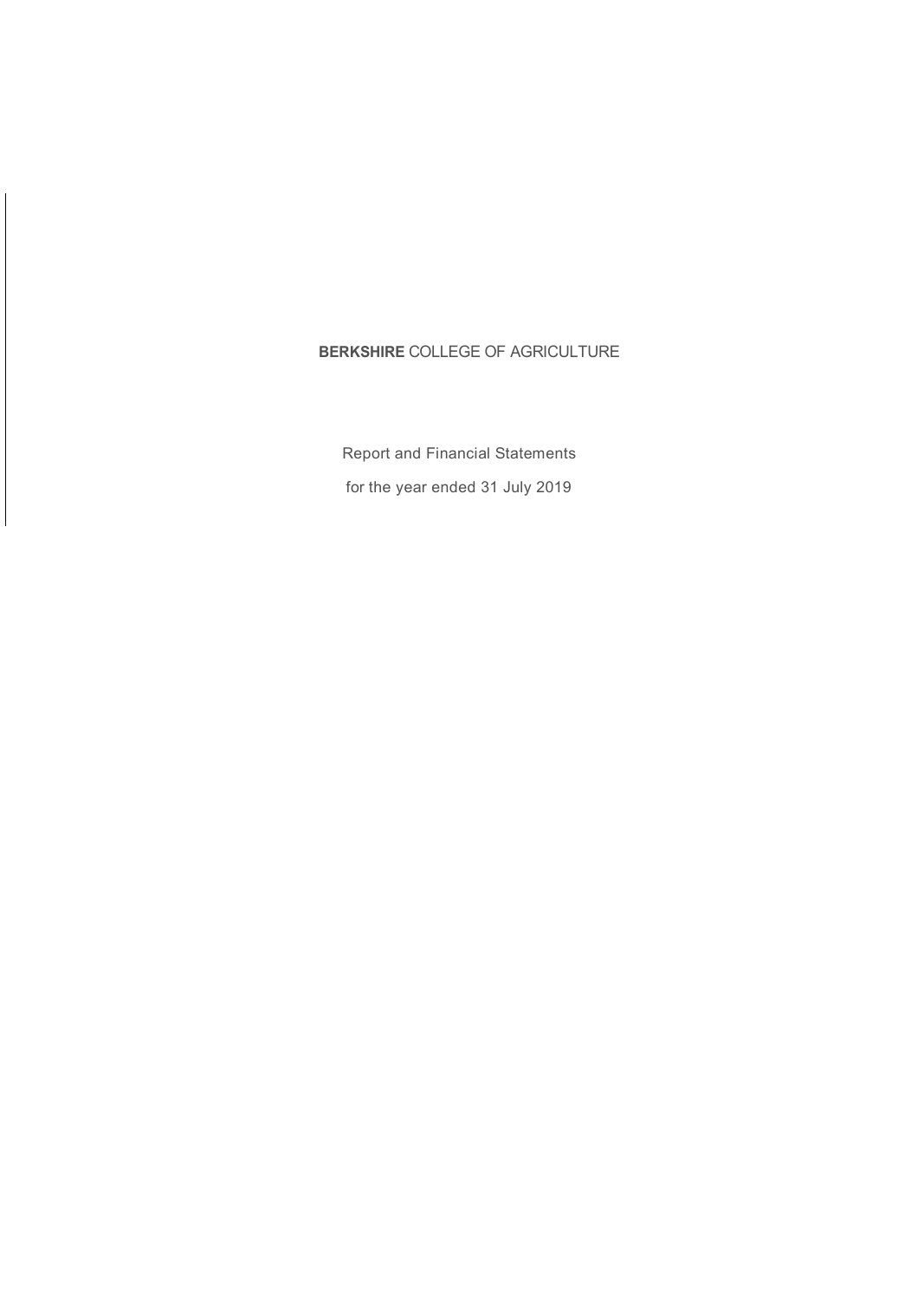# **BERKSHIRE** COLLEGE OF AGRICULTURE

Report and Financial Statements

for the year ended 31 July 2019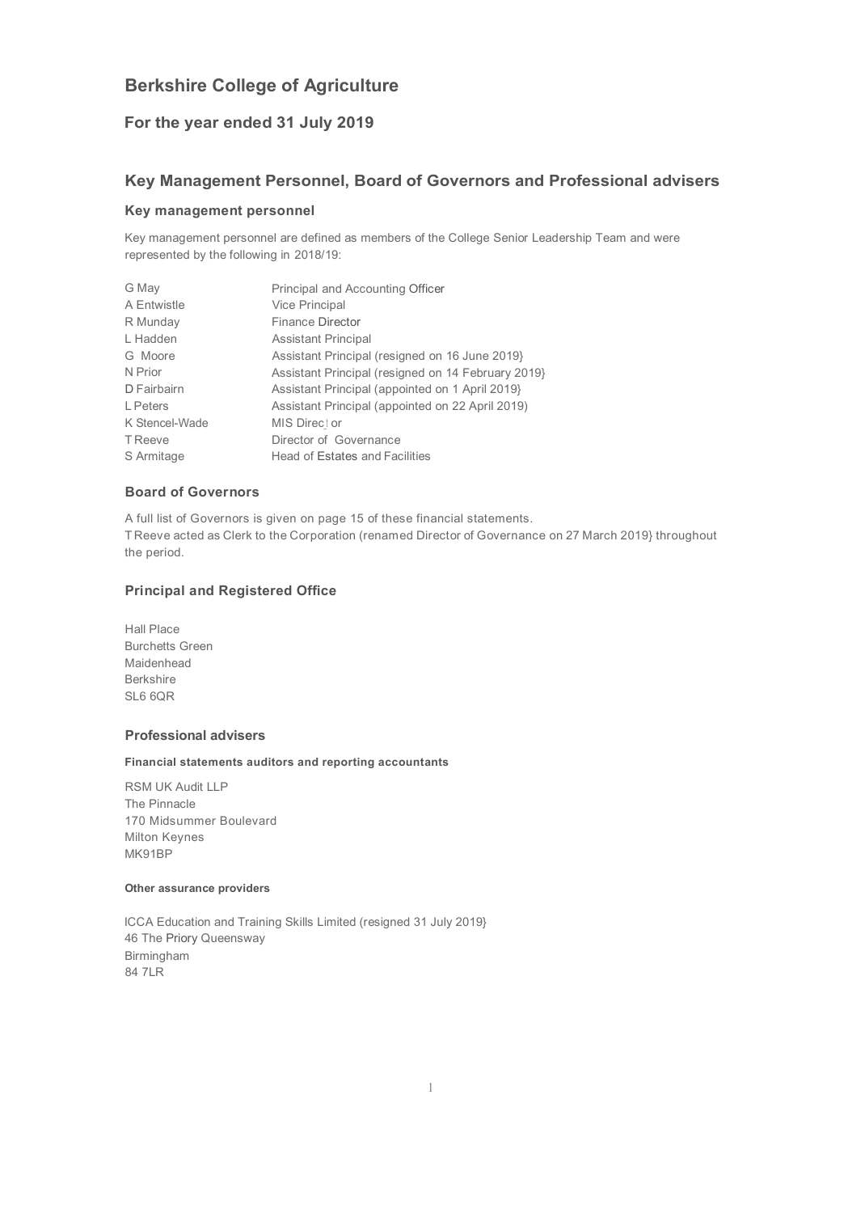# Berkshire College of Agriculture

## For the year ended 31 July 2019

## Key Management Personnel, Board of Governors and Professional advisers

### Key management personnel

Key management personnel are defined as members of the College Senior Leadership Team and were represented by the following in 2018/19:

| | |
|---|---|
| G May | Principal and Accounting Officer |
| A Entwistle | Vice Principal |
| R Munday | Finance Director |
| L Hadden | Assistant Principal |
| G Moore | Assistant Principal (resigned on 16 June 2019} |
| N Prior | Assistant Principal (resigned on 14 February 2019} |
| D Fairbairn | Assistant Principal (appointed on 1 April 2019} |
| L Peters | Assistant Principal (appointed on 22 April 2019) |
| K Stencel-Wade | MIS Director |
| T Reeve | Director of Governance |
| S Armitage | Head of Estates and Facilities |

### Board of Governors

A full list of Governors is given on page 15 of these financial statements.
T Reeve acted as Clerk to the Corporation (renamed Director of Governance on 27 March 2019} throughout the period.

### Principal and Registered Office

Hall Place
Burchetts Green
Maidenhead
Berkshire
SL6 6QR

### Professional advisers

#### Financial statements auditors and reporting accountants

RSM UK Audit LLP
The Pinnacle
170 Midsummer Boulevard
Milton Keynes
MK91BP

#### Other assurance providers

ICCA Education and Training Skills Limited (resigned 31 July 2019}
46 The Priory Queensway
Birmingham
84 7LR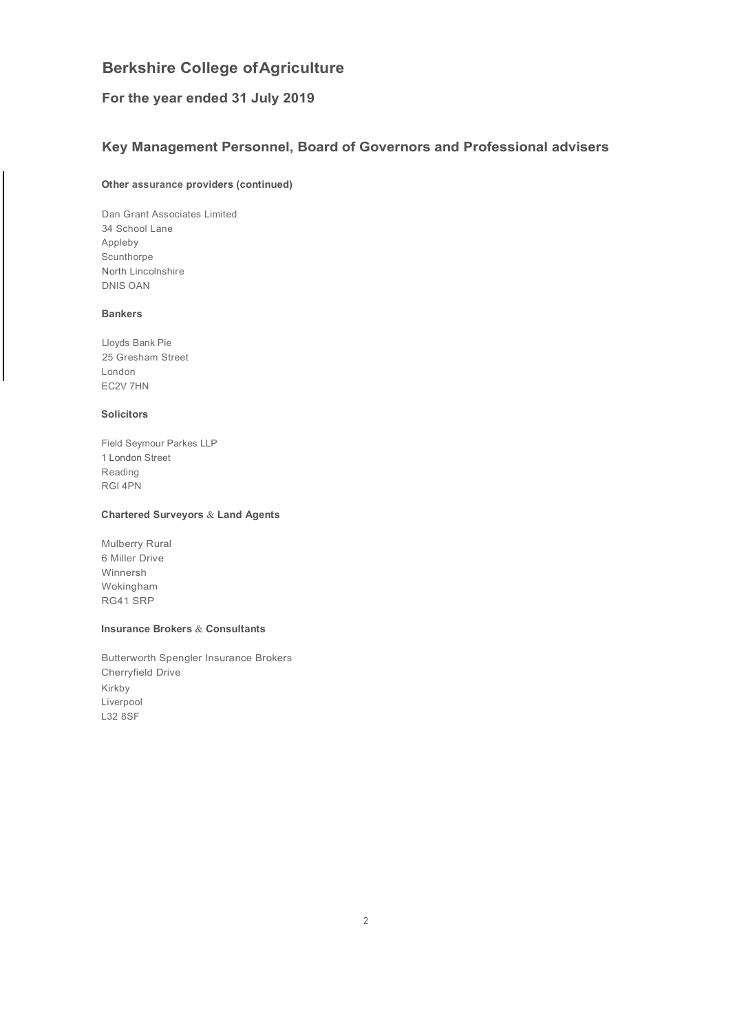# Berkshire College of Agriculture

## For the year ended 31 July 2019

## Key Management Personnel, Board of Governors and Professional advisers

**Other assurance providers (continued)**

Dan Grant Associates Limited
34 School Lane
Appleby
Scunthorpe
North Lincolnshire
DNIS OAN

**Bankers**

Lloyds Bank Pie
25 Gresham Street
London
EC2V 7HN

**Solicitors**

Field Seymour Parkes LLP
1 London Street
Reading
RGI 4PN

**Chartered Surveyors & Land Agents**

Mulberry Rural
6 Miller Drive
Winnersh
Wokingham
RG41 SRP

**Insurance Brokers & Consultants**

Butterworth Spengler Insurance Brokers
Cherryfield Drive
Kirkby
Liverpool
L32 8SF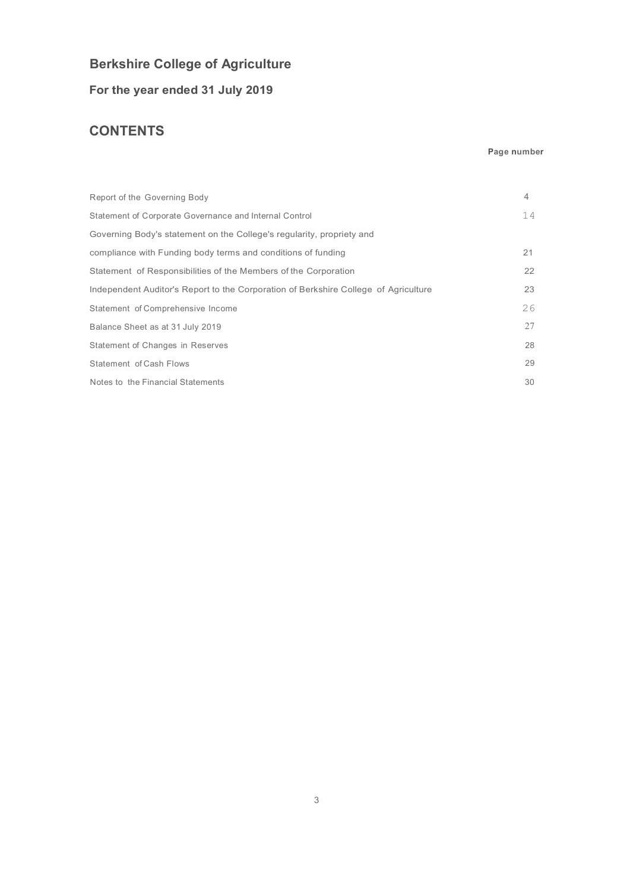# Berkshire College of Agriculture

## For the year ended 31 July 2019

## CONTENTS

| | Page number |
|---|---|
| Report of the Governing Body | 4 |
| Statement of Corporate Governance and Internal Control | 14 |
| Governing Body's statement on the College's regularity, propriety and compliance with Funding body terms and conditions of funding | 21 |
| Statement of Responsibilities of the Members of the Corporation | 22 |
| Independent Auditor's Report to the Corporation of Berkshire College of Agriculture | 23 |
| Statement of Comprehensive Income | 26 |
| Balance Sheet as at 31 July 2019 | 27 |
| Statement of Changes in Reserves | 28 |
| Statement of Cash Flows | 29 |
| Notes to the Financial Statements | 30 |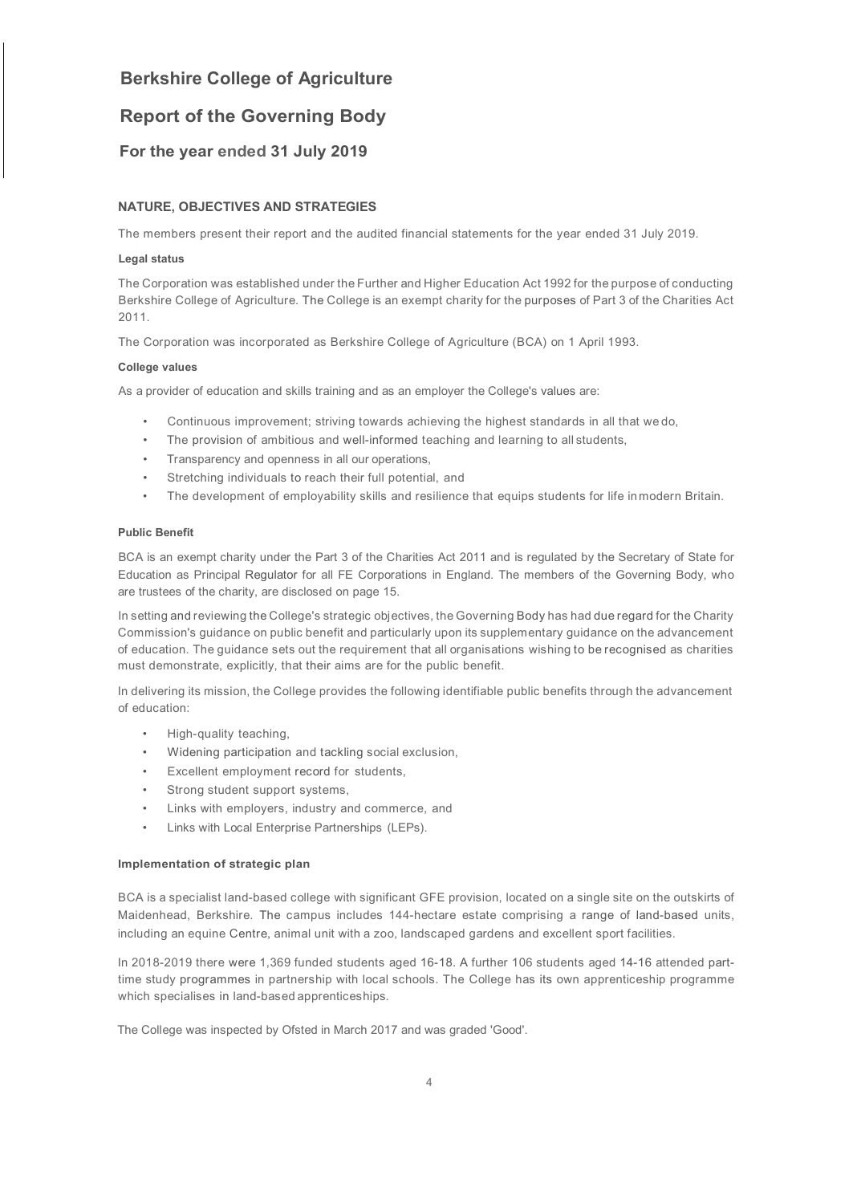# Berkshire College of Agriculture

# Report of the Governing Body

## For the year ended 31 July 2019

### NATURE, OBJECTIVES AND STRATEGIES

The members present their report and the audited financial statements for the year ended 31 July 2019.

**Legal status**

The Corporation was established under the Further and Higher Education Act 1992 for the purpose of conducting Berkshire College of Agriculture. The College is an exempt charity for the purposes of Part 3 of the Charities Act 2011.

The Corporation was incorporated as Berkshire College of Agriculture (BCA) on 1 April 1993.

**College values**

As a provider of education and skills training and as an employer the College's values are:

- Continuous improvement; striving towards achieving the highest standards in all that we do,
- The provision of ambitious and well-informed teaching and learning to all students,
- Transparency and openness in all our operations,
- Stretching individuals to reach their full potential, and
- The development of employability skills and resilience that equips students for life in modern Britain.

**Public Benefit**

BCA is an exempt charity under the Part 3 of the Charities Act 2011 and is regulated by the Secretary of State for Education as Principal Regulator for all FE Corporations in England. The members of the Governing Body, who are trustees of the charity, are disclosed on page 15.

In setting and reviewing the College's strategic objectives, the Governing Body has had due regard for the Charity Commission's guidance on public benefit and particularly upon its supplementary guidance on the advancement of education. The guidance sets out the requirement that all organisations wishing to be recognised as charities must demonstrate, explicitly, that their aims are for the public benefit.

In delivering its mission, the College provides the following identifiable public benefits through the advancement of education:

- High-quality teaching,
- Widening participation and tackling social exclusion,
- Excellent employment record for students,
- Strong student support systems,
- Links with employers, industry and commerce, and
- Links with Local Enterprise Partnerships (LEPs).

**Implementation of strategic plan**

BCA is a specialist land-based college with significant GFE provision, located on a single site on the outskirts of Maidenhead, Berkshire. The campus includes 144-hectare estate comprising a range of land-based units, including an equine Centre, animal unit with a zoo, landscaped gardens and excellent sport facilities.

In 2018-2019 there were 1,369 funded students aged 16-18. A further 106 students aged 14-16 attended part-time study programmes in partnership with local schools. The College has its own apprenticeship programme which specialises in land-based apprenticeships.

The College was inspected by Ofsted in March 2017 and was graded 'Good'.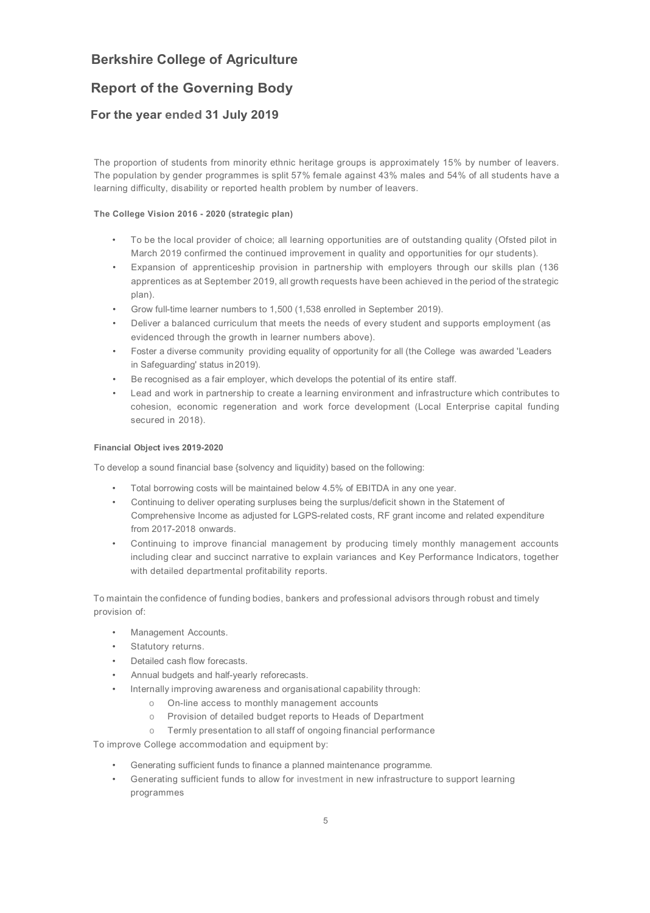# Berkshire College of Agriculture

## Report of the Governing Body

### For the year ended 31 July 2019

The proportion of students from minority ethnic heritage groups is approximately 15% by number of leavers. The population by gender programmes is split 57% female against 43% males and 54% of all students have a learning difficulty, disability or reported health problem by number of leavers.

**The College Vision 2016 - 2020 (strategic plan)**

- To be the local provider of choice; all learning opportunities are of outstanding quality (Ofsted pilot in March 2019 confirmed the continued improvement in quality and opportunities for our students).
- Expansion of apprenticeship provision in partnership with employers through our skills plan (136 apprentices as at September 2019, all growth requests have been achieved in the period of the strategic plan).
- Grow full-time learner numbers to 1,500 (1,538 enrolled in September 2019).
- Deliver a balanced curriculum that meets the needs of every student and supports employment (as evidenced through the growth in learner numbers above).
- Foster a diverse community providing equality of opportunity for all (the College was awarded 'Leaders in Safeguarding' status in 2019).
- Be recognised as a fair employer, which develops the potential of its entire staff.
- Lead and work in partnership to create a learning environment and infrastructure which contributes to cohesion, economic regeneration and work force development (Local Enterprise capital funding secured in 2018).

**Financial Object ives 2019-2020**

To develop a sound financial base {solvency and liquidity) based on the following:

- Total borrowing costs will be maintained below 4.5% of EBITDA in any one year.
- Continuing to deliver operating surpluses being the surplus/deficit shown in the Statement of Comprehensive Income as adjusted for LGPS-related costs, RF grant income and related expenditure from 2017-2018 onwards.
- Continuing to improve financial management by producing timely monthly management accounts including clear and succinct narrative to explain variances and Key Performance Indicators, together with detailed departmental profitability reports.

To maintain the confidence of funding bodies, bankers and professional advisors through robust and timely provision of:

- Management Accounts.
- Statutory returns.
- Detailed cash flow forecasts.
- Annual budgets and half-yearly reforecasts.
- Internally improving awareness and organisational capability through:
    - On-line access to monthly management accounts
    - Provision of detailed budget reports to Heads of Department
    - Termly presentation to all staff of ongoing financial performance

To improve College accommodation and equipment by:

- Generating sufficient funds to finance a planned maintenance programme.
- Generating sufficient funds to allow for investment in new infrastructure to support learning programmes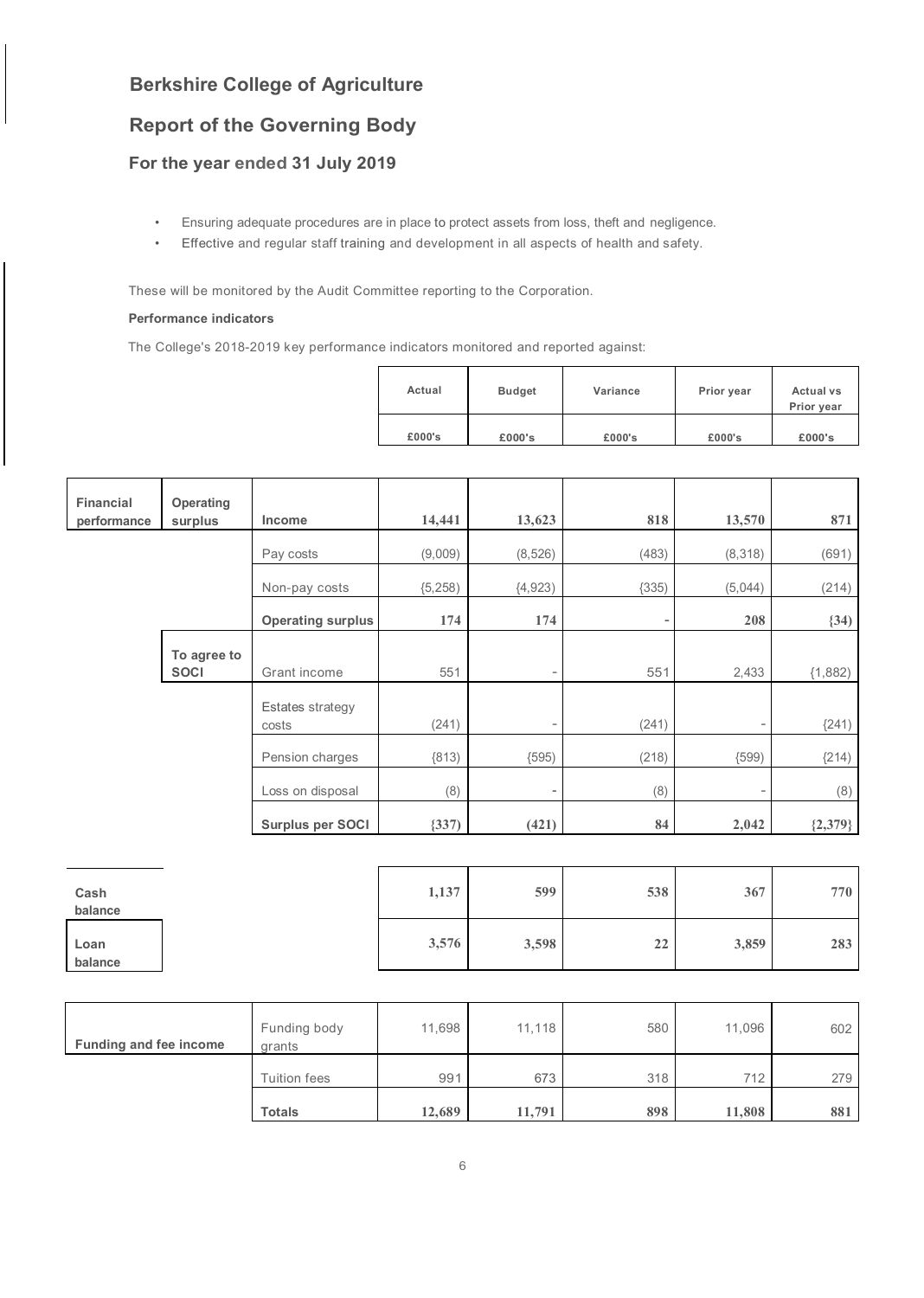## Berkshire College of Agriculture

## Report of the Governing Body

### For the year ended 31 July 2019

- Ensuring adequate procedures are in place to protect assets from loss, theft and negligence.
- Effective and regular staff training and development in all aspects of health and safety.

These will be monitored by the Audit Committee reporting to the Corporation.

**Performance indicators**

The College's 2018-2019 key performance indicators monitored and reported against:

| | | | Actual | Budget | Variance | Prior year | Actual vs Prior year |
|---|---|---|---|---|---|---|---|
| | | | £000's | £000's | £000's | £000's | £000's |
| **Financial performance** | **Operating surplus** | **Income** | **14,441** | **13,623** | **818** | **13,570** | **871** |
| | | Pay costs | (9,009) | (8,526) | (483) | (8,318) | (691) |
| | | Non-pay costs | {5,258) | {4,923) | {335) | (5,044) | (214) |
| | | **Operating surplus** | **174** | **174** | - | **208** | **{34)** |
| | **To agree to SOCI** | Grant income | 551 | - | 551 | 2,433 | {1,882) |
| | | Estates strategy costs | (241) | - | (241) | - | {241) |
| | | Pension charges | {813) | {595) | (218) | {599) | {214) |
| | | Loss on disposal | (8) | - | (8) | - | (8) |
| | | **Surplus per SOCI** | **{337)** | **(421)** | **84** | **2,042** | **{2,379}** |
| **Cash balance** | | | **1,137** | **599** | **538** | **367** | **770** |
| **Loan balance** | | | **3,576** | **3,598** | **22** | **3,859** | **283** |
| **Funding and fee income** | | Funding body grants | 11,698 | 11,118 | 580 | 11,096 | 602 |
| | | Tuition fees | 991 | 673 | 318 | 712 | 279 |
| | | **Totals** | **12,689** | **11,791** | **898** | **11,808** | **881** |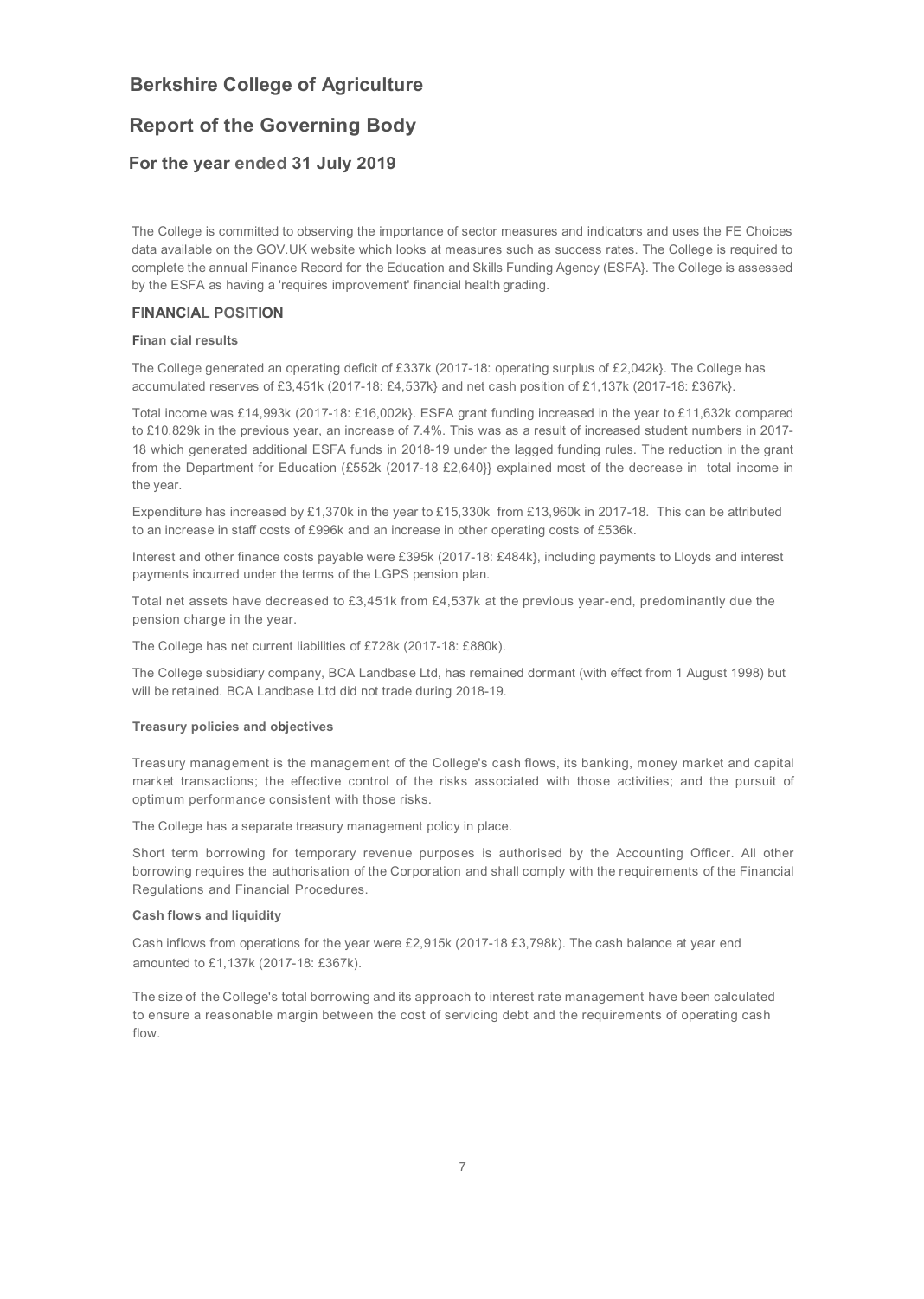# Berkshire College of Agriculture

## Report of the Governing Body

### For the year ended 31 July 2019

The College is committed to observing the importance of sector measures and indicators and uses the FE Choices data available on the GOV.UK website which looks at measures such as success rates. The College is required to complete the annual Finance Record for the Education and Skills Funding Agency (ESFA}. The College is assessed by the ESFA as having a 'requires improvement' financial health grading.

## FINANCIAL POSITION

**Finan cial results**

The College generated an operating deficit of £337k (2017-18: operating surplus of £2,042k}. The College has accumulated reserves of £3,451k (2017-18: £4,537k} and net cash position of £1,137k (2017-18: £367k}.

Total income was £14,993k (2017-18: £16,002k}. ESFA grant funding increased in the year to £11,632k compared to £10,829k in the previous year, an increase of 7.4%. This was as a result of increased student numbers in 2017-18 which generated additional ESFA funds in 2018-19 under the lagged funding rules. The reduction in the grant from the Department for Education (£552k (2017-18 £2,640}} explained most of the decrease in total income in the year.

Expenditure has increased by £1,370k in the year to £15,330k from £13,960k in 2017-18. This can be attributed to an increase in staff costs of £996k and an increase in other operating costs of £536k.

Interest and other finance costs payable were £395k (2017-18: £484k}, including payments to Lloyds and interest payments incurred under the terms of the LGPS pension plan.

Total net assets have decreased to £3,451k from £4,537k at the previous year-end, predominantly due the pension charge in the year.

The College has net current liabilities of £728k (2017-18: £880k).

The College subsidiary company, BCA Landbase Ltd, has remained dormant (with effect from 1 August 1998) but will be retained. BCA Landbase Ltd did not trade during 2018-19.

**Treasury policies and objectives**

Treasury management is the management of the College's cash flows, its banking, money market and capital market transactions; the effective control of the risks associated with those activities; and the pursuit of optimum performance consistent with those risks.

The College has a separate treasury management policy in place.

Short term borrowing for temporary revenue purposes is authorised by the Accounting Officer. All other borrowing requires the authorisation of the Corporation and shall comply with the requirements of the Financial Regulations and Financial Procedures.

**Cash flows and liquidity**

Cash inflows from operations for the year were £2,915k (2017-18 £3,798k). The cash balance at year end amounted to £1,137k (2017-18: £367k).

The size of the College's total borrowing and its approach to interest rate management have been calculated to ensure a reasonable margin between the cost of servicing debt and the requirements of operating cash flow.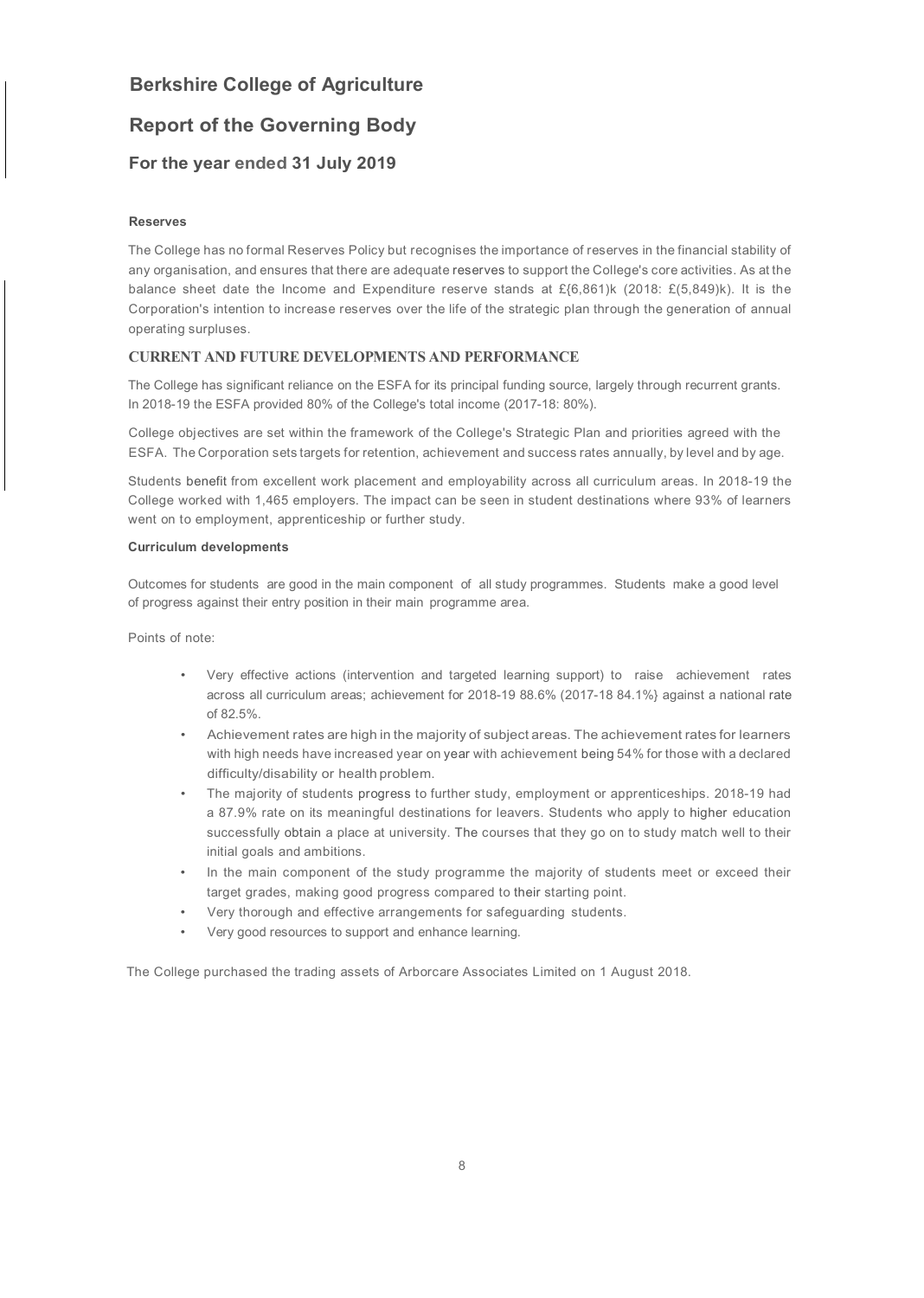# Berkshire College of Agriculture

## Report of the Governing Body

### For the year ended 31 July 2019

**Reserves**

The College has no formal Reserves Policy but recognises the importance of reserves in the financial stability of any organisation, and ensures that there are adequate reserves to support the College's core activities. As at the balance sheet date the Income and Expenditure reserve stands at £{6,861)k (2018: £(5,849)k). It is the Corporation's intention to increase reserves over the life of the strategic plan through the generation of annual operating surpluses.

**CURRENT AND FUTURE DEVELOPMENTS AND PERFORMANCE**

The College has significant reliance on the ESFA for its principal funding source, largely through recurrent grants. In 2018-19 the ESFA provided 80% of the College's total income (2017-18: 80%).

College objectives are set within the framework of the College's Strategic Plan and priorities agreed with the ESFA. The Corporation sets targets for retention, achievement and success rates annually, by level and by age.

Students benefit from excellent work placement and employability across all curriculum areas. In 2018-19 the College worked with 1,465 employers. The impact can be seen in student destinations where 93% of learners went on to employment, apprenticeship or further study.

**Curriculum developments**

Outcomes for students are good in the main component of all study programmes. Students make a good level of progress against their entry position in their main programme area.

Points of note:

- Very effective actions (intervention and targeted learning support) to raise achievement rates across all curriculum areas; achievement for 2018-19 88.6% (2017-18 84.1%} against a national rate of 82.5%.
- Achievement rates are high in the majority of subject areas. The achievement rates for learners with high needs have increased year on year with achievement being 54% for those with a declared difficulty/disability or health problem.
- The majority of students progress to further study, employment or apprenticeships. 2018-19 had a 87.9% rate on its meaningful destinations for leavers. Students who apply to higher education successfully obtain a place at university. The courses that they go on to study match well to their initial goals and ambitions.
- In the main component of the study programme the majority of students meet or exceed their target grades, making good progress compared to their starting point.
- Very thorough and effective arrangements for safeguarding students.
- Very good resources to support and enhance learning.

The College purchased the trading assets of Arborcare Associates Limited on 1 August 2018.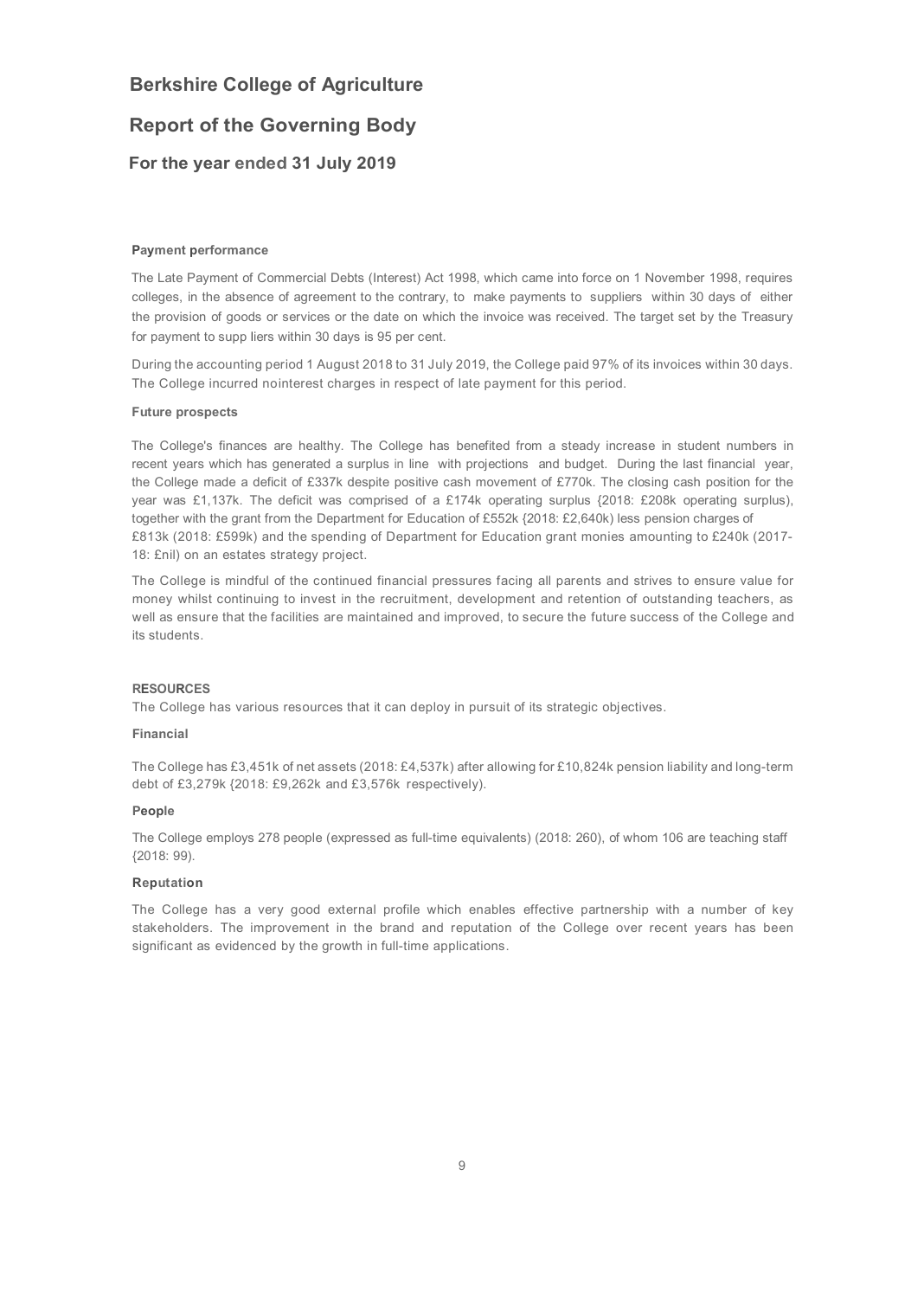# Berkshire College of Agriculture

## Report of the Governing Body

### For the year ended 31 July 2019

**Payment performance**

The Late Payment of Commercial Debts (Interest) Act 1998, which came into force on 1 November 1998, requires colleges, in the absence of agreement to the contrary, to make payments to suppliers within 30 days of either the provision of goods or services or the date on which the invoice was received. The target set by the Treasury for payment to supp liers within 30 days is 95 per cent.

During the accounting period 1 August 2018 to 31 July 2019, the College paid 97% of its invoices within 30 days. The College incurred nointerest charges in respect of late payment for this period.

**Future prospects**

The College's finances are healthy. The College has benefited from a steady increase in student numbers in recent years which has generated a surplus in line with projections and budget. During the last financial year, the College made a deficit of £337k despite positive cash movement of £770k. The closing cash position for the year was £1,137k. The deficit was comprised of a £174k operating surplus {2018: £208k operating surplus), together with the grant from the Department for Education of £552k {2018: £2,640k) less pension charges of £813k (2018: £599k) and the spending of Department for Education grant monies amounting to £240k (2017-18: £nil) on an estates strategy project.

The College is mindful of the continued financial pressures facing all parents and strives to ensure value for money whilst continuing to invest in the recruitment, development and retention of outstanding teachers, as well as ensure that the facilities are maintained and improved, to secure the future success of the College and its students.

**RESOURCES**

The College has various resources that it can deploy in pursuit of its strategic objectives.

**Financial**

The College has £3,451k of net assets (2018: £4,537k) after allowing for £10,824k pension liability and long-term debt of £3,279k {2018: £9,262k and £3,576k respectively).

**People**

The College employs 278 people (expressed as full-time equivalents) (2018: 260), of whom 106 are teaching staff {2018: 99).

**Reputation**

The College has a very good external profile which enables effective partnership with a number of key stakeholders. The improvement in the brand and reputation of the College over recent years has been significant as evidenced by the growth in full-time applications.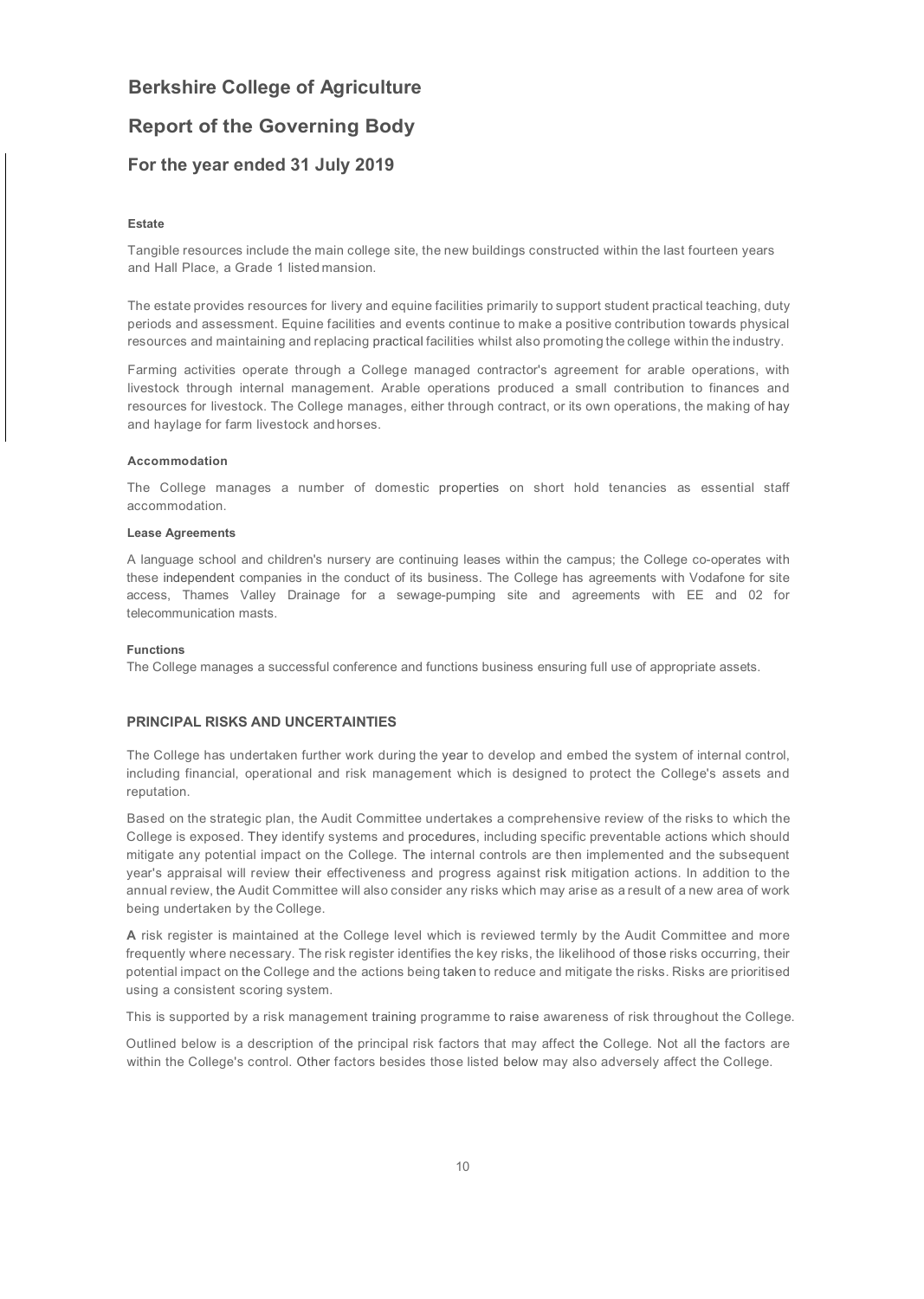# Berkshire College of Agriculture

## Report of the Governing Body

### For the year ended 31 July 2019

#### Estate

Tangible resources include the main college site, the new buildings constructed within the last fourteen years and Hall Place, a Grade 1 listed mansion.

The estate provides resources for livery and equine facilities primarily to support student practical teaching, duty periods and assessment. Equine facilities and events continue to make a positive contribution towards physical resources and maintaining and replacing practical facilities whilst also promoting the college within the industry.

Farming activities operate through a College managed contractor's agreement for arable operations, with livestock through internal management. Arable operations produced a small contribution to finances and resources for livestock. The College manages, either through contract, or its own operations, the making of hay and haylage for farm livestock and horses.

#### Accommodation

The College manages a number of domestic properties on short hold tenancies as essential staff accommodation.

#### Lease Agreements

A language school and children's nursery are continuing leases within the campus; the College co-operates with these independent companies in the conduct of its business. The College has agreements with Vodafone for site access, Thames Valley Drainage for a sewage-pumping site and agreements with EE and 02 for telecommunication masts.

#### Functions

The College manages a successful conference and functions business ensuring full use of appropriate assets.

#### PRINCIPAL RISKS AND UNCERTAINTIES

The College has undertaken further work during the year to develop and embed the system of internal control, including financial, operational and risk management which is designed to protect the College's assets and reputation.

Based on the strategic plan, the Audit Committee undertakes a comprehensive review of the risks to which the College is exposed. They identify systems and procedures, including specific preventable actions which should mitigate any potential impact on the College. The internal controls are then implemented and the subsequent year's appraisal will review their effectiveness and progress against risk mitigation actions. In addition to the annual review, the Audit Committee will also consider any risks which may arise as a result of a new area of work being undertaken by the College.

A risk register is maintained at the College level which is reviewed termly by the Audit Committee and more frequently where necessary. The risk register identifies the key risks, the likelihood of those risks occurring, their potential impact on the College and the actions being taken to reduce and mitigate the risks. Risks are prioritised using a consistent scoring system.

This is supported by a risk management training programme to raise awareness of risk throughout the College.

Outlined below is a description of the principal risk factors that may affect the College. Not all the factors are within the College's control. Other factors besides those listed below may also adversely affect the College.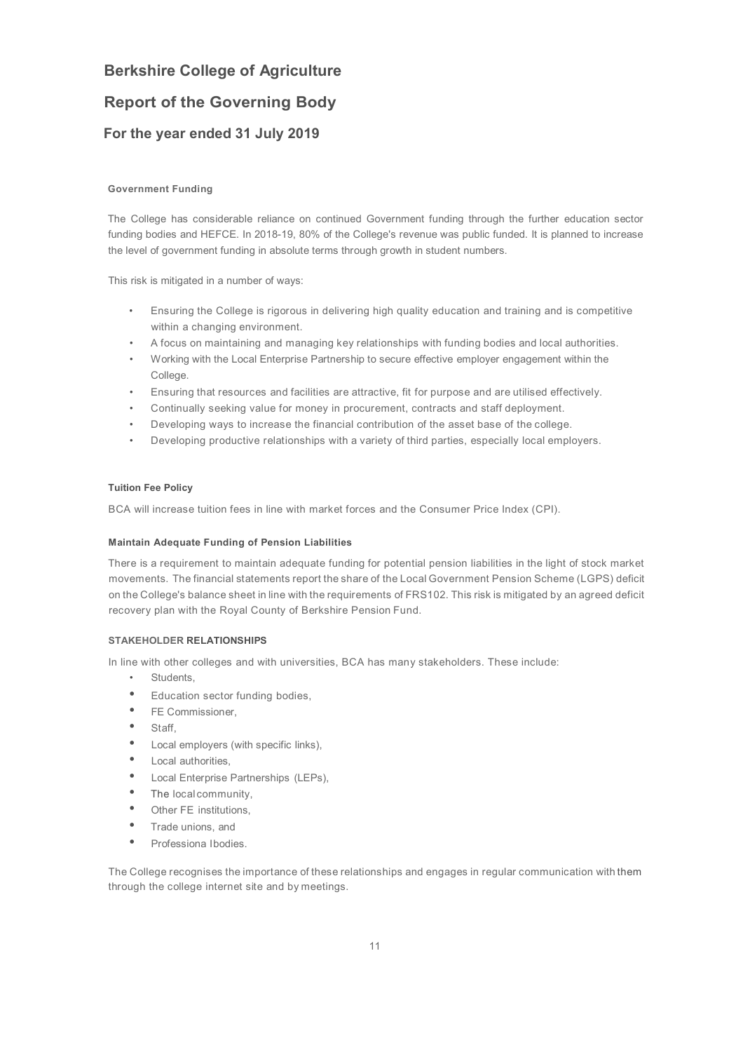# Berkshire College of Agriculture

## Report of the Governing Body

## For the year ended 31 July 2019

### Government Funding

The College has considerable reliance on continued Government funding through the further education sector funding bodies and HEFCE. In 2018-19, 80% of the College's revenue was public funded. It is planned to increase the level of government funding in absolute terms through growth in student numbers.

This risk is mitigated in a number of ways:

- Ensuring the College is rigorous in delivering high quality education and training and is competitive within a changing environment.
- A focus on maintaining and managing key relationships with funding bodies and local authorities.
- Working with the Local Enterprise Partnership to secure effective employer engagement within the College.
- Ensuring that resources and facilities are attractive, fit for purpose and are utilised effectively.
- Continually seeking value for money in procurement, contracts and staff deployment.
- Developing ways to increase the financial contribution of the asset base of the college.
- Developing productive relationships with a variety of third parties, especially local employers.

### Tuition Fee Policy

BCA will increase tuition fees in line with market forces and the Consumer Price Index (CPI).

### Maintain Adequate Funding of Pension Liabilities

There is a requirement to maintain adequate funding for potential pension liabilities in the light of stock market movements. The financial statements report the share of the Local Government Pension Scheme (LGPS) deficit on the College's balance sheet in line with the requirements of FRS102. This risk is mitigated by an agreed deficit recovery plan with the Royal County of Berkshire Pension Fund.

### STAKEHOLDER RELATIONSHIPS

In line with other colleges and with universities, BCA has many stakeholders. These include:

- Students,
- Education sector funding bodies,
- FE Commissioner,
- Staff,
- Local employers (with specific links),
- Local authorities,
- Local Enterprise Partnerships (LEPs),
- The local community,
- Other FE institutions,
- Trade unions, and
- Professiona lbodies.

The College recognises the importance of these relationships and engages in regular communication with them through the college internet site and by meetings.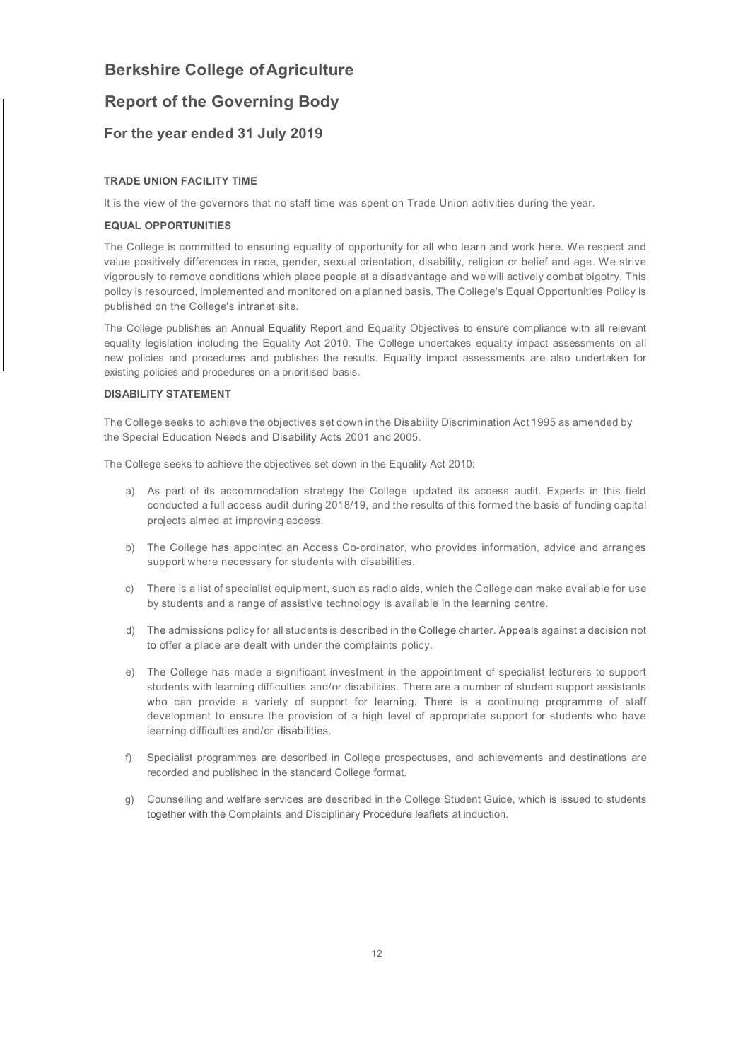# Berkshire College of Agriculture

## Report of the Governing Body

### For the year ended 31 July 2019

**TRADE UNION FACILITY TIME**

It is the view of the governors that no staff time was spent on Trade Union activities during the year.

**EQUAL OPPORTUNITIES**

The College is committed to ensuring equality of opportunity for all who learn and work here. We respect and value positively differences in race, gender, sexual orientation, disability, religion or belief and age. We strive vigorously to remove conditions which place people at a disadvantage and we will actively combat bigotry. This policy is resourced, implemented and monitored on a planned basis. The College's Equal Opportunities Policy is published on the College's intranet site.

The College publishes an Annual Equality Report and Equality Objectives to ensure compliance with all relevant equality legislation including the Equality Act 2010. The College undertakes equality impact assessments on all new policies and procedures and publishes the results. Equality impact assessments are also undertaken for existing policies and procedures on a prioritised basis.

**DISABILITY STATEMENT**

The College seeks to achieve the objectives set down in the Disability Discrimination Act 1995 as amended by the Special Education Needs and Disability Acts 2001 and 2005.

The College seeks to achieve the objectives set down in the Equality Act 2010:

a) As part of its accommodation strategy the College updated its access audit. Experts in this field conducted a full access audit during 2018/19, and the results of this formed the basis of funding capital projects aimed at improving access.

b) The College has appointed an Access Co-ordinator, who provides information, advice and arranges support where necessary for students with disabilities.

c) There is a list of specialist equipment, such as radio aids, which the College can make available for use by students and a range of assistive technology is available in the learning centre.

d) The admissions policy for all students is described in the College charter. Appeals against a decision not to offer a place are dealt with under the complaints policy.

e) The College has made a significant investment in the appointment of specialist lecturers to support students with learning difficulties and/or disabilities. There are a number of student support assistants who can provide a variety of support for learning. There is a continuing programme of staff development to ensure the provision of a high level of appropriate support for students who have learning difficulties and/or disabilities.

f) Specialist programmes are described in College prospectuses, and achievements and destinations are recorded and published in the standard College format.

g) Counselling and welfare services are described in the College Student Guide, which is issued to students together with the Complaints and Disciplinary Procedure leaflets at induction.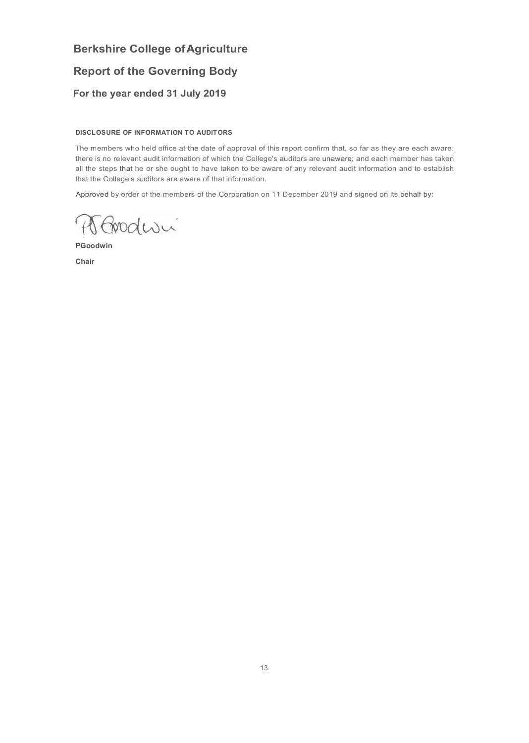# Berkshire College of Agriculture

## Report of the Governing Body

### For the year ended 31 July 2019

**DISCLOSURE OF INFORMATION TO AUDITORS**

The members who held office at the date of approval of this report confirm that, so far as they are each aware, there is no relevant audit information of which the College's auditors are unaware; and each member has taken all the steps that he or she ought to have taken to be aware of any relevant audit information and to establish that the College's auditors are aware of that information.

Approved by order of the members of the Corporation on 11 December 2019 and signed on its behalf by:

**PGoodwin**

**Chair**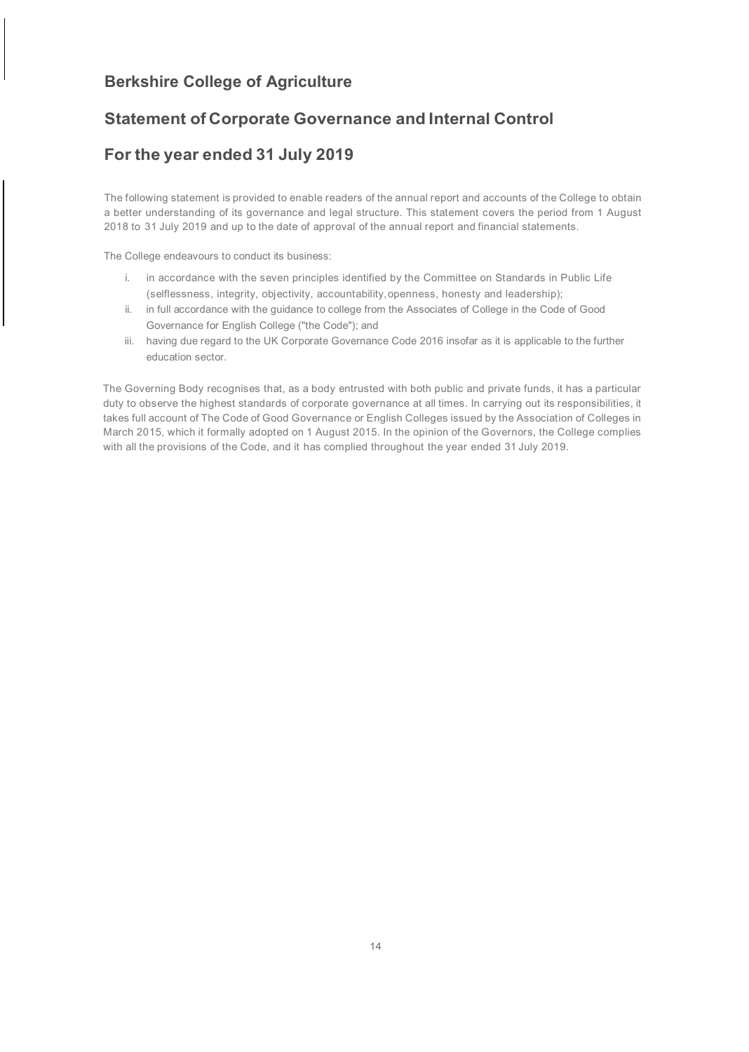## Berkshire College of Agriculture

## Statement of Corporate Governance and Internal Control

## For the year ended 31 July 2019

The following statement is provided to enable readers of the annual report and accounts of the College to obtain a better understanding of its governance and legal structure. This statement covers the period from 1 August 2018 to 31 July 2019 and up to the date of approval of the annual report and financial statements.

The College endeavours to conduct its business:

i. in accordance with the seven principles identified by the Committee on Standards in Public Life (selflessness, integrity, objectivity, accountability, openness, honesty and leadership);
ii. in full accordance with the guidance to college from the Associates of College in the Code of Good Governance for English College ("the Code"); and
iii. having due regard to the UK Corporate Governance Code 2016 insofar as it is applicable to the further education sector.

The Governing Body recognises that, as a body entrusted with both public and private funds, it has a particular duty to observe the highest standards of corporate governance at all times. In carrying out its responsibilities, it takes full account of The Code of Good Governance or English Colleges issued by the Association of Colleges in March 2015, which it formally adopted on 1 August 2015. In the opinion of the Governors, the College complies with all the provisions of the Code, and it has complied throughout the year ended 31 July 2019.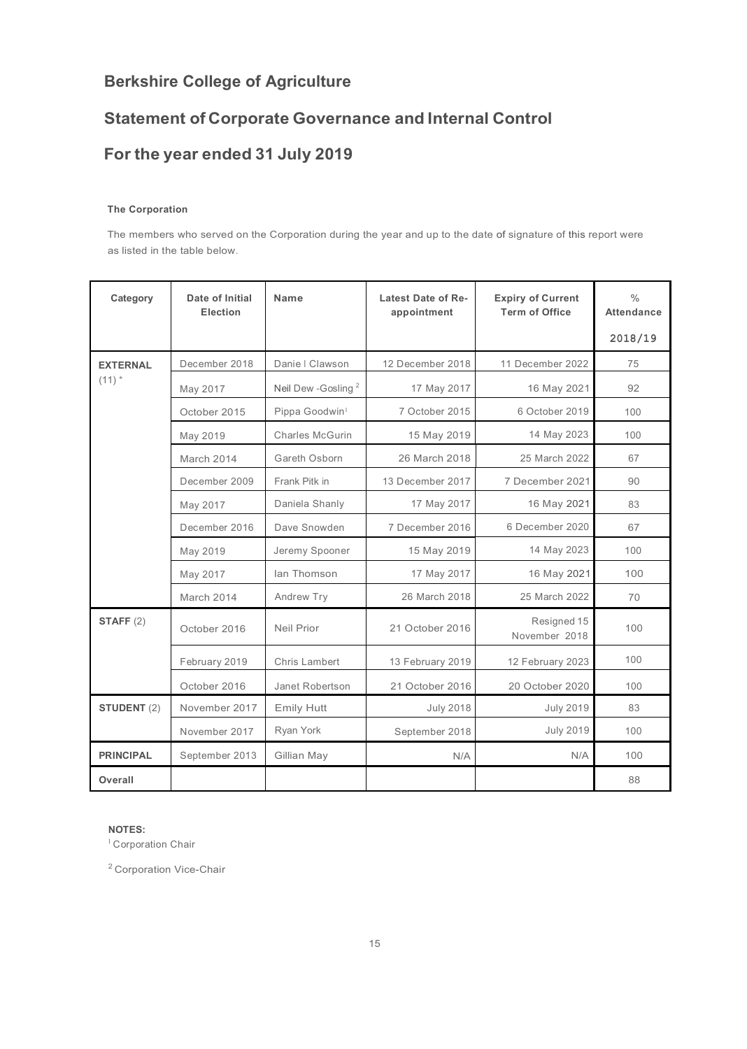# Berkshire College of Agriculture

## Statement of Corporate Governance and Internal Control

## For the year ended 31 July 2019

**The Corporation**

The members who served on the Corporation during the year and up to the date of signature of this report were as listed in the table below.

| Category | Date of Initial Election | Name | Latest Date of Re-appointment | Expiry of Current Term of Office | % Attendance 2018/19 |
|---|---|---|---|---|---|
| **EXTERNAL** (11) * | December 2018 | Danie l Clawson | 12 December 2018 | 11 December 2022 | 75 |
| | May 2017 | Neil Dew -Gosling [2] | 17 May 2017 | 16 May 2021 | 92 |
| | October 2015 | Pippa Goodwin[1] | 7 October 2015 | 6 October 2019 | 100 |
| | May 2019 | Charles McGurin | 15 May 2019 | 14 May 2023 | 100 |
| | March 2014 | Gareth Osborn | 26 March 2018 | 25 March 2022 | 67 |
| | December 2009 | Frank Pitk in | 13 December 2017 | 7 December 2021 | 90 |
| | May 2017 | Daniela Shanly | 17 May 2017 | 16 May 2021 | 83 |
| | December 2016 | Dave Snowden | 7 December 2016 | 6 December 2020 | 67 |
| | May 2019 | Jeremy Spooner | 15 May 2019 | 14 May 2023 | 100 |
| | May 2017 | Ian Thomson | 17 May 2017 | 16 May 2021 | 100 |
| | March 2014 | Andrew Try | 26 March 2018 | 25 March 2022 | 70 |
| **STAFF** (2) | October 2016 | Neil Prior | 21 October 2016 | Resigned 15 November 2018 | 100 |
| | February 2019 | Chris Lambert | 13 February 2019 | 12 February 2023 | 100 |
| | October 2016 | Janet Robertson | 21 October 2016 | 20 October 2020 | 100 |
| **STUDENT** (2) | November 2017 | Emily Hutt | July 2018 | July 2019 | 83 |
| | November 2017 | Ryan York | September 2018 | July 2019 | 100 |
| **PRINCIPAL** | September 2013 | Gillian May | N/A | N/A | 100 |
| **Overall** | | | | | 88 |

**NOTES:**

[1] Corporation Chair

[2] Corporation Vice-Chair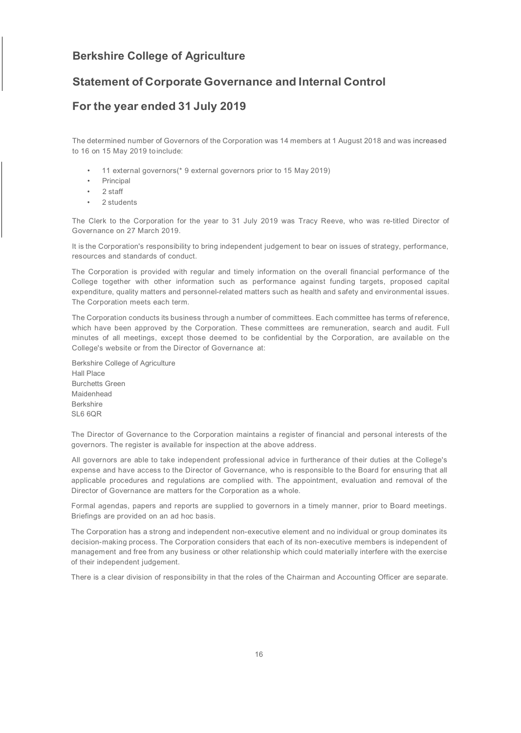## Berkshire College of Agriculture

## Statement of Corporate Governance and Internal Control

## For the year ended 31 July 2019

The determined number of Governors of the Corporation was 14 members at 1 August 2018 and was increased to 16 on 15 May 2019 to include:

- 11 external governors(* 9 external governors prior to 15 May 2019)
- Principal
- 2 staff
- 2 students

The Clerk to the Corporation for the year to 31 July 2019 was Tracy Reeve, who was re-titled Director of Governance on 27 March 2019.

It is the Corporation's responsibility to bring independent judgement to bear on issues of strategy, performance, resources and standards of conduct.

The Corporation is provided with regular and timely information on the overall financial performance of the College together with other information such as performance against funding targets, proposed capital expenditure, quality matters and personnel-related matters such as health and safety and environmental issues. The Corporation meets each term.

The Corporation conducts its business through a number of committees. Each committee has terms of reference, which have been approved by the Corporation. These committees are remuneration, search and audit. Full minutes of all meetings, except those deemed to be confidential by the Corporation, are available on the College's website or from the Director of Governance at:

Berkshire College of Agriculture
Hall Place
Burchetts Green
Maidenhead
Berkshire
SL6 6QR

The Director of Governance to the Corporation maintains a register of financial and personal interests of the governors. The register is available for inspection at the above address.

All governors are able to take independent professional advice in furtherance of their duties at the College's expense and have access to the Director of Governance, who is responsible to the Board for ensuring that all applicable procedures and regulations are complied with. The appointment, evaluation and removal of the Director of Governance are matters for the Corporation as a whole.

Formal agendas, papers and reports are supplied to governors in a timely manner, prior to Board meetings. Briefings are provided on an ad hoc basis.

The Corporation has a strong and independent non-executive element and no individual or group dominates its decision-making process. The Corporation considers that each of its non-executive members is independent of management and free from any business or other relationship which could materially interfere with the exercise of their independent judgement.

There is a clear division of responsibility in that the roles of the Chairman and Accounting Officer are separate.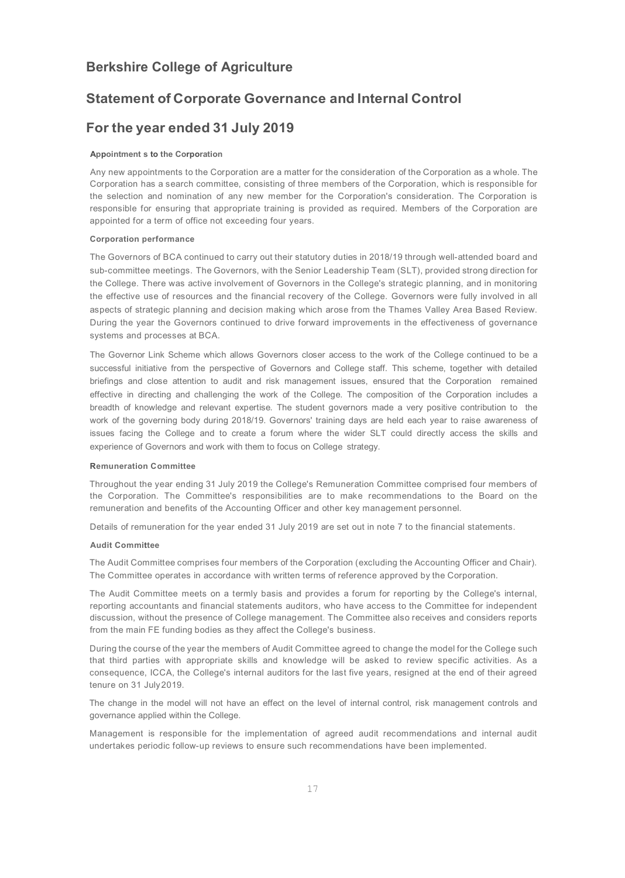# Berkshire College of Agriculture

## Statement of Corporate Governance and Internal Control

## For the year ended 31 July 2019

#### Appointment s to the Corporation

Any new appointments to the Corporation are a matter for the consideration of the Corporation as a whole. The Corporation has a search committee, consisting of three members of the Corporation, which is responsible for the selection and nomination of any new member for the Corporation's consideration. The Corporation is responsible for ensuring that appropriate training is provided as required. Members of the Corporation are appointed for a term of office not exceeding four years.

#### Corporation performance

The Governors of BCA continued to carry out their statutory duties in 2018/19 through well-attended board and sub-committee meetings. The Governors, with the Senior Leadership Team (SLT), provided strong direction for the College. There was active involvement of Governors in the College's strategic planning, and in monitoring the effective use of resources and the financial recovery of the College. Governors were fully involved in all aspects of strategic planning and decision making which arose from the Thames Valley Area Based Review. During the year the Governors continued to drive forward improvements in the effectiveness of governance systems and processes at BCA.

The Governor Link Scheme which allows Governors closer access to the work of the College continued to be a successful initiative from the perspective of Governors and College staff. This scheme, together with detailed briefings and close attention to audit and risk management issues, ensured that the Corporation remained effective in directing and challenging the work of the College. The composition of the Corporation includes a breadth of knowledge and relevant expertise. The student governors made a very positive contribution to the work of the governing body during 2018/19. Governors' training days are held each year to raise awareness of issues facing the College and to create a forum where the wider SLT could directly access the skills and experience of Governors and work with them to focus on College strategy.

#### Remuneration Committee

Throughout the year ending 31 July 2019 the College's Remuneration Committee comprised four members of the Corporation. The Committee's responsibilities are to make recommendations to the Board on the remuneration and benefits of the Accounting Officer and other key management personnel.

Details of remuneration for the year ended 31 July 2019 are set out in note 7 to the financial statements.

#### Audit Committee

The Audit Committee comprises four members of the Corporation (excluding the Accounting Officer and Chair). The Committee operates in accordance with written terms of reference approved by the Corporation.

The Audit Committee meets on a termly basis and provides a forum for reporting by the College's internal, reporting accountants and financial statements auditors, who have access to the Committee for independent discussion, without the presence of College management. The Committee also receives and considers reports from the main FE funding bodies as they affect the College's business.

During the course of the year the members of Audit Committee agreed to change the model for the College such that third parties with appropriate skills and knowledge will be asked to review specific activities. As a consequence, ICCA, the College's internal auditors for the last five years, resigned at the end of their agreed tenure on 31 July 2019.

The change in the model will not have an effect on the level of internal control, risk management controls and governance applied within the College.

Management is responsible for the implementation of agreed audit recommendations and internal audit undertakes periodic follow-up reviews to ensure such recommendations have been implemented.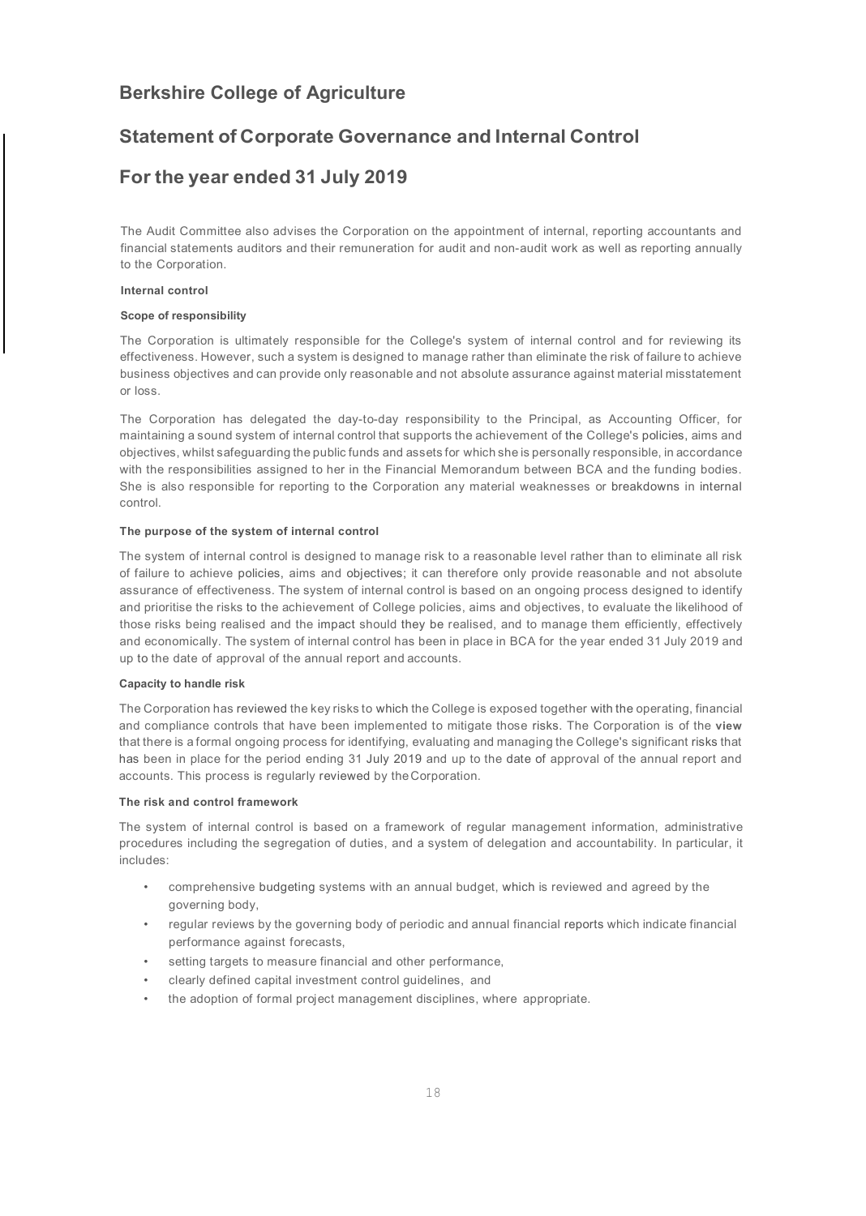# Berkshire College of Agriculture

## Statement of Corporate Governance and Internal Control

## For the year ended 31 July 2019

The Audit Committee also advises the Corporation on the appointment of internal, reporting accountants and financial statements auditors and their remuneration for audit and non-audit work as well as reporting annually to the Corporation.

**Internal control**

**Scope of responsibility**

The Corporation is ultimately responsible for the College's system of internal control and for reviewing its effectiveness. However, such a system is designed to manage rather than eliminate the risk of failure to achieve business objectives and can provide only reasonable and not absolute assurance against material misstatement or loss.

The Corporation has delegated the day-to-day responsibility to the Principal, as Accounting Officer, for maintaining a sound system of internal control that supports the achievement of the College's policies, aims and objectives, whilst safeguarding the public funds and assets for which she is personally responsible, in accordance with the responsibilities assigned to her in the Financial Memorandum between BCA and the funding bodies. She is also responsible for reporting to the Corporation any material weaknesses or breakdowns in internal control.

**The purpose of the system of internal control**

The system of internal control is designed to manage risk to a reasonable level rather than to eliminate all risk of failure to achieve policies, aims and objectives; it can therefore only provide reasonable and not absolute assurance of effectiveness. The system of internal control is based on an ongoing process designed to identify and prioritise the risks to the achievement of College policies, aims and objectives, to evaluate the likelihood of those risks being realised and the impact should they be realised, and to manage them efficiently, effectively and economically. The system of internal control has been in place in BCA for the year ended 31 July 2019 and up to the date of approval of the annual report and accounts.

**Capacity to handle risk**

The Corporation has reviewed the key risks to which the College is exposed together with the operating, financial and compliance controls that have been implemented to mitigate those risks. The Corporation is of the view that there is a formal ongoing process for identifying, evaluating and managing the College's significant risks that has been in place for the period ending 31 July 2019 and up to the date of approval of the annual report and accounts. This process is regularly reviewed by the Corporation.

**The risk and control framework**

The system of internal control is based on a framework of regular management information, administrative procedures including the segregation of duties, and a system of delegation and accountability. In particular, it includes:

- comprehensive budgeting systems with an annual budget, which is reviewed and agreed by the governing body,
- regular reviews by the governing body of periodic and annual financial reports which indicate financial performance against forecasts,
- setting targets to measure financial and other performance,
- clearly defined capital investment control guidelines, and
- the adoption of formal project management disciplines, where appropriate.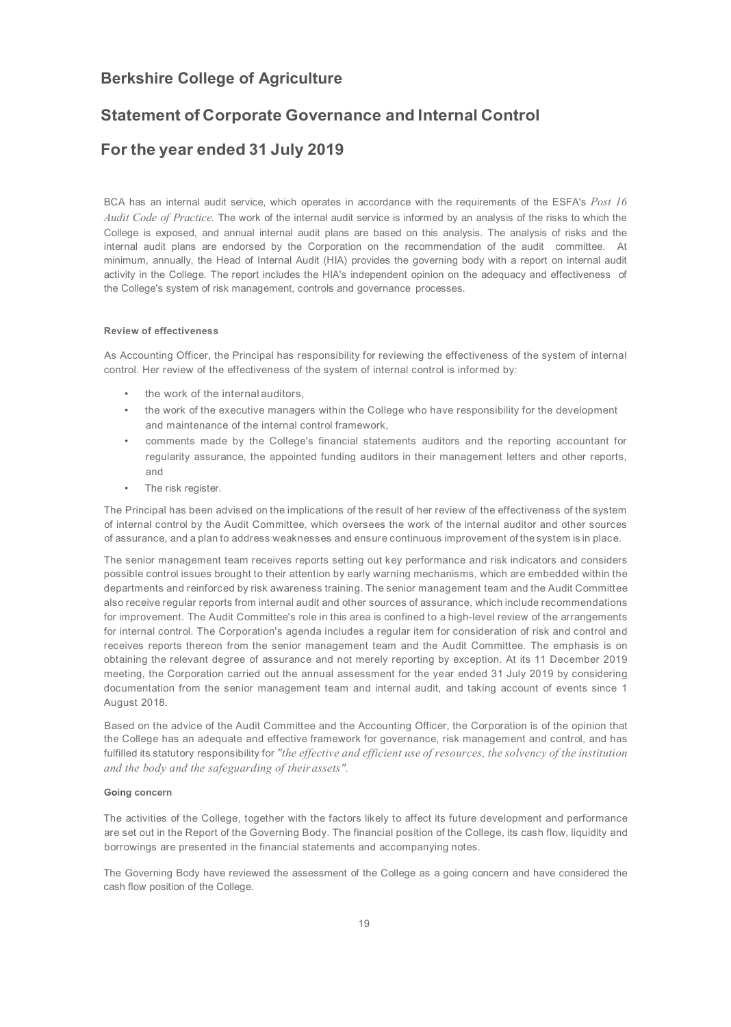# Berkshire College of Agriculture

# Statement of Corporate Governance and Internal Control

# For the year ended 31 July 2019

BCA has an internal audit service, which operates in accordance with the requirements of the ESFA's *Post 16 Audit Code of Practice.* The work of the internal audit service is informed by an analysis of the risks to which the College is exposed, and annual internal audit plans are based on this analysis. The analysis of risks and the internal audit plans are endorsed by the Corporation on the recommendation of the audit committee. At minimum, annually, the Head of Internal Audit (HIA) provides the governing body with a report on internal audit activity in the College. The report includes the HIA's independent opinion on the adequacy and effectiveness of the College's system of risk management, controls and governance processes.

#### Review of effectiveness

As Accounting Officer, the Principal has responsibility for reviewing the effectiveness of the system of internal control. Her review of the effectiveness of the system of internal control is informed by:

- the work of the internal auditors,
- the work of the executive managers within the College who have responsibility for the development and maintenance of the internal control framework,
- comments made by the College's financial statements auditors and the reporting accountant for regularity assurance, the appointed funding auditors in their management letters and other reports, and
- The risk register.

The Principal has been advised on the implications of the result of her review of the effectiveness of the system of internal control by the Audit Committee, which oversees the work of the internal auditor and other sources of assurance, and a plan to address weaknesses and ensure continuous improvement of the system is in place.

The senior management team receives reports setting out key performance and risk indicators and considers possible control issues brought to their attention by early warning mechanisms, which are embedded within the departments and reinforced by risk awareness training. The senior management team and the Audit Committee also receive regular reports from internal audit and other sources of assurance, which include recommendations for improvement. The Audit Committee's role in this area is confined to a high-level review of the arrangements for internal control. The Corporation's agenda includes a regular item for consideration of risk and control and receives reports thereon from the senior management team and the Audit Committee. The emphasis is on obtaining the relevant degree of assurance and not merely reporting by exception. At its 11 December 2019 meeting, the Corporation carried out the annual assessment for the year ended 31 July 2019 by considering documentation from the senior management team and internal audit, and taking account of events since 1 August 2018.

Based on the advice of the Audit Committee and the Accounting Officer, the Corporation is of the opinion that the College has an adequate and effective framework for governance, risk management and control, and has fulfilled its statutory responsibility for *"the effective and efficient use of resources, the solvency of the institution and the body and the safeguarding of their assets".*

#### Going concern

The activities of the College, together with the factors likely to affect its future development and performance are set out in the Report of the Governing Body. The financial position of the College, its cash flow, liquidity and borrowings are presented in the financial statements and accompanying notes.

The Governing Body have reviewed the assessment of the College as a going concern and have considered the cash flow position of the College.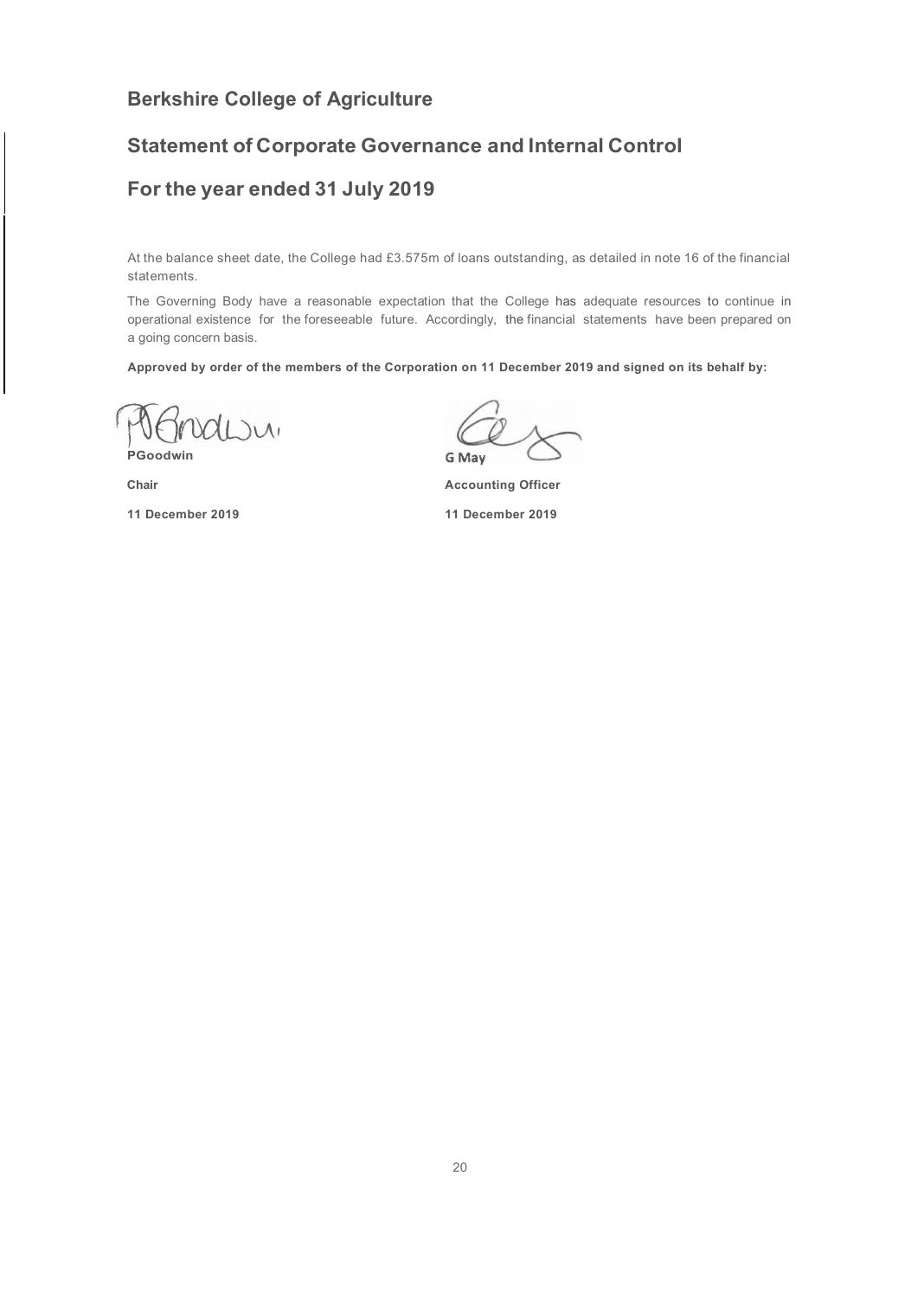# Berkshire College of Agriculture

## Statement of Corporate Governance and Internal Control

## For the year ended 31 July 2019

At the balance sheet date, the College had £3.575m of loans outstanding, as detailed in note 16 of the financial statements.

The Governing Body have a reasonable expectation that the College has adequate resources to continue in operational existence for the foreseeable future. Accordingly, the financial statements have been prepared on a going concern basis.

**Approved by order of the members of the Corporation on 11 December 2019 and signed on its behalf by:**

| | |
|---|---|
| **PGoodwin** | G May |
| **Chair** | **Accounting Officer** |
| **11 December 2019** | **11 December 2019** |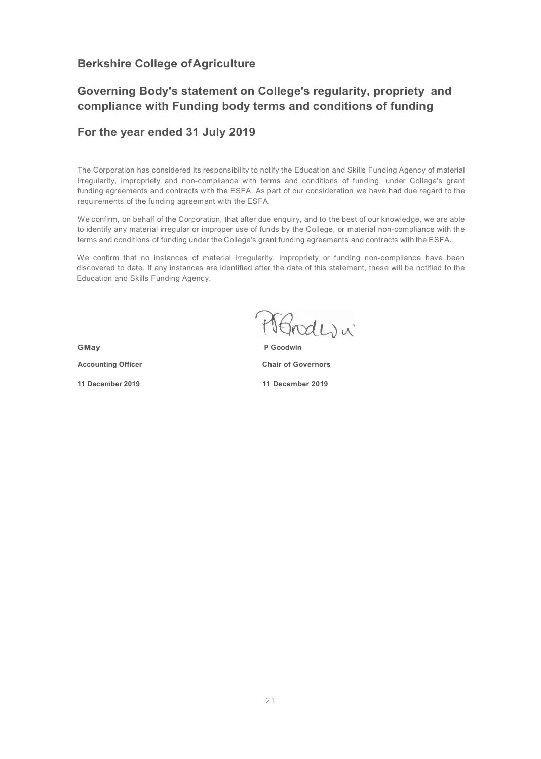## Berkshire College of Agriculture

## Governing Body's statement on College's regularity, propriety and compliance with Funding body terms and conditions of funding

## For the year ended 31 July 2019

The Corporation has considered its responsibility to notify the Education and Skills Funding Agency of material irregularity, impropriety and non-compliance with terms and conditions of funding, under College's grant funding agreements and contracts with the ESFA. As part of our consideration we have had due regard to the requirements of the funding agreement with the ESFA.

We confirm, on behalf of the Corporation, that after due enquiry, and to the best of our knowledge, we are able to identify any material irregular or improper use of funds by the College, or material non-compliance with the terms and conditions of funding under the College's grant funding agreements and contracts with the ESFA.

We confirm that no instances of material irregularity, impropriety or funding non-compliance have been discovered to date. If any instances are identified after the date of this statement, these will be notified to the Education and Skills Funding Agency.

| **GMay** | **P Goodwin** |
|---|---|
| **Accounting Officer** | **Chair of Governors** |
| **11 December 2019** | **11 December 2019** |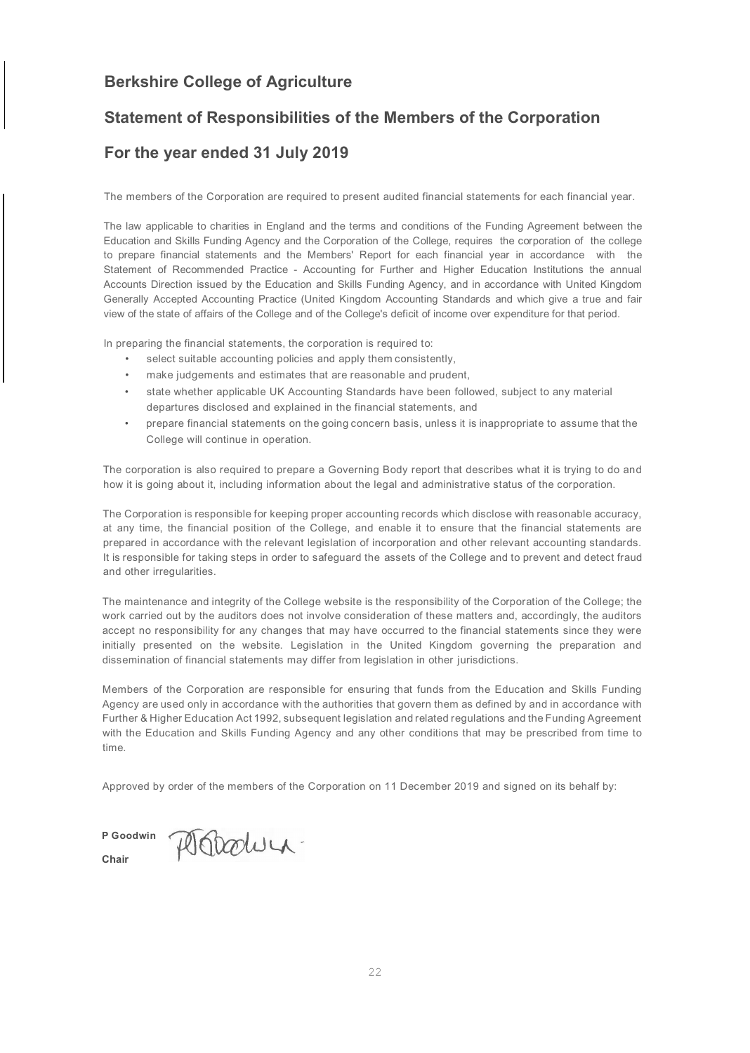# Berkshire College of Agriculture

## Statement of Responsibilities of the Members of the Corporation

## For the year ended 31 July 2019

The members of the Corporation are required to present audited financial statements for each financial year.

The law applicable to charities in England and the terms and conditions of the Funding Agreement between the Education and Skills Funding Agency and the Corporation of the College, requires the corporation of the college to prepare financial statements and the Members' Report for each financial year in accordance with the Statement of Recommended Practice - Accounting for Further and Higher Education Institutions the annual Accounts Direction issued by the Education and Skills Funding Agency, and in accordance with United Kingdom Generally Accepted Accounting Practice (United Kingdom Accounting Standards and which give a true and fair view of the state of affairs of the College and of the College's deficit of income over expenditure for that period.

In preparing the financial statements, the corporation is required to:

- select suitable accounting policies and apply them consistently,
- make judgements and estimates that are reasonable and prudent,
- state whether applicable UK Accounting Standards have been followed, subject to any material departures disclosed and explained in the financial statements, and
- prepare financial statements on the going concern basis, unless it is inappropriate to assume that the College will continue in operation.

The corporation is also required to prepare a Governing Body report that describes what it is trying to do and how it is going about it, including information about the legal and administrative status of the corporation.

The Corporation is responsible for keeping proper accounting records which disclose with reasonable accuracy, at any time, the financial position of the College, and enable it to ensure that the financial statements are prepared in accordance with the relevant legislation of incorporation and other relevant accounting standards. It is responsible for taking steps in order to safeguard the assets of the College and to prevent and detect fraud and other irregularities.

The maintenance and integrity of the College website is the responsibility of the Corporation of the College; the work carried out by the auditors does not involve consideration of these matters and, accordingly, the auditors accept no responsibility for any changes that may have occurred to the financial statements since they were initially presented on the website. Legislation in the United Kingdom governing the preparation and dissemination of financial statements may differ from legislation in other jurisdictions.

Members of the Corporation are responsible for ensuring that funds from the Education and Skills Funding Agency are used only in accordance with the authorities that govern them as defined by and in accordance with Further & Higher Education Act 1992, subsequent legislation and related regulations and the Funding Agreement with the Education and Skills Funding Agency and any other conditions that may be prescribed from time to time.

Approved by order of the members of the Corporation on 11 December 2019 and signed on its behalf by:

**P Goodwin**

**Chair**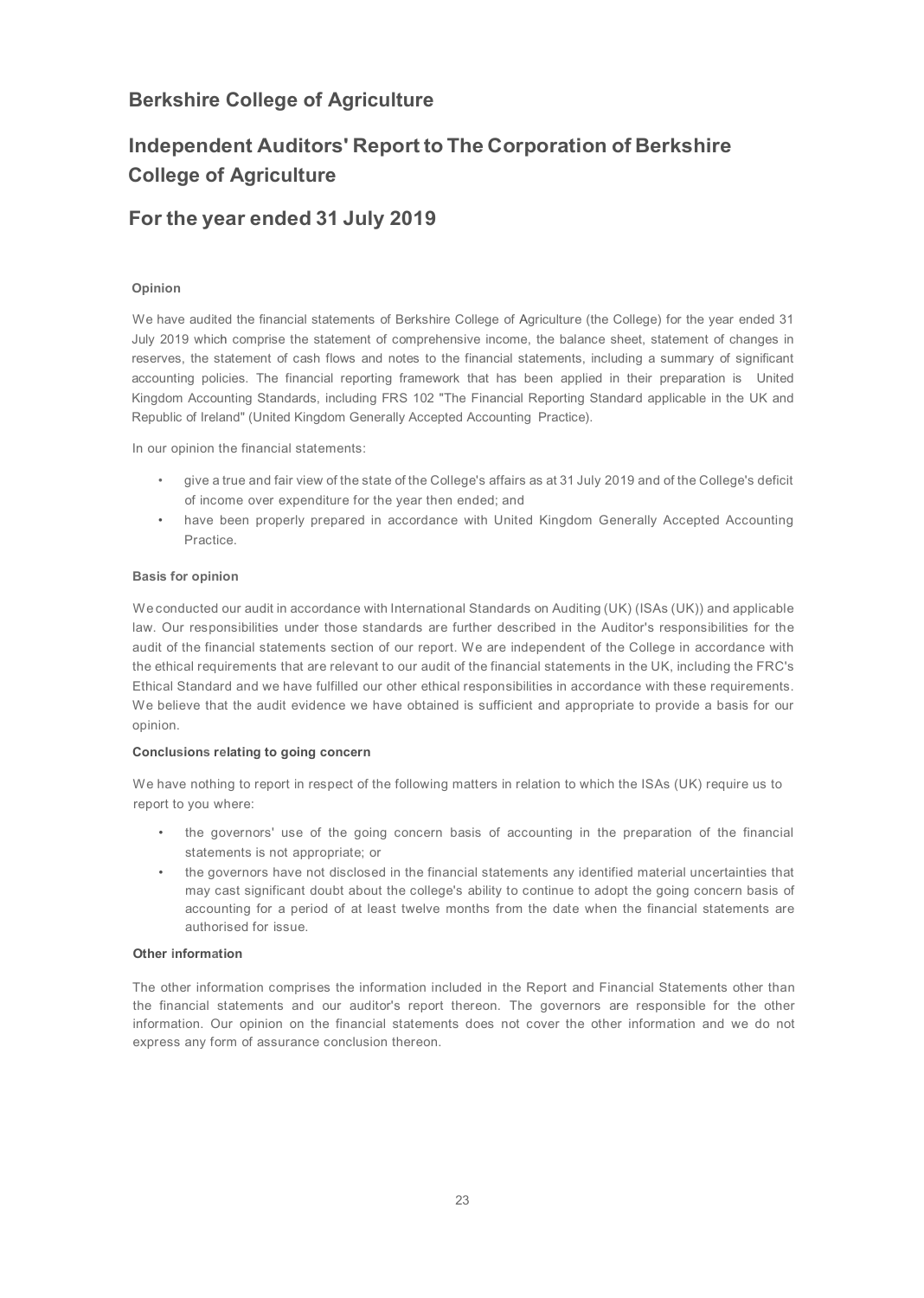# Berkshire College of Agriculture

# Independent Auditors' Report to The Corporation of Berkshire College of Agriculture

# For the year ended 31 July 2019

**Opinion**

We have audited the financial statements of Berkshire College of Agriculture (the College) for the year ended 31 July 2019 which comprise the statement of comprehensive income, the balance sheet, statement of changes in reserves, the statement of cash flows and notes to the financial statements, including a summary of significant accounting policies. The financial reporting framework that has been applied in their preparation is United Kingdom Accounting Standards, including FRS 102 "The Financial Reporting Standard applicable in the UK and Republic of Ireland" (United Kingdom Generally Accepted Accounting Practice).

In our opinion the financial statements:

- give a true and fair view of the state of the College's affairs as at 31 July 2019 and of the College's deficit of income over expenditure for the year then ended; and
- have been properly prepared in accordance with United Kingdom Generally Accepted Accounting Practice.

**Basis for opinion**

We conducted our audit in accordance with International Standards on Auditing (UK) (ISAs (UK)) and applicable law. Our responsibilities under those standards are further described in the Auditor's responsibilities for the audit of the financial statements section of our report. We are independent of the College in accordance with the ethical requirements that are relevant to our audit of the financial statements in the UK, including the FRC's Ethical Standard and we have fulfilled our other ethical responsibilities in accordance with these requirements. We believe that the audit evidence we have obtained is sufficient and appropriate to provide a basis for our opinion.

**Conclusions relating to going concern**

We have nothing to report in respect of the following matters in relation to which the ISAs (UK) require us to report to you where:

- the governors' use of the going concern basis of accounting in the preparation of the financial statements is not appropriate; or
- the governors have not disclosed in the financial statements any identified material uncertainties that may cast significant doubt about the college's ability to continue to adopt the going concern basis of accounting for a period of at least twelve months from the date when the financial statements are authorised for issue.

**Other information**

The other information comprises the information included in the Report and Financial Statements other than the financial statements and our auditor's report thereon. The governors are responsible for the other information. Our opinion on the financial statements does not cover the other information and we do not express any form of assurance conclusion thereon.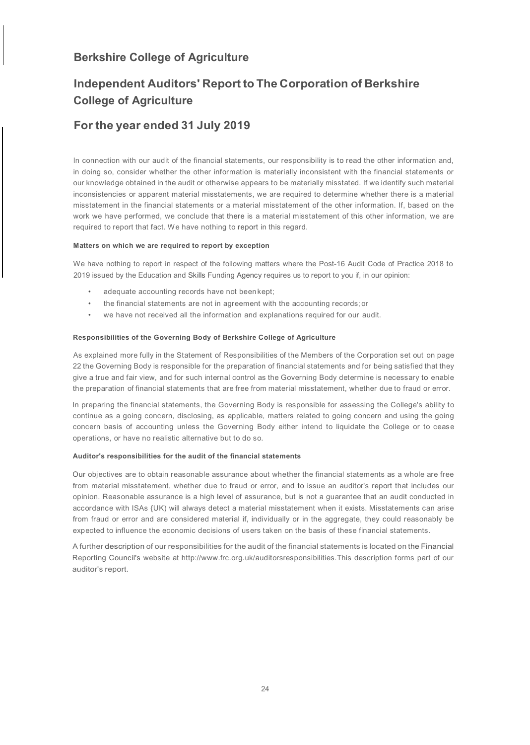## Berkshire College of Agriculture

# Independent Auditors' Report to The Corporation of Berkshire College of Agriculture

## For the year ended 31 July 2019

In connection with our audit of the financial statements, our responsibility is to read the other information and, in doing so, consider whether the other information is materially inconsistent with the financial statements or our knowledge obtained in the audit or otherwise appears to be materially misstated. If we identify such material inconsistencies or apparent material misstatements, we are required to determine whether there is a material misstatement in the financial statements or a material misstatement of the other information. If, based on the work we have performed, we conclude that there is a material misstatement of this other information, we are required to report that fact. We have nothing to report in this regard.

#### Matters on which we are required to report by exception

We have nothing to report in respect of the following matters where the Post-16 Audit Code of Practice 2018 to 2019 issued by the Education and Skills Funding Agency requires us to report to you if, in our opinion:

- adequate accounting records have not been kept;
- the financial statements are not in agreement with the accounting records; or
- we have not received all the information and explanations required for our audit.

#### Responsibilities of the Governing Body of Berkshire College of Agriculture

As explained more fully in the Statement of Responsibilities of the Members of the Corporation set out on page 22 the Governing Body is responsible for the preparation of financial statements and for being satisfied that they give a true and fair view, and for such internal control as the Governing Body determine is necessary to enable the preparation of financial statements that are free from material misstatement, whether due to fraud or error.

In preparing the financial statements, the Governing Body is responsible for assessing the College's ability to continue as a going concern, disclosing, as applicable, matters related to going concern and using the going concern basis of accounting unless the Governing Body either intend to liquidate the College or to cease operations, or have no realistic alternative but to do so.

#### Auditor's responsibilities for the audit of the financial statements

Our objectives are to obtain reasonable assurance about whether the financial statements as a whole are free from material misstatement, whether due to fraud or error, and to issue an auditor's report that includes our opinion. Reasonable assurance is a high level of assurance, but is not a guarantee that an audit conducted in accordance with ISAs (UK) will always detect a material misstatement when it exists. Misstatements can arise from fraud or error and are considered material if, individually or in the aggregate, they could reasonably be expected to influence the economic decisions of users taken on the basis of these financial statements.

A further description of our responsibilities for the audit of the financial statements is located on the Financial Reporting Council's website at http://www.frc.org.uk/auditorsresponsibilities.This description forms part of our auditor's report.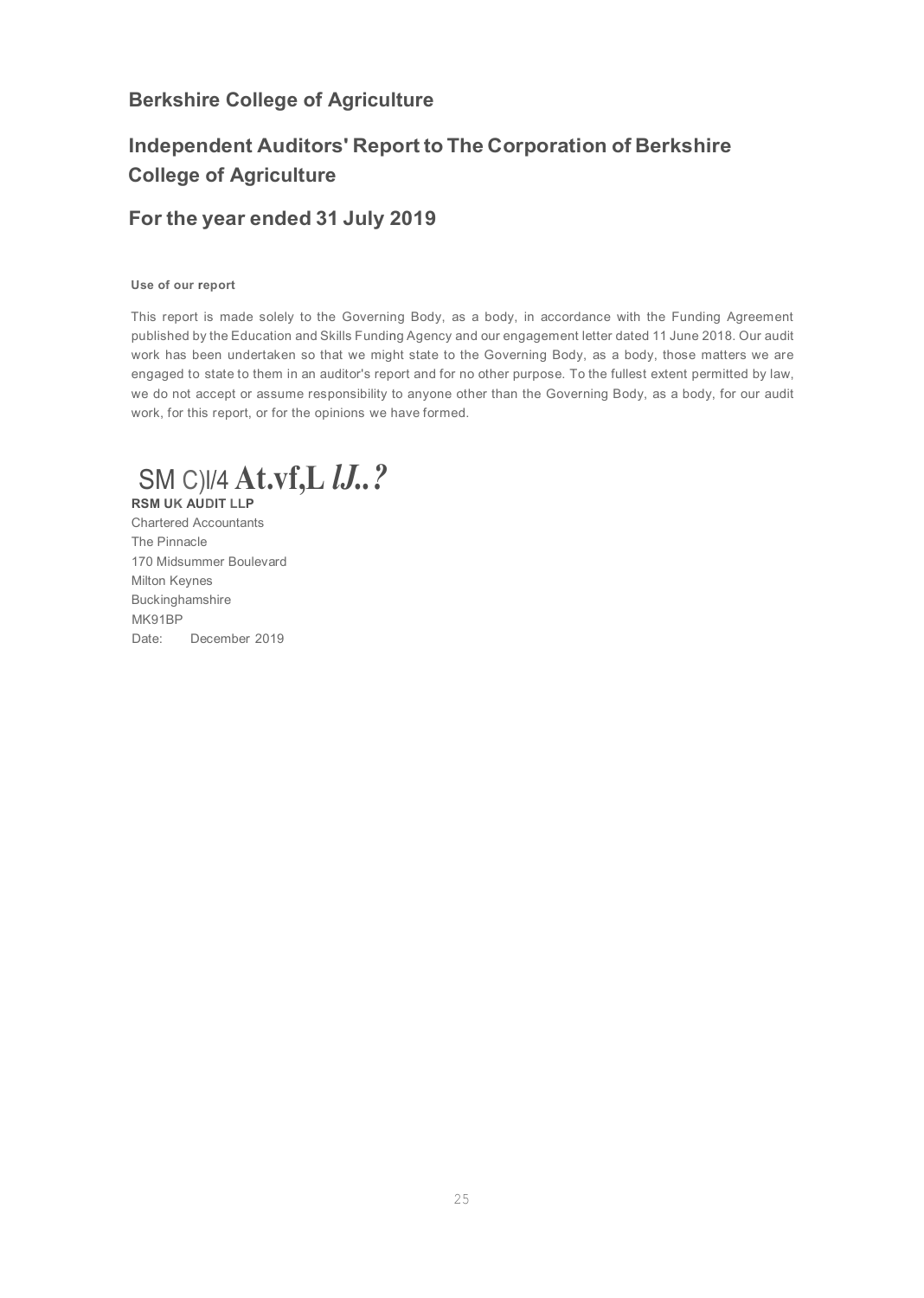# Berkshire College of Agriculture

## Independent Auditors' Report to The Corporation of Berkshire College of Agriculture

## For the year ended 31 July 2019

**Use of our report**

This report is made solely to the Governing Body, as a body, in accordance with the Funding Agreement published by the Education and Skills Funding Agency and our engagement letter dated 11 June 2018. Our audit work has been undertaken so that we might state to the Governing Body, as a body, those matters we are engaged to state to them in an auditor's report and for no other purpose. To the fullest extent permitted by law, we do not accept or assume responsibility to anyone other than the Governing Body, as a body, for our audit work, for this report, or for the opinions we have formed.

SM C)I/4 At.vf,L lJ..?

**RSM UK AUDIT LLP**
Chartered Accountants
The Pinnacle
170 Midsummer Boulevard
Milton Keynes
Buckinghamshire
MK91BP
Date: December 2019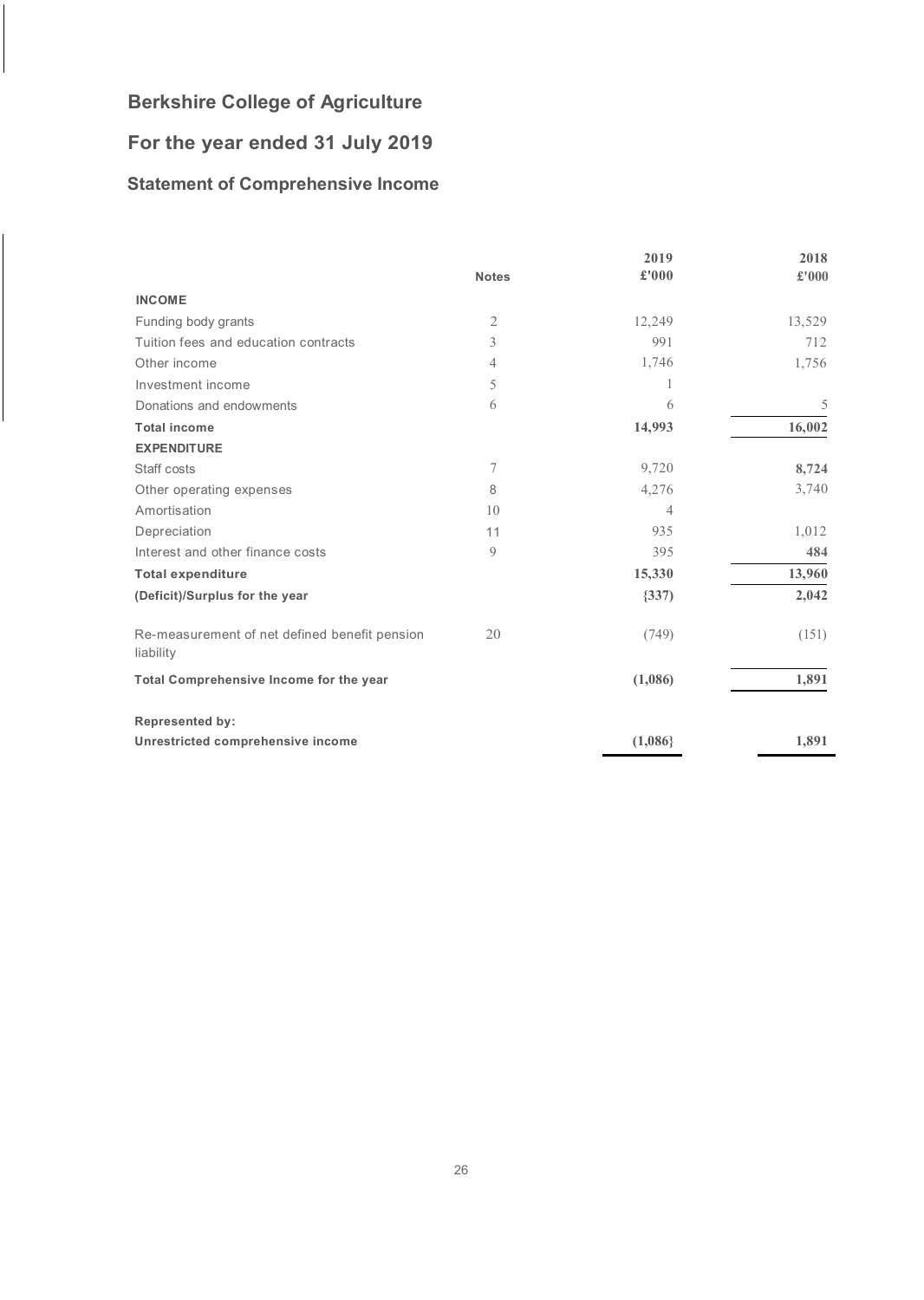# Berkshire College of Agriculture

## For the year ended 31 July 2019

### Statement of Comprehensive Income

| | Notes | 2019 £'000 | 2018 £'000 |
|---|---|---|---|
| **INCOME** | | | |
| Funding body grants | 2 | 12,249 | 13,529 |
| Tuition fees and education contracts | 3 | 991 | 712 |
| Other income | 4 | 1,746 | 1,756 |
| Investment income | 5 | 1 | |
| Donations and endowments | 6 | 6 | 5 |
| **Total income** | | **14,993** | **16,002** |
| **EXPENDITURE** | | | |
| Staff costs | 7 | 9,720 | **8,724** |
| Other operating expenses | 8 | 4,276 | 3,740 |
| Amortisation | 10 | 4 | |
| Depreciation | 11 | 935 | 1,012 |
| Interest and other finance costs | 9 | 395 | **484** |
| **Total expenditure** | | **15,330** | **13,960** |
| **(Deficit)/Surplus for the year** | | **{337)** | **2,042** |
| Re-measurement of net defined benefit pension liability | 20 | (749) | (151) |
| **Total Comprehensive Income for the year** | | **(1,086)** | **1,891** |
| **Represented by:** | | | |
| **Unrestricted comprehensive income** | | **(1,086}** | **1,891** |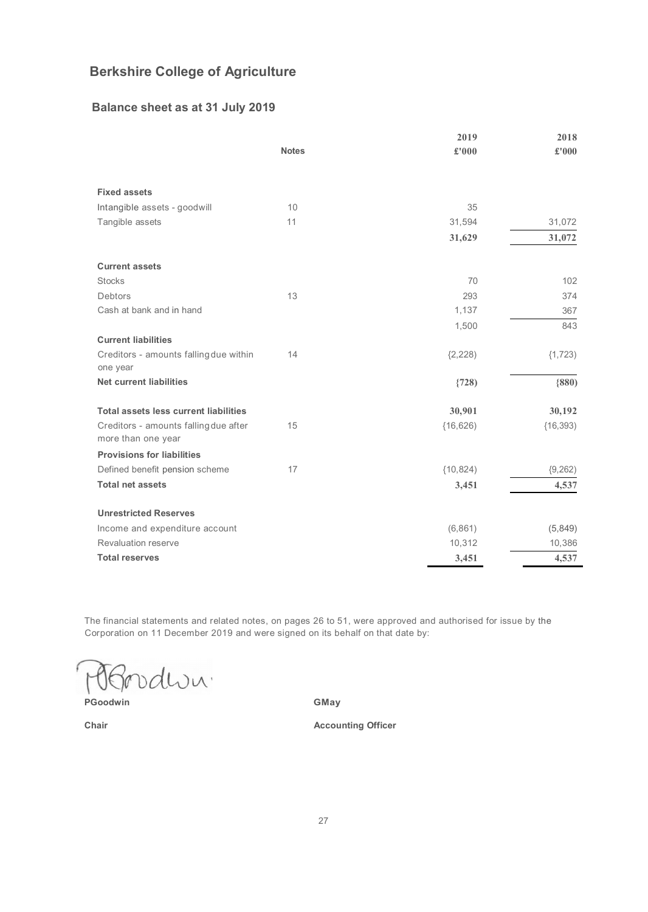# Berkshire College of Agriculture

## Balance sheet as at 31 July 2019

| | Notes | 2019 £'000 | 2018 £'000 |
|---|---|---|---|
| **Fixed assets** | | | |
| Intangible assets - goodwill | 10 | 35 | |
| Tangible assets | 11 | 31,594 | 31,072 |
| | | **31,629** | **31,072** |
| **Current assets** | | | |
| Stocks | | 70 | 102 |
| Debtors | 13 | 293 | 374 |
| Cash at bank and in hand | | 1,137 | 367 |
| | | 1,500 | 843 |
| **Current liabilities** | | | |
| Creditors - amounts falling due within one year | 14 | (2,228) | (1,723) |
| **Net current liabilities** | | **(728)** | **(880)** |
| **Total assets less current liabilities** | | **30,901** | **30,192** |
| Creditors - amounts falling due after more than one year | 15 | (16,626) | (16,393) |
| **Provisions for liabilities** | | | |
| Defined benefit pension scheme | 17 | (10,824) | (9,262) |
| **Total net assets** | | **3,451** | **4,537** |
| **Unrestricted Reserves** | | | |
| Income and expenditure account | | (6,861) | (5,849) |
| Revaluation reserve | | 10,312 | 10,386 |
| **Total reserves** | | **3,451** | **4,537** |

The financial statements and related notes, on pages 26 to 51, were approved and authorised for issue by the Corporation on 11 December 2019 and were signed on its behalf on that date by:

**PGoodwin**
**Chair**

**GMay**
**Accounting Officer**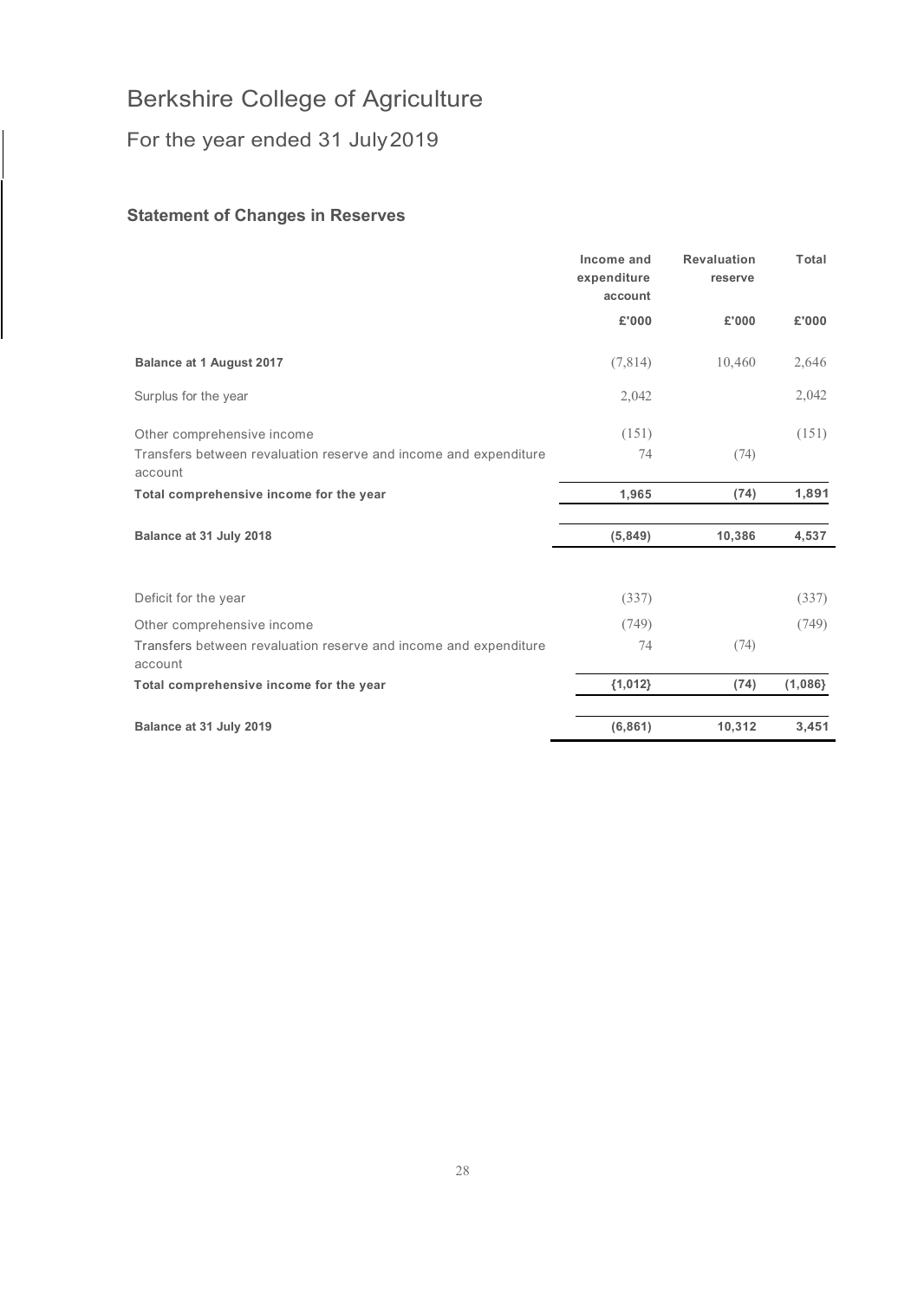# Berkshire College of Agriculture

## For the year ended 31 July 2019

### Statement of Changes in Reserves

| | Income and expenditure account | Revaluation reserve | Total |
|---|---|---|---|
| | £'000 | £'000 | £'000 |
| **Balance at 1 August 2017** | (7,814) | 10,460 | 2,646 |
| Surplus for the year | 2,042 | | 2,042 |
| Other comprehensive income | (151) | | (151) |
| Transfers between revaluation reserve and income and expenditure account | 74 | (74) | |
| **Total comprehensive income for the year** | **1,965** | **(74)** | **1,891** |
| **Balance at 31 July 2018** | **(5,849)** | **10,386** | **4,537** |
| Deficit for the year | (337) | | (337) |
| Other comprehensive income | (749) | | (749) |
| Transfers between revaluation reserve and income and expenditure account | 74 | (74) | |
| **Total comprehensive income for the year** | **{1,012}** | **(74)** | **(1,086}** |
| **Balance at 31 July 2019** | **(6,861)** | **10,312** | **3,451** |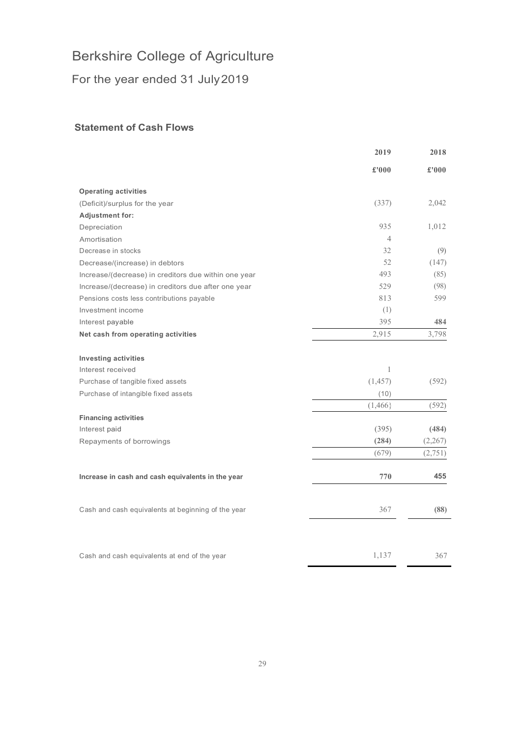# Berkshire College of Agriculture

## For the year ended 31 July 2019

### Statement of Cash Flows

| | 2019 | 2018 |
|---|---|---|
| | £'000 | £'000 |
| **Operating activities** | | |
| (Deficit)/surplus for the year | (337) | 2,042 |
| **Adjustment for:** | | |
| Depreciation | 935 | 1,012 |
| Amortisation | 4 | |
| Decrease in stocks | 32 | (9) |
| Decrease/(increase) in debtors | 52 | (147) |
| Increase/(decrease) in creditors due within one year | 493 | (85) |
| Increase/(decrease) in creditors due after one year | 529 | (98) |
| Pensions costs less contributions payable | 813 | 599 |
| Investment income | (1) | |
| Interest payable | 395 | **484** |
| **Net cash from operating activities** | 2,915 | 3,798 |
| | | |
| **Investing activities** | | |
| Interest received | 1 | |
| Purchase of tangible fixed assets | (1,457) | (592) |
| Purchase of intangible fixed assets | (10) | |
| | (1,466} | (592) |
| **Financing activities** | | |
| Interest paid | (395) | **(484)** |
| Repayments of borrowings | **(284)** | (2,267) |
| | (679) | (2,751) |
| | | |
| **Increase in cash and cash equivalents in the year** | **770** | **455** |
| | | |
| Cash and cash equivalents at beginning of the year | 367 | **(88)** |
| | | |
| Cash and cash equivalents at end of the year | 1,137 | 367 |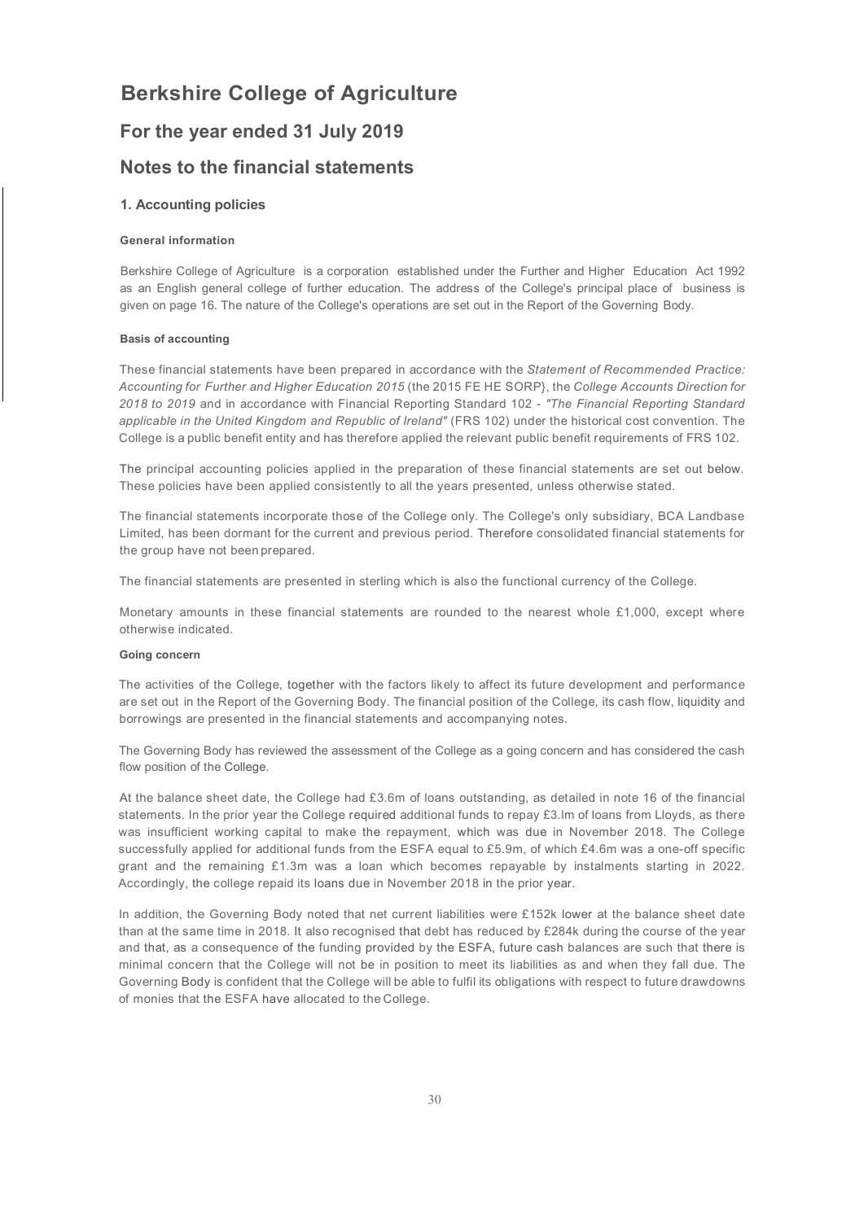# Berkshire College of Agriculture

## For the year ended 31 July 2019

## Notes to the financial statements

### 1. Accounting policies

#### General information

Berkshire College of Agriculture is a corporation established under the Further and Higher Education Act 1992 as an English general college of further education. The address of the College's principal place of business is given on page 16. The nature of the College's operations are set out in the Report of the Governing Body.

#### Basis of accounting

These financial statements have been prepared in accordance with the *Statement of Recommended Practice: Accounting for Further and Higher Education 2015* (the 2015 FE HE SORP}, the *College Accounts Direction for 2018 to 2019* and in accordance with Financial Reporting Standard 102 - *"The Financial Reporting Standard applicable in the United Kingdom and Republic of Ireland"* (FRS 102) under the historical cost convention. The College is a public benefit entity and has therefore applied the relevant public benefit requirements of FRS 102.

The principal accounting policies applied in the preparation of these financial statements are set out below. These policies have been applied consistently to all the years presented, unless otherwise stated.

The financial statements incorporate those of the College only. The College's only subsidiary, BCA Landbase Limited, has been dormant for the current and previous period. Therefore consolidated financial statements for the group have not been prepared.

The financial statements are presented in sterling which is also the functional currency of the College.

Monetary amounts in these financial statements are rounded to the nearest whole £1,000, except where otherwise indicated.

#### Going concern

The activities of the College, together with the factors likely to affect its future development and performance are set out in the Report of the Governing Body. The financial position of the College, its cash flow, liquidity and borrowings are presented in the financial statements and accompanying notes.

The Governing Body has reviewed the assessment of the College as a going concern and has considered the cash flow position of the College.

At the balance sheet date, the College had £3.6m of loans outstanding, as detailed in note 16 of the financial statements. In the prior year the College required additional funds to repay £3.lm of loans from Lloyds, as there was insufficient working capital to make the repayment, which was due in November 2018. The College successfully applied for additional funds from the ESFA equal to £5.9m, of which £4.6m was a one-off specific grant and the remaining £1.3m was a loan which becomes repayable by instalments starting in 2022. Accordingly, the college repaid its loans due in November 2018 in the prior year.

In addition, the Governing Body noted that net current liabilities were £152k lower at the balance sheet date than at the same time in 2018. It also recognised that debt has reduced by £284k during the course of the year and that, as a consequence of the funding provided by the ESFA, future cash balances are such that there is minimal concern that the College will not be in position to meet its liabilities as and when they fall due. The Governing Body is confident that the College will be able to fulfil its obligations with respect to future drawdowns of monies that the ESFA have allocated to the College.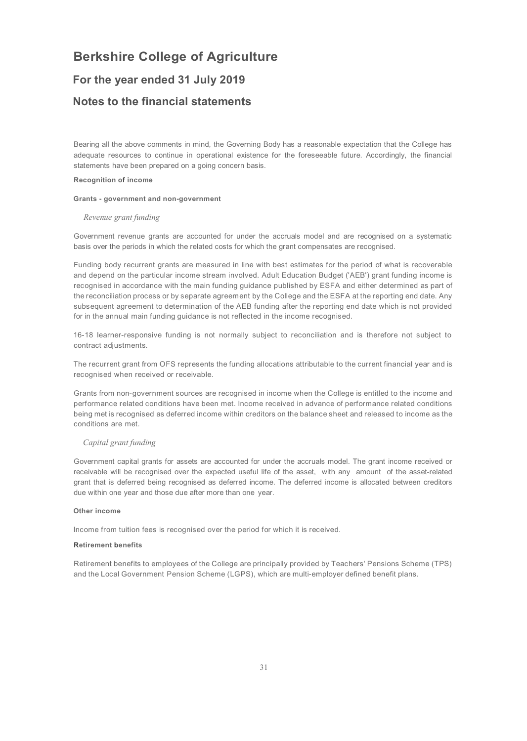# Berkshire College of Agriculture

## For the year ended 31 July 2019

## Notes to the financial statements

Bearing all the above comments in mind, the Governing Body has a reasonable expectation that the College has adequate resources to continue in operational existence for the foreseeable future. Accordingly, the financial statements have been prepared on a going concern basis.

**Recognition of income**

**Grants - government and non-government**

*Revenue grant funding*

Government revenue grants are accounted for under the accruals model and are recognised on a systematic basis over the periods in which the related costs for which the grant compensates are recognised.

Funding body recurrent grants are measured in line with best estimates for the period of what is recoverable and depend on the particular income stream involved. Adult Education Budget ('AEB') grant funding income is recognised in accordance with the main funding guidance published by ESFA and either determined as part of the reconciliation process or by separate agreement by the College and the ESFA at the reporting end date. Any subsequent agreement to determination of the AEB funding after the reporting end date which is not provided for in the annual main funding guidance is not reflected in the income recognised.

16-18 learner-responsive funding is not normally subject to reconciliation and is therefore not subject to contract adjustments.

The recurrent grant from OFS represents the funding allocations attributable to the current financial year and is recognised when received or receivable.

Grants from non-government sources are recognised in income when the College is entitled to the income and performance related conditions have been met. Income received in advance of performance related conditions being met is recognised as deferred income within creditors on the balance sheet and released to income as the conditions are met.

*Capital grant funding*

Government capital grants for assets are accounted for under the accruals model. The grant income received or receivable will be recognised over the expected useful life of the asset, with any amount of the asset-related grant that is deferred being recognised as deferred income. The deferred income is allocated between creditors due within one year and those due after more than one year.

**Other income**

Income from tuition fees is recognised over the period for which it is received.

**Retirement benefits**

Retirement benefits to employees of the College are principally provided by Teachers' Pensions Scheme (TPS) and the Local Government Pension Scheme (LGPS), which are multi-employer defined benefit plans.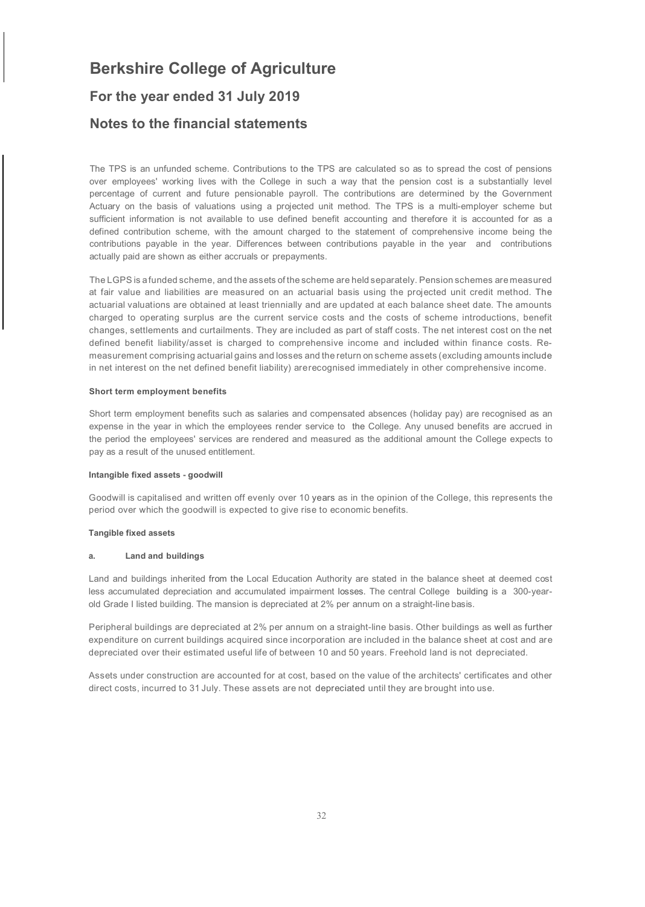# Berkshire College of Agriculture

## For the year ended 31 July 2019

## Notes to the financial statements

The TPS is an unfunded scheme. Contributions to the TPS are calculated so as to spread the cost of pensions over employees' working lives with the College in such a way that the pension cost is a substantially level percentage of current and future pensionable payroll. The contributions are determined by the Government Actuary on the basis of valuations using a projected unit method. The TPS is a multi-employer scheme but sufficient information is not available to use defined benefit accounting and therefore it is accounted for as a defined contribution scheme, with the amount charged to the statement of comprehensive income being the contributions payable in the year. Differences between contributions payable in the year and contributions actually paid are shown as either accruals or prepayments.

The LGPS is a funded scheme, and the assets of the scheme are held separately. Pension schemes are measured at fair value and liabilities are measured on an actuarial basis using the projected unit credit method. The actuarial valuations are obtained at least triennially and are updated at each balance sheet date. The amounts charged to operating surplus are the current service costs and the costs of scheme introductions, benefit changes, settlements and curtailments. They are included as part of staff costs. The net interest cost on the net defined benefit liability/asset is charged to comprehensive income and included within finance costs. Re-measurement comprising actuarial gains and losses and the return on scheme assets (excluding amounts include in net interest on the net defined benefit liability) arerecognised immediately in other comprehensive income.

#### Short term employment benefits

Short term employment benefits such as salaries and compensated absences (holiday pay) are recognised as an expense in the year in which the employees render service to the College. Any unused benefits are accrued in the period the employees' services are rendered and measured as the additional amount the College expects to pay as a result of the unused entitlement.

#### Intangible fixed assets - goodwill

Goodwill is capitalised and written off evenly over 10 years as in the opinion of the College, this represents the period over which the goodwill is expected to give rise to economic benefits.

#### Tangible fixed assets

#### a. Land and buildings

Land and buildings inherited from the Local Education Authority are stated in the balance sheet at deemed cost less accumulated depreciation and accumulated impairment losses. The central College building is a 300-year-old Grade I listed building. The mansion is depreciated at 2% per annum on a straight-line basis.

Peripheral buildings are depreciated at 2% per annum on a straight-line basis. Other buildings as well as further expenditure on current buildings acquired since incorporation are included in the balance sheet at cost and are depreciated over their estimated useful life of between 10 and 50 years. Freehold land is not depreciated.

Assets under construction are accounted for at cost, based on the value of the architects' certificates and other direct costs, incurred to 31 July. These assets are not depreciated until they are brought into use.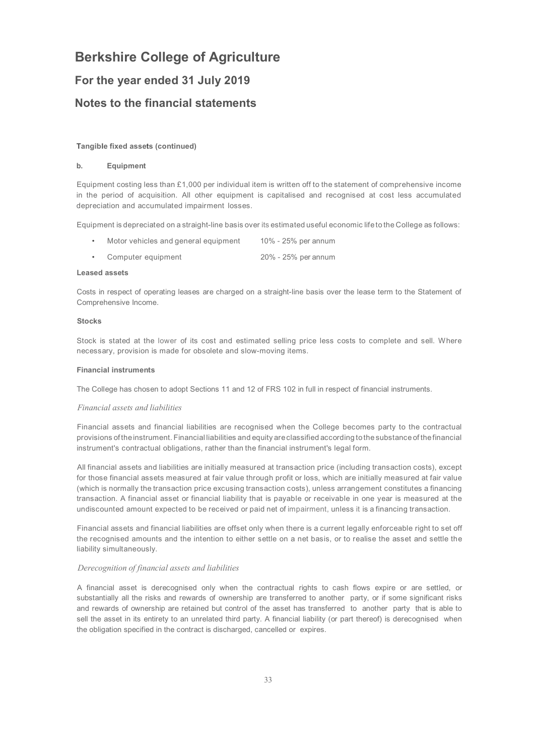# Berkshire College of Agriculture

## For the year ended 31 July 2019

## Notes to the financial statements

**Tangible fixed assets (continued)**

**b. Equipment**

Equipment costing less than £1,000 per individual item is written off to the statement of comprehensive income in the period of acquisition. All other equipment is capitalised and recognised at cost less accumulated depreciation and accumulated impairment losses.

Equipment is depreciated on a straight-line basis over its estimated useful economic life to the College as follows:

- Motor vehicles and general equipment 10% - 25% per annum
- Computer equipment 20% - 25% per annum

**Leased assets**

Costs in respect of operating leases are charged on a straight-line basis over the lease term to the Statement of Comprehensive Income.

**Stocks**

Stock is stated at the lower of its cost and estimated selling price less costs to complete and sell. Where necessary, provision is made for obsolete and slow-moving items.

**Financial instruments**

The College has chosen to adopt Sections 11 and 12 of FRS 102 in full in respect of financial instruments.

*Financial assets and liabilities*

Financial assets and financial liabilities are recognised when the College becomes party to the contractual provisions of the instrument. Financial liabilities and equity are classified according to the substance of the financial instrument's contractual obligations, rather than the financial instrument's legal form.

All financial assets and liabilities are initially measured at transaction price (including transaction costs), except for those financial assets measured at fair value through profit or loss, which are initially measured at fair value (which is normally the transaction price excusing transaction costs), unless arrangement constitutes a financing transaction. A financial asset or financial liability that is payable or receivable in one year is measured at the undiscounted amount expected to be received or paid net of impairment, unless it is a financing transaction.

Financial assets and financial liabilities are offset only when there is a current legally enforceable right to set off the recognised amounts and the intention to either settle on a net basis, or to realise the asset and settle the liability simultaneously.

*Derecognition of financial assets and liabilities*

A financial asset is derecognised only when the contractual rights to cash flows expire or are settled, or substantially all the risks and rewards of ownership are transferred to another party, or if some significant risks and rewards of ownership are retained but control of the asset has transferred to another party that is able to sell the asset in its entirety to an unrelated third party. A financial liability (or part thereof) is derecognised when the obligation specified in the contract is discharged, cancelled or expires.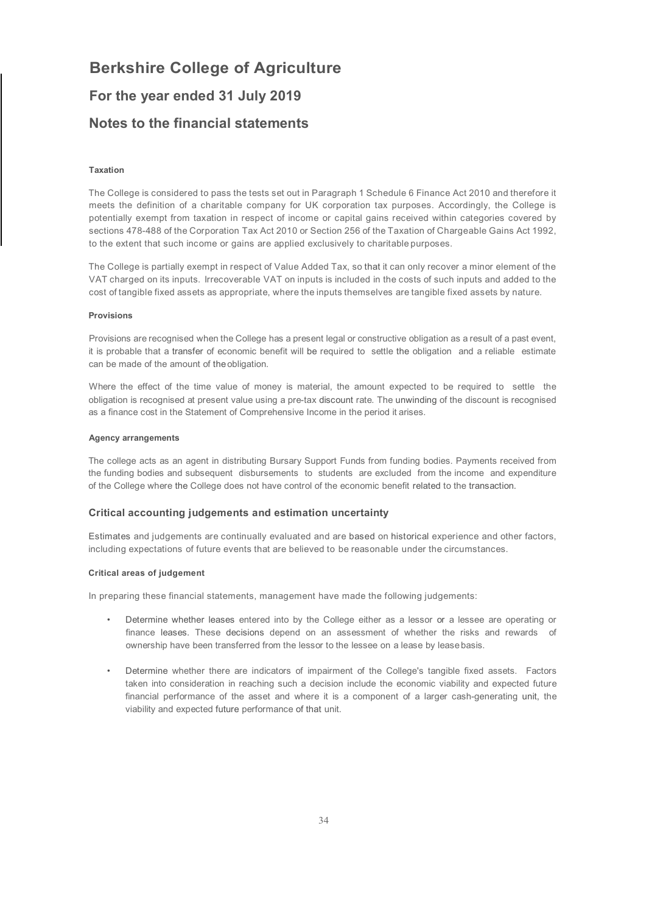# Berkshire College of Agriculture

## For the year ended 31 July 2019

## Notes to the financial statements

#### Taxation

The College is considered to pass the tests set out in Paragraph 1 Schedule 6 Finance Act 2010 and therefore it meets the definition of a charitable company for UK corporation tax purposes. Accordingly, the College is potentially exempt from taxation in respect of income or capital gains received within categories covered by sections 478-488 of the Corporation Tax Act 2010 or Section 256 of the Taxation of Chargeable Gains Act 1992, to the extent that such income or gains are applied exclusively to charitable purposes.

The College is partially exempt in respect of Value Added Tax, so that it can only recover a minor element of the VAT charged on its inputs. Irrecoverable VAT on inputs is included in the costs of such inputs and added to the cost of tangible fixed assets as appropriate, where the inputs themselves are tangible fixed assets by nature.

#### Provisions

Provisions are recognised when the College has a present legal or constructive obligation as a result of a past event, it is probable that a transfer of economic benefit will be required to settle the obligation and a reliable estimate can be made of the amount of the obligation.

Where the effect of the time value of money is material, the amount expected to be required to settle the obligation is recognised at present value using a pre-tax discount rate. The unwinding of the discount is recognised as a finance cost in the Statement of Comprehensive Income in the period it arises.

#### Agency arrangements

The college acts as an agent in distributing Bursary Support Funds from funding bodies. Payments received from the funding bodies and subsequent disbursements to students are excluded from the income and expenditure of the College where the College does not have control of the economic benefit related to the transaction.

### Critical accounting judgements and estimation uncertainty

Estimates and judgements are continually evaluated and are based on historical experience and other factors, including expectations of future events that are believed to be reasonable under the circumstances.

#### Critical areas of judgement

In preparing these financial statements, management have made the following judgements:

- Determine whether leases entered into by the College either as a lessor or a lessee are operating or finance leases. These decisions depend on an assessment of whether the risks and rewards of ownership have been transferred from the lessor to the lessee on a lease by lease basis.

- Determine whether there are indicators of impairment of the College's tangible fixed assets. Factors taken into consideration in reaching such a decision include the economic viability and expected future financial performance of the asset and where it is a component of a larger cash-generating unit, the viability and expected future performance of that unit.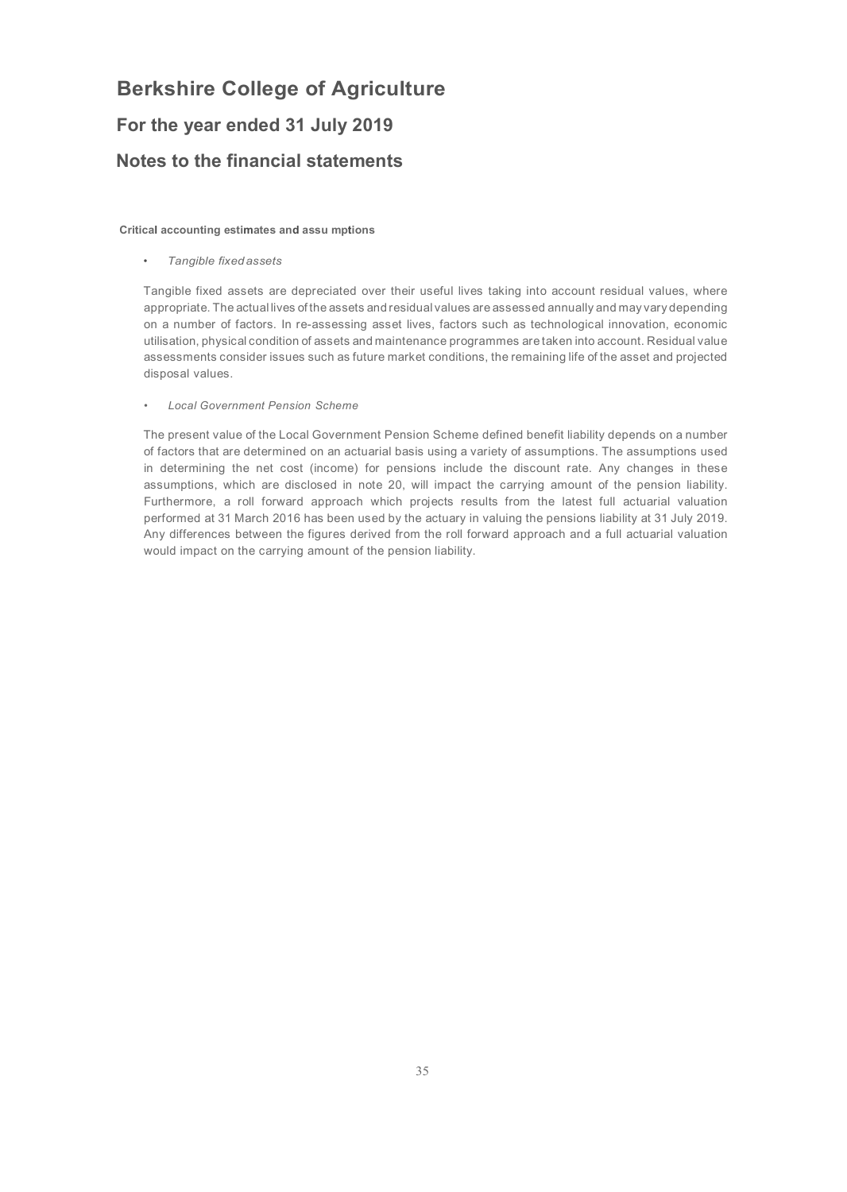# Berkshire College of Agriculture

## For the year ended 31 July 2019

## Notes to the financial statements

**Critical accounting estimates and assumptions**

- *Tangible fixed assets*

Tangible fixed assets are depreciated over their useful lives taking into account residual values, where appropriate. The actual lives of the assets and residual values are assessed annually and may vary depending on a number of factors. In re-assessing asset lives, factors such as technological innovation, economic utilisation, physical condition of assets and maintenance programmes are taken into account. Residual value assessments consider issues such as future market conditions, the remaining life of the asset and projected disposal values.

- *Local Government Pension Scheme*

The present value of the Local Government Pension Scheme defined benefit liability depends on a number of factors that are determined on an actuarial basis using a variety of assumptions. The assumptions used in determining the net cost (income) for pensions include the discount rate. Any changes in these assumptions, which are disclosed in note 20, will impact the carrying amount of the pension liability. Furthermore, a roll forward approach which projects results from the latest full actuarial valuation performed at 31 March 2016 has been used by the actuary in valuing the pensions liability at 31 July 2019. Any differences between the figures derived from the roll forward approach and a full actuarial valuation would impact on the carrying amount of the pension liability.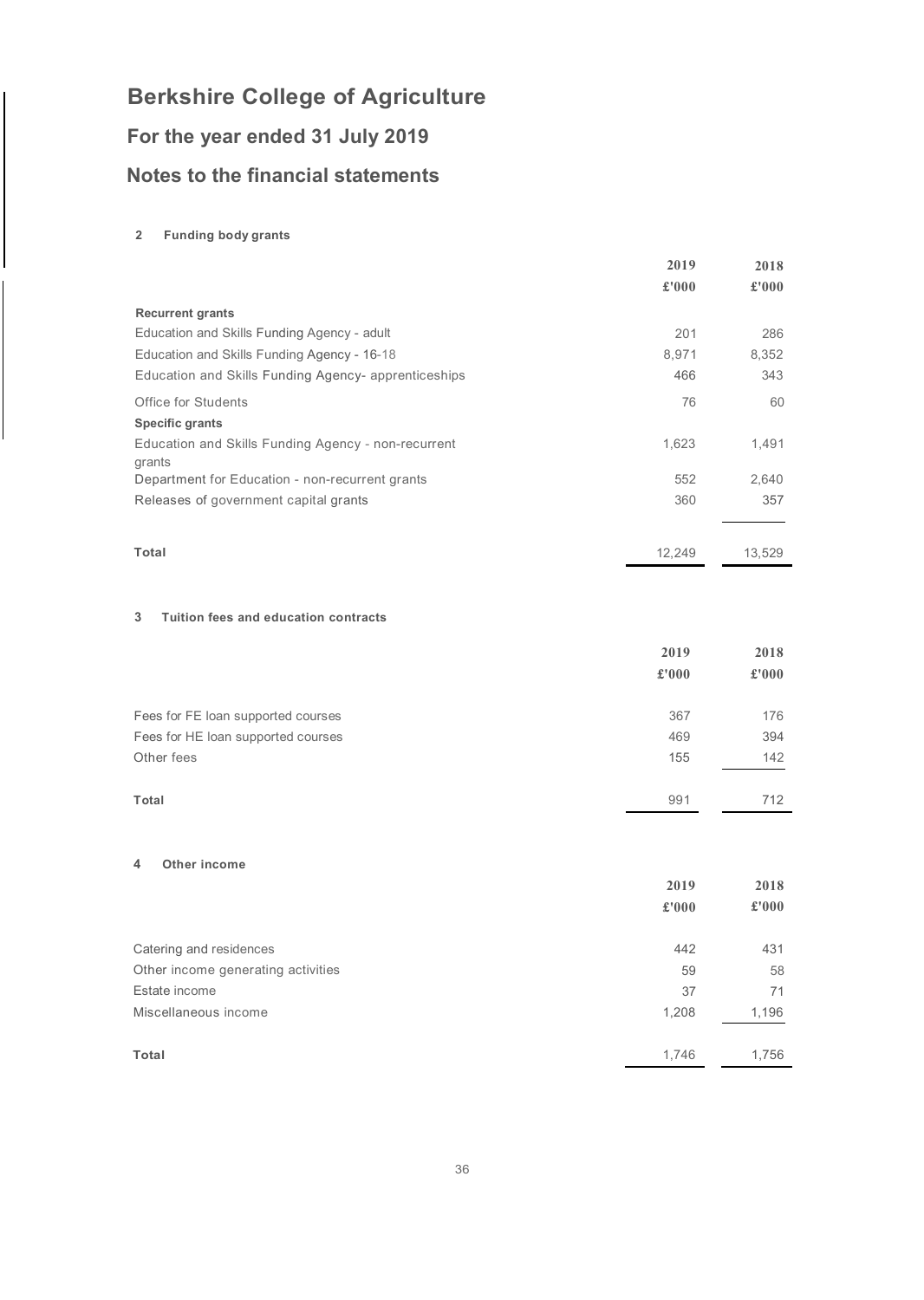# Berkshire College of Agriculture

## For the year ended 31 July 2019

## Notes to the financial statements

### 2 Funding body grants

| | 2019 | 2018 |
|---|---|---|
| | £'000 | £'000 |
| **Recurrent grants** | | |
| Education and Skills Funding Agency - adult | 201 | 286 |
| Education and Skills Funding Agency - 16-18 | 8,971 | 8,352 |
| Education and Skills Funding Agency- apprenticeships | 466 | 343 |
| Office for Students | 76 | 60 |
| **Specific grants** | | |
| Education and Skills Funding Agency - non-recurrent grants | 1,623 | 1,491 |
| Department for Education - non-recurrent grants | 552 | 2,640 |
| Releases of government capital grants | 360 | 357 |
| **Total** | 12,249 | 13,529 |

### 3 Tuition fees and education contracts

| | 2019 | 2018 |
|---|---|---|
| | £'000 | £'000 |
| Fees for FE loan supported courses | 367 | 176 |
| Fees for HE loan supported courses | 469 | 394 |
| Other fees | 155 | 142 |
| **Total** | 991 | 712 |

### 4 Other income

| | 2019 | 2018 |
|---|---|---|
| | £'000 | £'000 |
| Catering and residences | 442 | 431 |
| Other income generating activities | 59 | 58 |
| Estate income | 37 | 71 |
| Miscellaneous income | 1,208 | 1,196 |
| **Total** | 1,746 | 1,756 |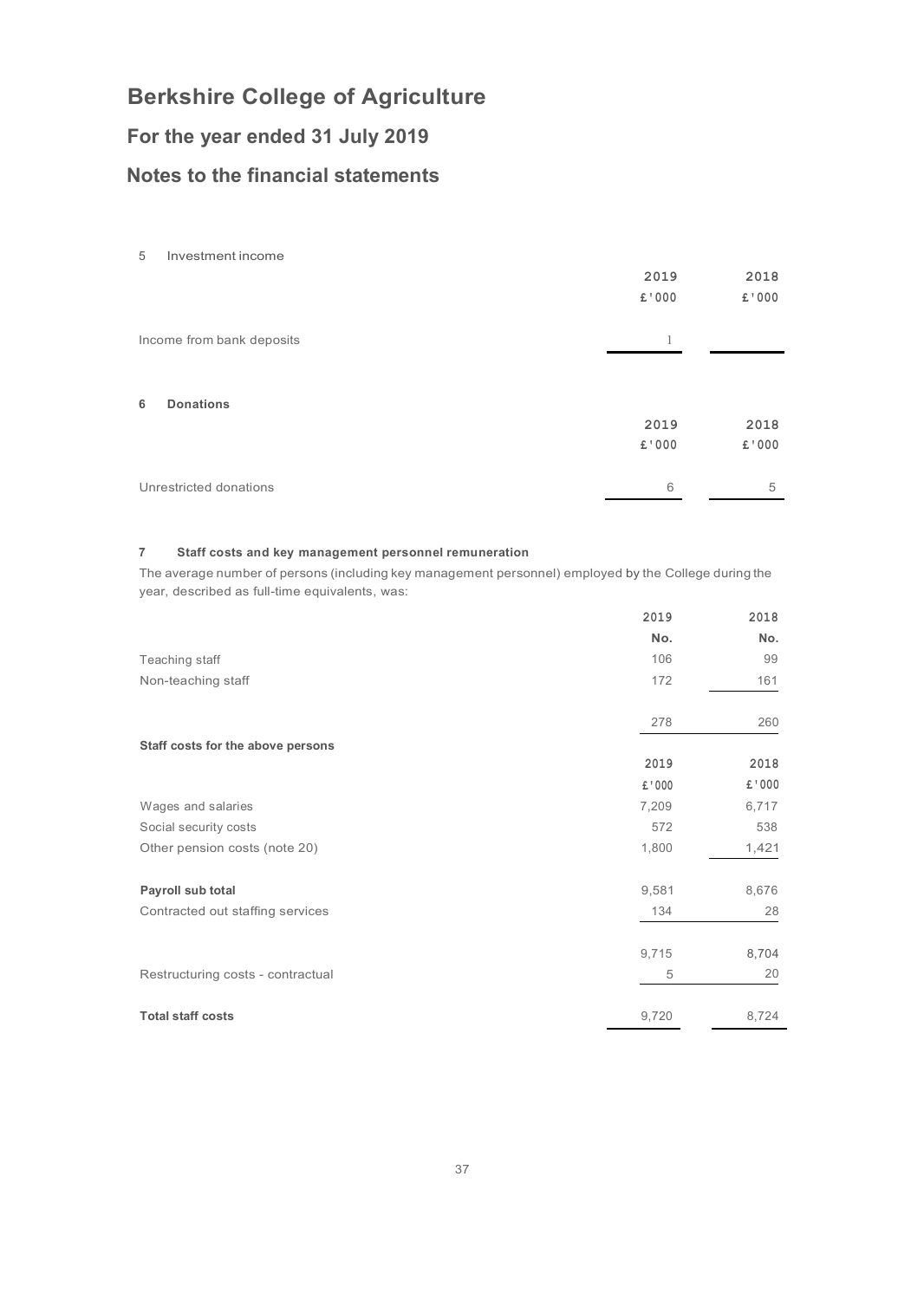# Berkshire College of Agriculture

## For the year ended 31 July 2019

## Notes to the financial statements

### 5 Investment income

| | 2019 | 2018 |
|---|---|---|
| | £'000 | £'000 |
| Income from bank deposits | 1 | |

### 6 Donations

| | 2019 | 2018 |
|---|---|---|
| | £'000 | £'000 |
| Unrestricted donations | 6 | 5 |

### 7 Staff costs and key management personnel remuneration

The average number of persons (including key management personnel) employed by the College during the year, described as full-time equivalents, was:

| | 2019 | 2018 |
|---|---|---|
| | No. | No. |
| Teaching staff | 106 | 99 |
| Non-teaching staff | 172 | 161 |
| | 278 | 260 |

**Staff costs for the above persons**

| | 2019 | 2018 |
|---|---|---|
| | £'000 | £'000 |
| Wages and salaries | 7,209 | 6,717 |
| Social security costs | 572 | 538 |
| Other pension costs (note 20) | 1,800 | 1,421 |
| **Payroll sub total** | 9,581 | 8,676 |
| Contracted out staffing services | 134 | 28 |
| | 9,715 | 8,704 |
| Restructuring costs - contractual | 5 | 20 |
| **Total staff costs** | 9,720 | 8,724 |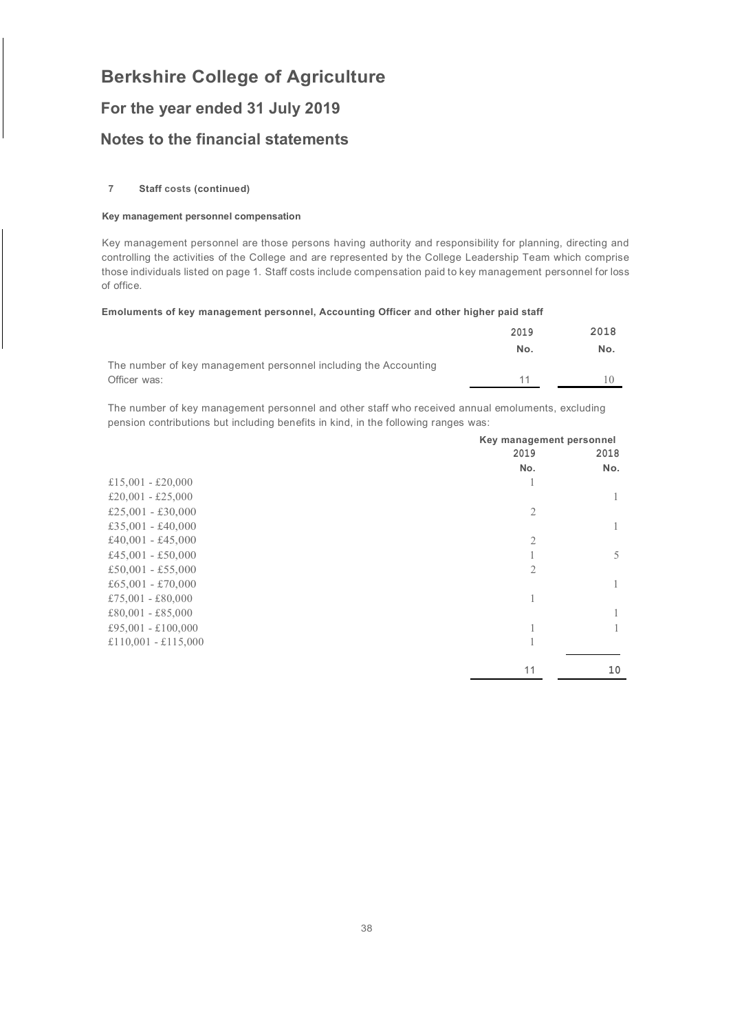# Berkshire College of Agriculture

## For the year ended 31 July 2019

## Notes to the financial statements

### 7 Staff costs (continued)

**Key management personnel compensation**

Key management personnel are those persons having authority and responsibility for planning, directing and controlling the activities of the College and are represented by the College Leadership Team which comprise those individuals listed on page 1. Staff costs include compensation paid to key management personnel for loss of office.

**Emoluments of key management personnel, Accounting Officer and other higher paid staff**

| | 2019 | 2018 |
|---|---|---|
| | No. | No. |
| The number of key management personnel including the Accounting Officer was: | 11 | 10 |

The number of key management personnel and other staff who received annual emoluments, excluding pension contributions but including benefits in kind, in the following ranges was:

| | Key management personnel | |
|---|---|---|
| | 2019 | 2018 |
| | No. | No. |
| £15,001 - £20,000 | 1 | |
| £20,001 - £25,000 | | 1 |
| £25,001 - £30,000 | 2 | |
| £35,001 - £40,000 | | 1 |
| £40,001 - £45,000 | 2 | |
| £45,001 - £50,000 | 1 | 5 |
| £50,001 - £55,000 | 2 | |
| £65,001 - £70,000 | | 1 |
| £75,001 - £80,000 | 1 | |
| £80,001 - £85,000 | | 1 |
| £95,001 - £100,000 | 1 | 1 |
| £110,001 - £115,000 | 1 | |
| | 11 | 10 |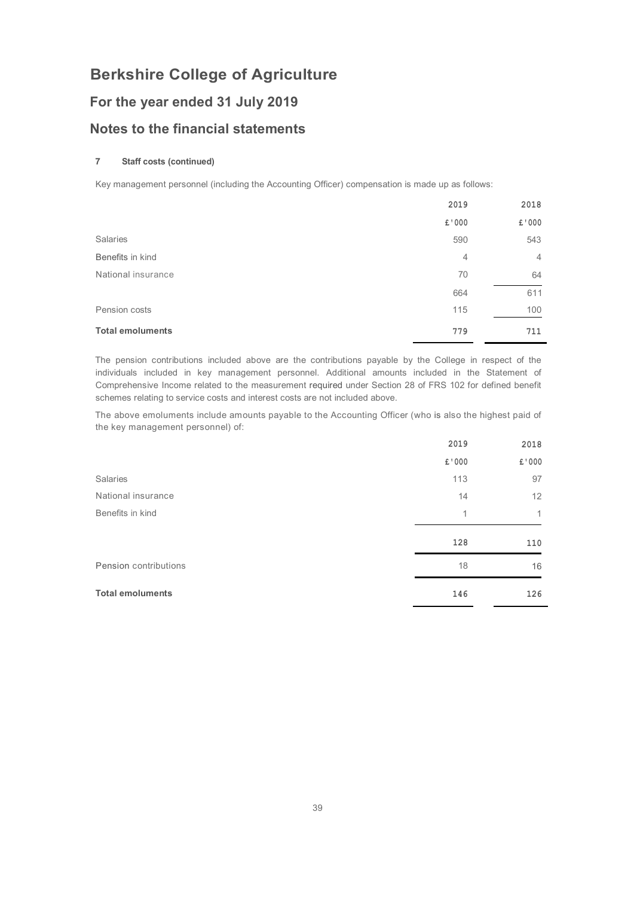# Berkshire College of Agriculture

## For the year ended 31 July 2019

## Notes to the financial statements

### 7 Staff costs (continued)

Key management personnel (including the Accounting Officer) compensation is made up as follows:

| | 2019 | 2018 |
|---|---|---|
| | £'000 | £'000 |
| Salaries | 590 | 543 |
| Benefits in kind | 4 | 4 |
| National insurance | 70 | 64 |
| | 664 | 611 |
| Pension costs | 115 | 100 |
| **Total emoluments** | **779** | **711** |

The pension contributions included above are the contributions payable by the College in respect of the individuals included in key management personnel. Additional amounts included in the Statement of Comprehensive Income related to the measurement required under Section 28 of FRS 102 for defined benefit schemes relating to service costs and interest costs are not included above.

The above emoluments include amounts payable to the Accounting Officer (who is also the highest paid of the key management personnel) of:

| | 2019 | 2018 |
|---|---|---|
| | £'000 | £'000 |
| Salaries | 113 | 97 |
| National insurance | 14 | 12 |
| Benefits in kind | 1 | 1 |
| | 128 | 110 |
| Pension contributions | 18 | 16 |
| **Total emoluments** | **146** | **126** |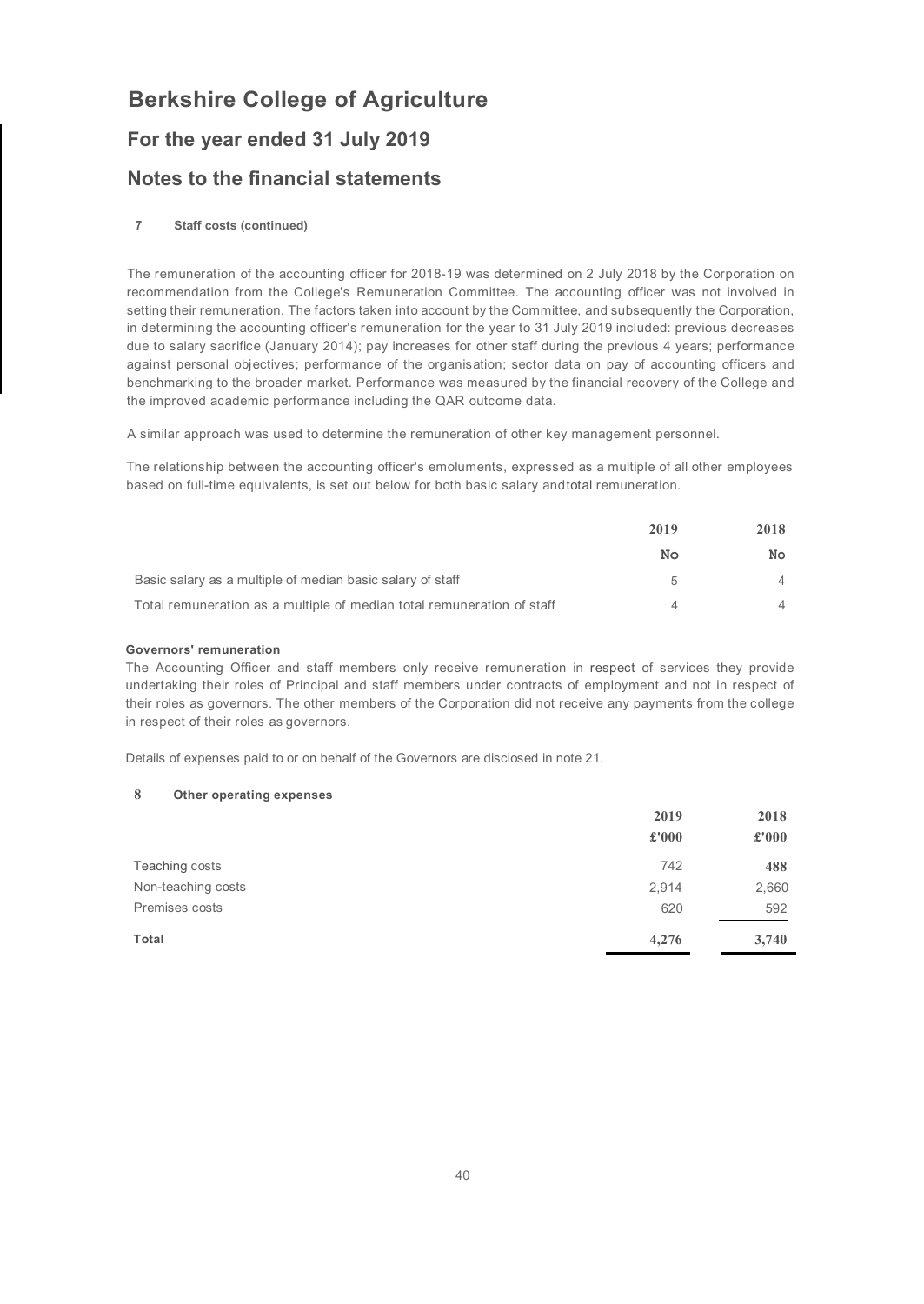# Berkshire College of Agriculture

## For the year ended 31 July 2019

## Notes to the financial statements

### 7 Staff costs (continued)

The remuneration of the accounting officer for 2018-19 was determined on 2 July 2018 by the Corporation on recommendation from the College's Remuneration Committee. The accounting officer was not involved in setting their remuneration. The factors taken into account by the Committee, and subsequently the Corporation, in determining the accounting officer's remuneration for the year to 31 July 2019 included: previous decreases due to salary sacrifice (January 2014); pay increases for other staff during the previous 4 years; performance against personal objectives; performance of the organisation; sector data on pay of accounting officers and benchmarking to the broader market. Performance was measured by the financial recovery of the College and the improved academic performance including the QAR outcome data.

A similar approach was used to determine the remuneration of other key management personnel.

The relationship between the accounting officer's emoluments, expressed as a multiple of all other employees based on full-time equivalents, is set out below for both basic salary andtotal remuneration.

| | 2019 | 2018 |
|---|---|---|
| | No | No |
| Basic salary as a multiple of median basic salary of staff | 5 | 4 |
| Total remuneration as a multiple of median total remuneration of staff | 4 | 4 |

**Governors' remuneration**

The Accounting Officer and staff members only receive remuneration in respect of services they provide undertaking their roles of Principal and staff members under contracts of employment and not in respect of their roles as governors. The other members of the Corporation did not receive any payments from the college in respect of their roles as governors.

Details of expenses paid to or on behalf of the Governors are disclosed in note 21.

### 8 Other operating expenses

| | 2019 | 2018 |
|---|---|---|
| | £'000 | £'000 |
| Teaching costs | 742 | 488 |
| Non-teaching costs | 2,914 | 2,660 |
| Premises costs | 620 | 592 |
| **Total** | **4,276** | **3,740** |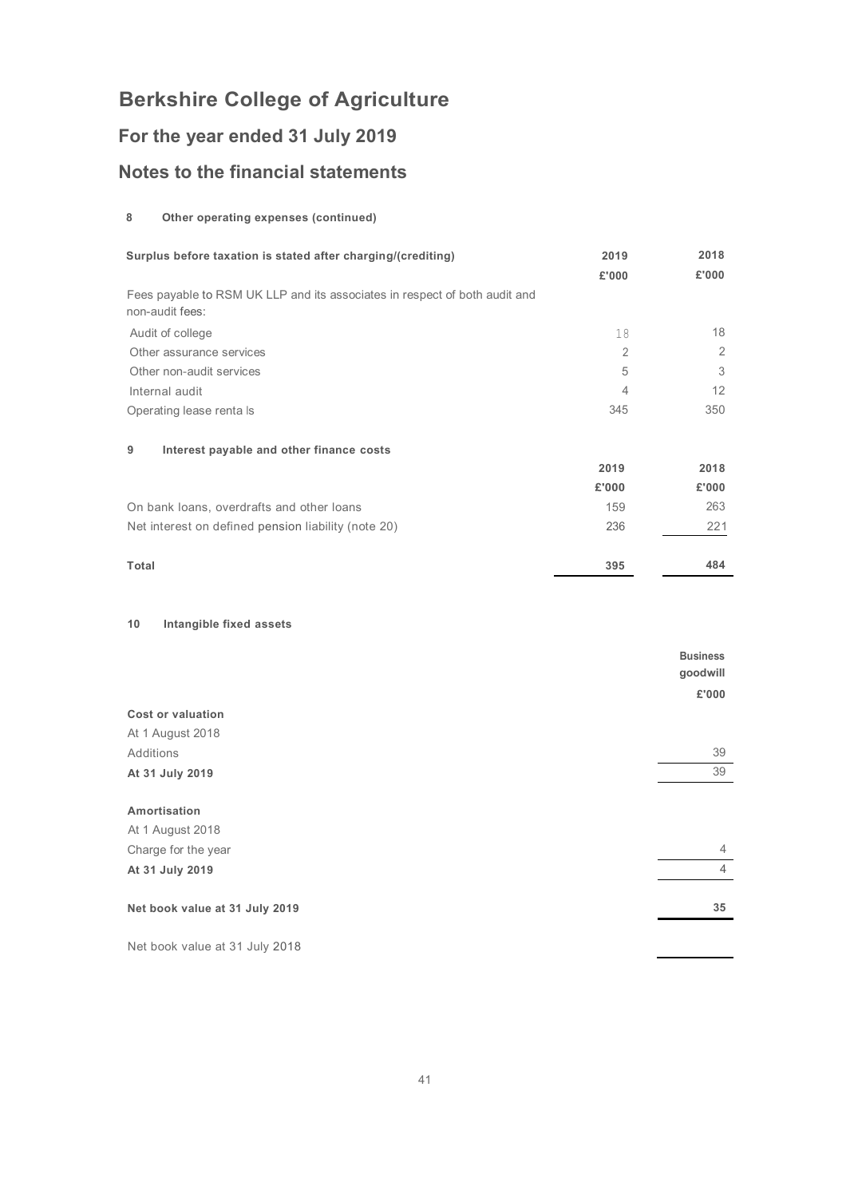# Berkshire College of Agriculture

## For the year ended 31 July 2019

## Notes to the financial statements

### 8 Other operating expenses (continued)

| Surplus before taxation is stated after charging/(crediting) | 2019 | 2018 |
|---|---|---|
| | £'000 | £'000 |
| Fees payable to RSM UK LLP and its associates in respect of both audit and non-audit fees: | | |
| Audit of college | 18 | 18 |
| Other assurance services | 2 | 2 |
| Other non-audit services | 5 | 3 |
| Internal audit | 4 | 12 |
| Operating lease rentals | 345 | 350 |

### 9 Interest payable and other finance costs

| | 2019 | 2018 |
|---|---|---|
| | £'000 | £'000 |
| On bank loans, overdrafts and other loans | 159 | 263 |
| Net interest on defined pension liability (note 20) | 236 | 221 |
| **Total** | **395** | **484** |

### 10 Intangible fixed assets

| | Business goodwill |
|---|---|
| | £'000 |
| **Cost or valuation** | |
| At 1 August 2018 | |
| Additions | 39 |
| **At 31 July 2019** | 39 |
| | |
| **Amortisation** | |
| At 1 August 2018 | |
| Charge for the year | 4 |
| **At 31 July 2019** | 4 |
| | |
| **Net book value at 31 July 2019** | **35** |
| | |
| Net book value at 31 July 2018 | |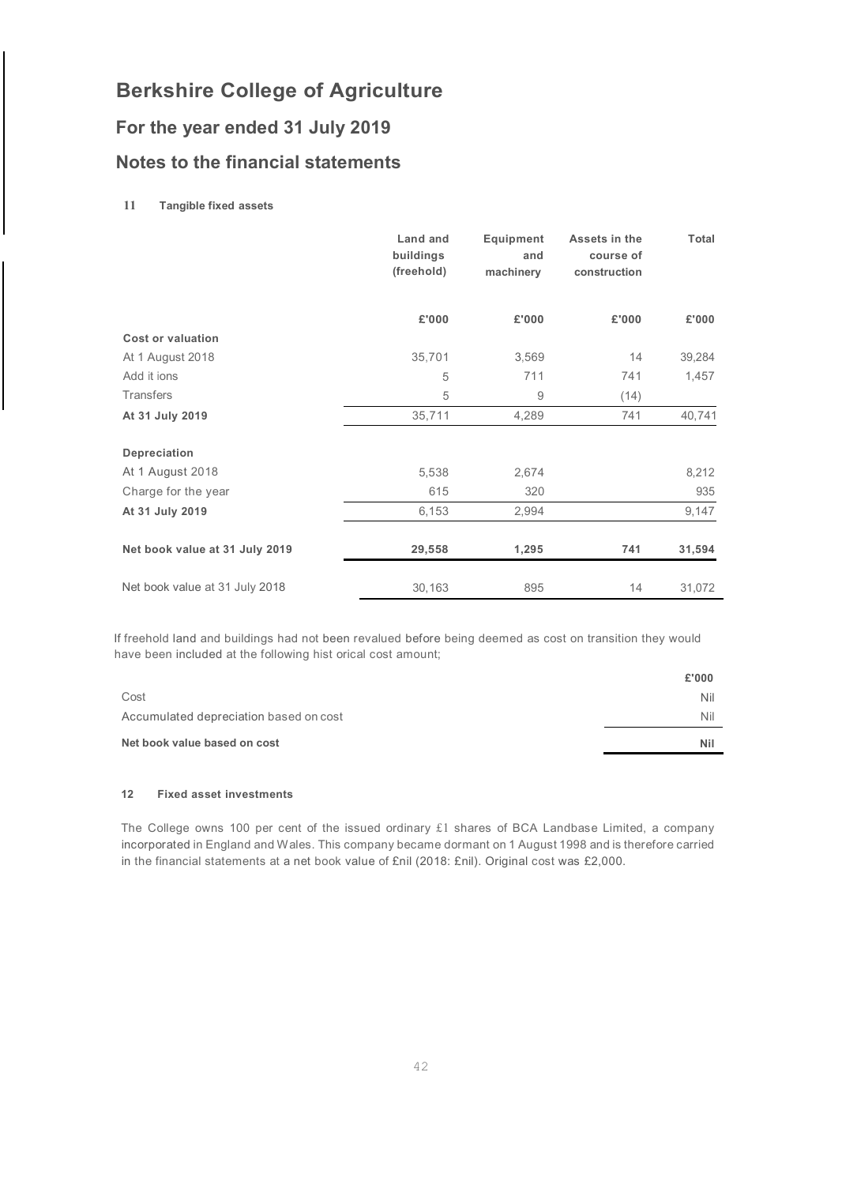# Berkshire College of Agriculture

## For the year ended 31 July 2019

## Notes to the financial statements

### 11 Tangible fixed assets

| | Land and buildings (freehold) | Equipment and machinery | Assets in the course of construction | Total |
|---|---|---|---|---|
| | £'000 | £'000 | £'000 | £'000 |
| **Cost or valuation** | | | | |
| At 1 August 2018 | 35,701 | 3,569 | 14 | 39,284 |
| Add it ions | 5 | 711 | 741 | 1,457 |
| Transfers | 5 | 9 | (14) | |
| **At 31 July 2019** | 35,711 | 4,289 | 741 | 40,741 |
| **Depreciation** | | | | |
| At 1 August 2018 | 5,538 | 2,674 | | 8,212 |
| Charge for the year | 615 | 320 | | 935 |
| **At 31 July 2019** | 6,153 | 2,994 | | 9,147 |
| **Net book value at 31 July 2019** | **29,558** | **1,295** | **741** | **31,594** |
| Net book value at 31 July 2018 | 30,163 | 895 | 14 | 31,072 |

If freehold land and buildings had not been revalued before being deemed as cost on transition they would have been included at the following hist orical cost amount;

| | £'000 |
|---|---|
| Cost | Nil |
| Accumulated depreciation based on cost | Nil |
| **Net book value based on cost** | **Nil** |

### 12 Fixed asset investments

The College owns 100 per cent of the issued ordinary £1 shares of BCA Landbase Limited, a company incorporated in England and Wales. This company became dormant on 1 August 1998 and is therefore carried in the financial statements at a net book value of £nil (2018: £nil). Original cost was £2,000.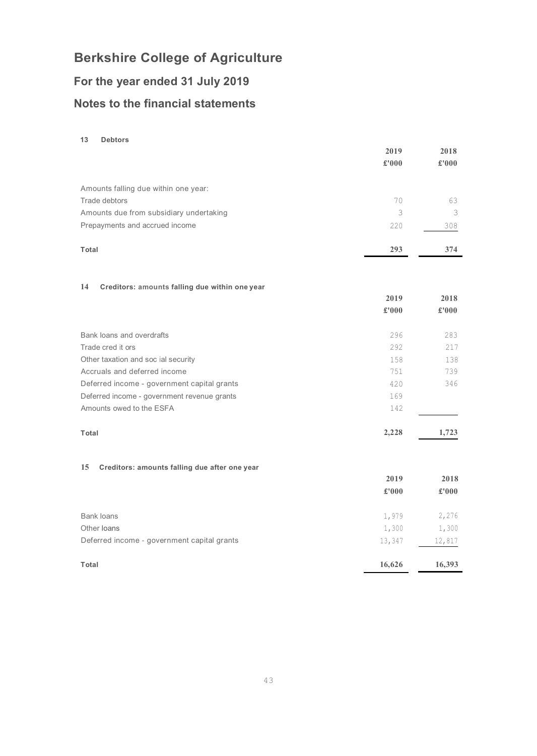# Berkshire College of Agriculture

## For the year ended 31 July 2019

## Notes to the financial statements

### 13 Debtors

| | 2019 £'000 | 2018 £'000 |
|---|---|---|
| Amounts falling due within one year: | | |
| Trade debtors | 70 | 63 |
| Amounts due from subsidiary undertaking | 3 | 3 |
| Prepayments and accrued income | 220 | 308 |
| **Total** | **293** | **374** |

### 14 Creditors: amounts falling due within one year

| | 2019 £'000 | 2018 £'000 |
|---|---|---|
| Bank loans and overdrafts | 296 | 283 |
| Trade cred it ors | 292 | 217 |
| Other taxation and soc ial security | 158 | 138 |
| Accruals and deferred income | 751 | 739 |
| Deferred income - government capital grants | 420 | 346 |
| Deferred income - government revenue grants | 169 | |
| Amounts owed to the ESFA | 142 | |
| **Total** | **2,228** | **1,723** |

### 15 Creditors: amounts falling due after one year

| | 2019 £'000 | 2018 £'000 |
|---|---|---|
| Bank loans | 1,979 | 2,276 |
| Other loans | 1,300 | 1,300 |
| Deferred income - government capital grants | 13,347 | 12,817 |
| **Total** | **16,626** | **16,393** |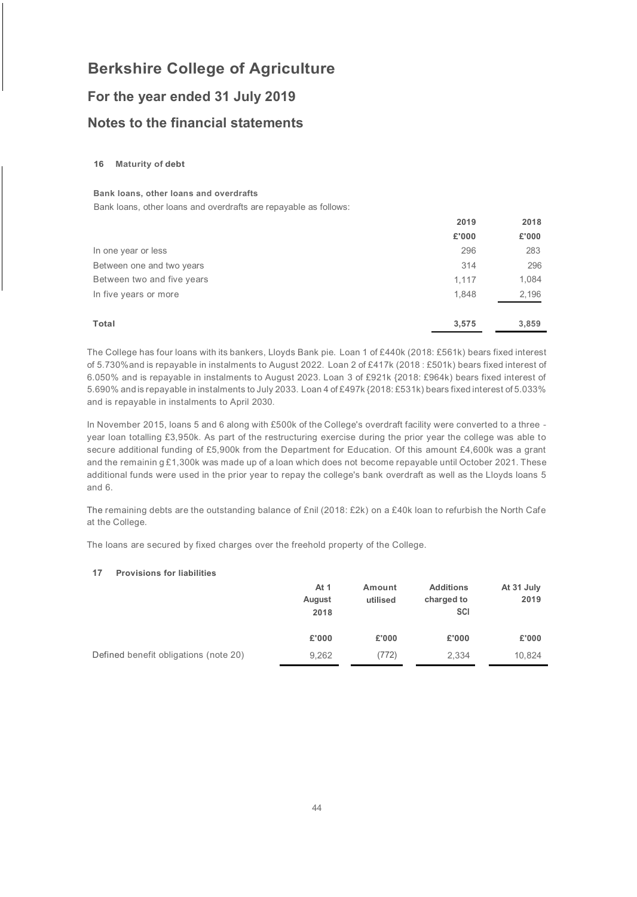# Berkshire College of Agriculture

## For the year ended 31 July 2019

## Notes to the financial statements

### 16 Maturity of debt

**Bank loans, other loans and overdrafts**

Bank loans, other loans and overdrafts are repayable as follows:

| | 2019 | 2018 |
|---|---|---|
| | £'000 | £'000 |
| In one year or less | 296 | 283 |
| Between one and two years | 314 | 296 |
| Between two and five years | 1,117 | 1,084 |
| In five years or more | 1,848 | 2,196 |
| **Total** | **3,575** | **3,859** |

The College has four loans with its bankers, Lloyds Bank pie. Loan 1 of £440k (2018: £561k) bears fixed interest of 5.730%and is repayable in instalments to August 2022. Loan 2 of £417k (2018 : £501k) bears fixed interest of 6.050% and is repayable in instalments to August 2023. Loan 3 of £921k {2018: £964k) bears fixed interest of 5.690% and is repayable in instalments to July 2033. Loan 4 of £497k {2018: £531k) bears fixed interest of 5.033% and is repayable in instalments to April 2030.

In November 2015, loans 5 and 6 along with £500k of the College's overdraft facility were converted to a three - year loan totalling £3,950k. As part of the restructuring exercise during the prior year the college was able to secure additional funding of £5,900k from the Department for Education. Of this amount £4,600k was a grant and the remainin g £1,300k was made up of a loan which does not become repayable until October 2021. These additional funds were used in the prior year to repay the college's bank overdraft as well as the Lloyds loans 5 and 6.

The remaining debts are the outstanding balance of £nil (2018: £2k) on a £40k loan to refurbish the North Cafe at the College.

The loans are secured by fixed charges over the freehold property of the College.

### 17 Provisions for liabilities

| | At 1 August 2018 | Amount utilised | Additions charged to SCI | At 31 July 2019 |
|---|---|---|---|---|
| | £'000 | £'000 | £'000 | £'000 |
| Defined benefit obligations (note 20) | 9,262 | (772) | 2,334 | 10,824 |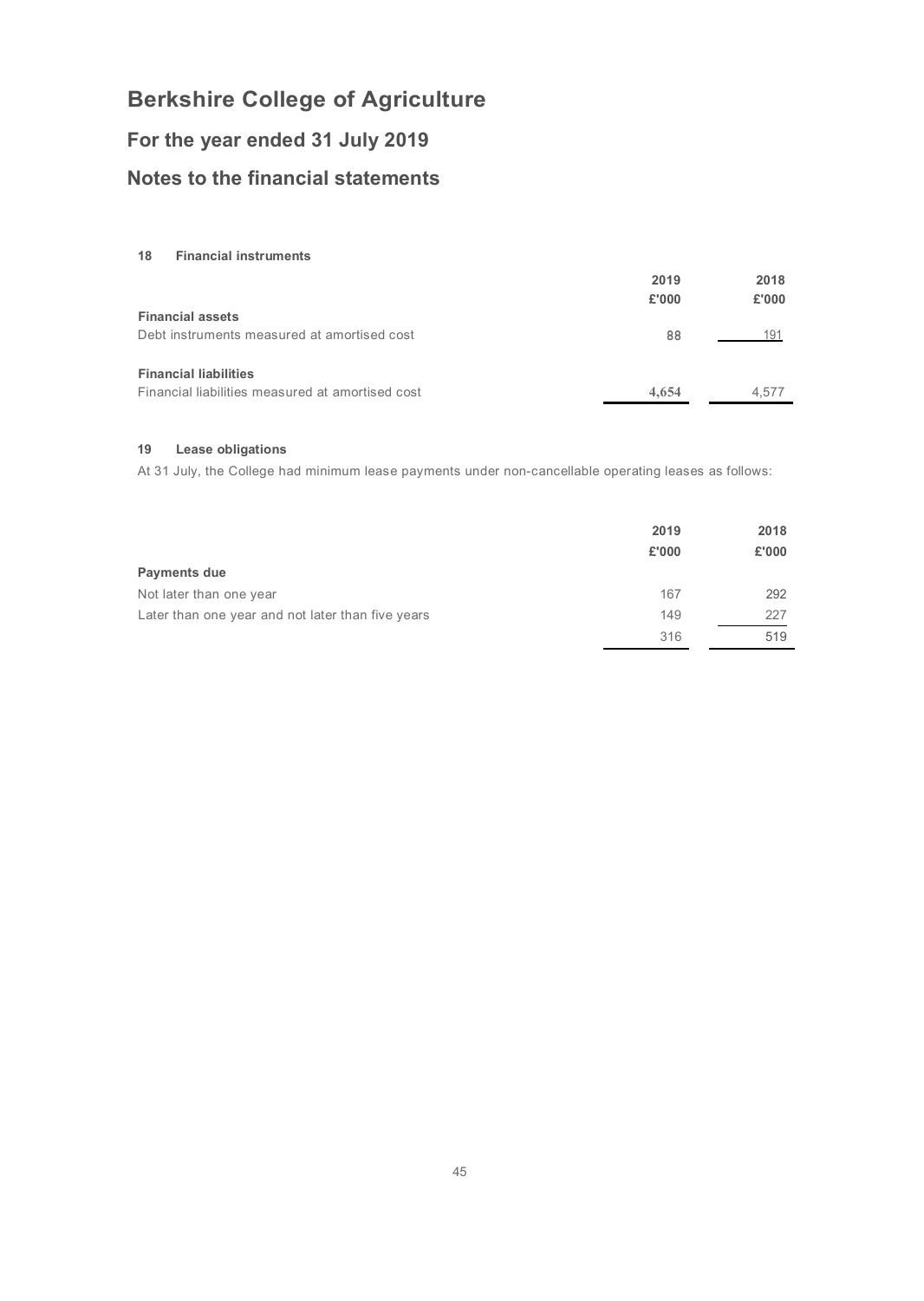# Berkshire College of Agriculture

## For the year ended 31 July 2019

## Notes to the financial statements

### 18 Financial instruments

| | 2019 | 2018 |
|---|---|---|
| | £'000 | £'000 |
| **Financial assets** | | |
| Debt instruments measured at amortised cost | 88 | 191 |
| | | |
| **Financial liabilities** | | |
| Financial liabilities measured at amortised cost | 4,654 | 4,577 |

### 19 Lease obligations

At 31 July, the College had minimum lease payments under non-cancellable operating leases as follows:

| | 2019 | 2018 |
|---|---|---|
| | £'000 | £'000 |
| **Payments due** | | |
| Not later than one year | 167 | 292 |
| Later than one year and not later than five years | 149 | 227 |
| | 316 | 519 |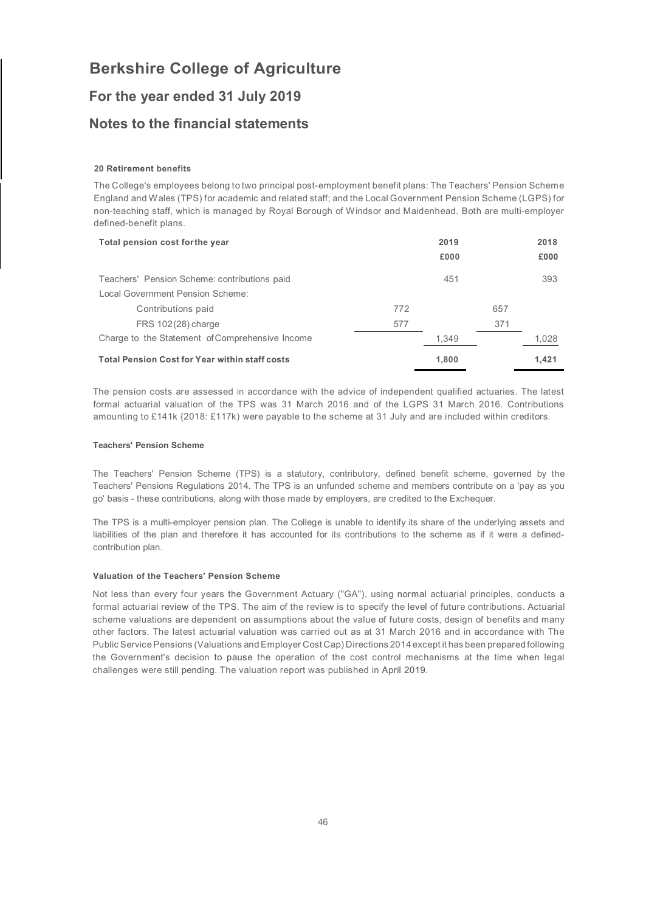# Berkshire College of Agriculture

## For the year ended 31 July 2019

## Notes to the financial statements

#### 20 Retirement benefits

The College's employees belong to two principal post-employment benefit plans: The Teachers' Pension Scheme England and Wales (TPS) for academic and related staff; and the Local Government Pension Scheme (LGPS) for non-teaching staff, which is managed by Royal Borough of Windsor and Maidenhead. Both are multi-employer defined-benefit plans.

| Total pension cost for the year | | 2019 £000 | | 2018 £000 |
|---|---|---|---|---|
| Teachers' Pension Scheme: contributions paid | | 451 | | 393 |
| Local Government Pension Scheme: | | | | |
| Contributions paid | 772 | | 657 | |
| FRS 102(28) charge | 577 | | 371 | |
| Charge to the Statement of Comprehensive Income | | 1,349 | | 1,028 |
| **Total Pension Cost for Year within staff costs** | | **1,800** | | **1,421** |

The pension costs are assessed in accordance with the advice of independent qualified actuaries. The latest formal actuarial valuation of the TPS was 31 March 2016 and of the LGPS 31 March 2016. Contributions amounting to £141k {2018: £117k) were payable to the scheme at 31 July and are included within creditors.

#### Teachers' Pension Scheme

The Teachers' Pension Scheme (TPS) is a statutory, contributory, defined benefit scheme, governed by the Teachers' Pensions Regulations 2014. The TPS is an unfunded scheme and members contribute on a 'pay as you go' basis - these contributions, along with those made by employers, are credited to the Exchequer.

The TPS is a multi-employer pension plan. The College is unable to identify its share of the underlying assets and liabilities of the plan and therefore it has accounted for its contributions to the scheme as if it were a defined-contribution plan.

#### Valuation of the Teachers' Pension Scheme

Not less than every four years the Government Actuary ("GA"), using normal actuarial principles, conducts a formal actuarial review of the TPS. The aim of the review is to specify the level of future contributions. Actuarial scheme valuations are dependent on assumptions about the value of future costs, design of benefits and many other factors. The latest actuarial valuation was carried out as at 31 March 2016 and in accordance with The Public Service Pensions (Valuations and Employer Cost Cap) Directions 2014 except it has been prepared following the Government's decision to pause the operation of the cost control mechanisms at the time when legal challenges were still pending. The valuation report was published in April 2019.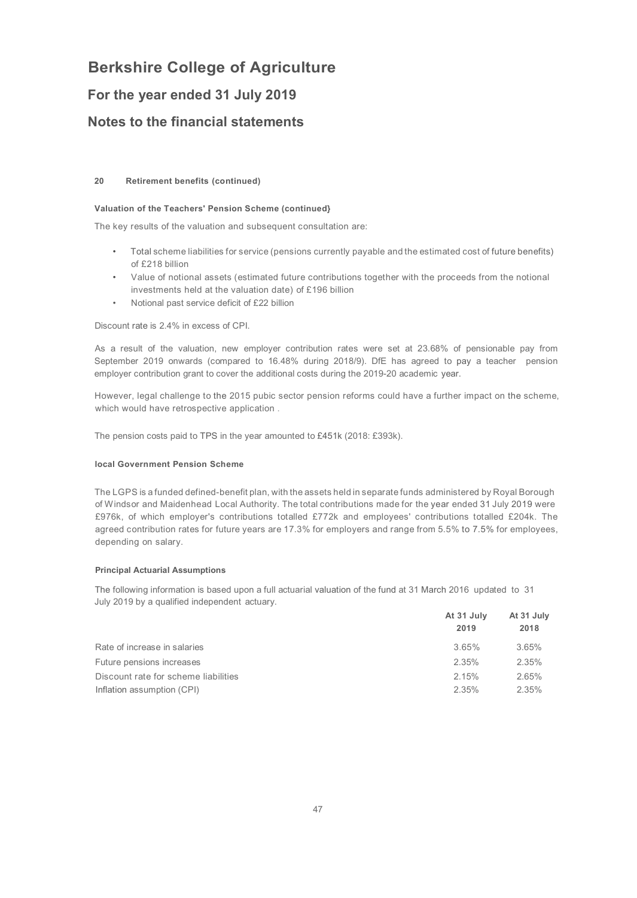# Berkshire College of Agriculture

## For the year ended 31 July 2019

## Notes to the financial statements

**20 Retirement benefits (continued)**

**Valuation of the Teachers' Pension Scheme (continued}**

The key results of the valuation and subsequent consultation are:

- Total scheme liabilities for service (pensions currently payable and the estimated cost of future benefits) of £218 billion
- Value of notional assets (estimated future contributions together with the proceeds from the notional investments held at the valuation date) of £196 billion
- Notional past service deficit of £22 billion

Discount rate is 2.4% in excess of CPI.

As a result of the valuation, new employer contribution rates were set at 23.68% of pensionable pay from September 2019 onwards (compared to 16.48% during 2018/9). DfE has agreed to pay a teacher pension employer contribution grant to cover the additional costs during the 2019-20 academic year.

However, legal challenge to the 2015 pubic sector pension reforms could have a further impact on the scheme, which would have retrospective application .

The pension costs paid to TPS in the year amounted to £451k (2018: £393k).

**local Government Pension Scheme**

The LGPS is a funded defined-benefit plan, with the assets held in separate funds administered by Royal Borough of Windsor and Maidenhead Local Authority. The total contributions made for the year ended 31 July 2019 were £976k, of which employer's contributions totalled £772k and employees' contributions totalled £204k. The agreed contribution rates for future years are 17.3% for employers and range from 5.5% to 7.5% for employees, depending on salary.

**Principal Actuarial Assumptions**

The following information is based upon a full actuarial valuation of the fund at 31 March 2016 updated to 31 July 2019 by a qualified independent actuary.

| | At 31 July 2019 | At 31 July 2018 |
|---|---|---|
| Rate of increase in salaries | 3.65% | 3.65% |
| Future pensions increases | 2.35% | 2.35% |
| Discount rate for scheme liabilities | 2.15% | 2.65% |
| Inflation assumption (CPI) | 2.35% | 2.35% |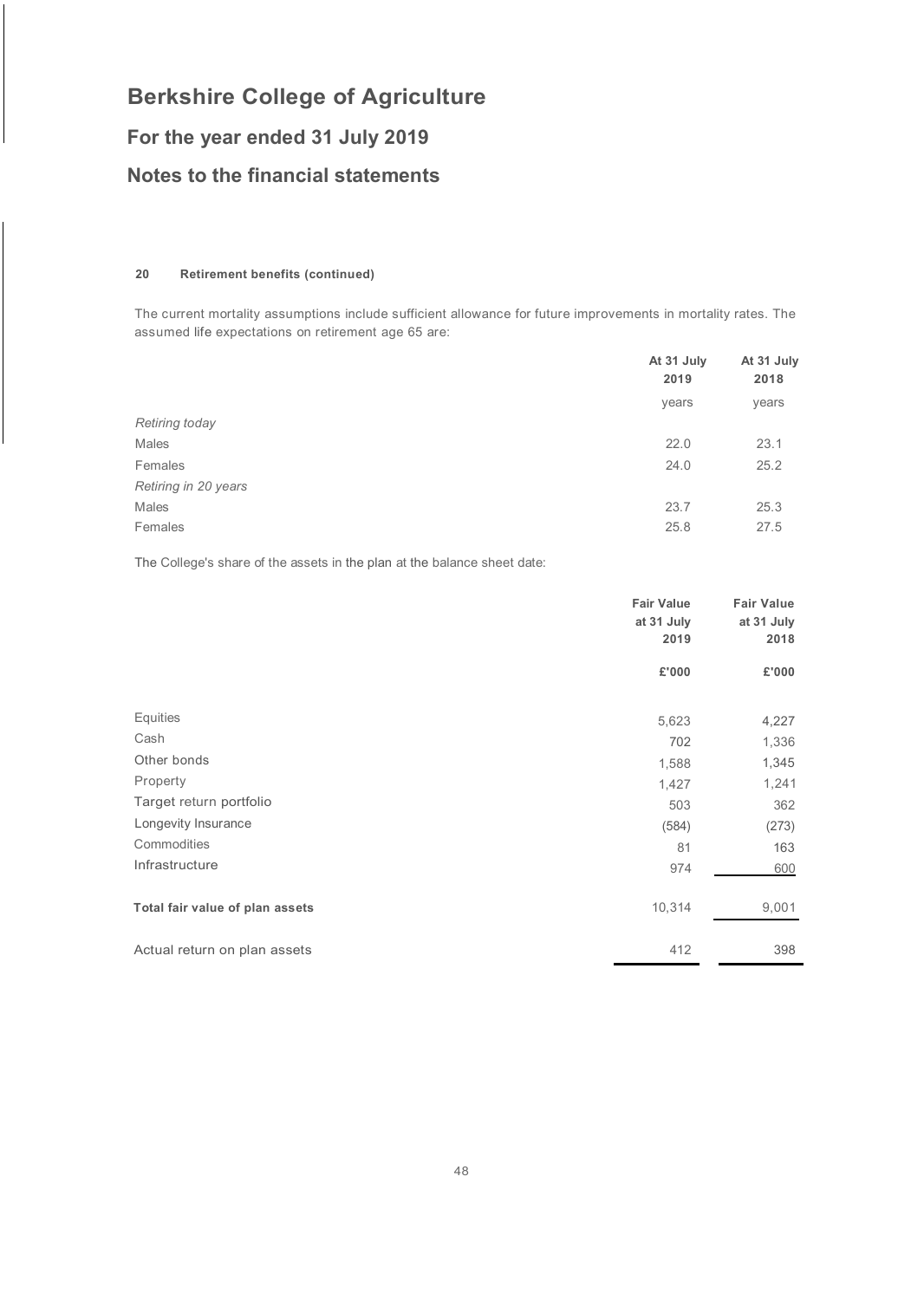# Berkshire College of Agriculture

## For the year ended 31 July 2019

## Notes to the financial statements

### 20 Retirement benefits (continued)

The current mortality assumptions include sufficient allowance for future improvements in mortality rates. The assumed life expectations on retirement age 65 are:

| | At 31 July 2019 | At 31 July 2018 |
|---|---|---|
| | years | years |
| *Retiring today* | | |
| Males | 22.0 | 23.1 |
| Females | 24.0 | 25.2 |
| *Retiring in 20 years* | | |
| Males | 23.7 | 25.3 |
| Females | 25.8 | 27.5 |

The College's share of the assets in the plan at the balance sheet date:

| | Fair Value at 31 July 2019 | Fair Value at 31 July 2018 |
|---|---|---|
| | £'000 | £'000 |
| Equities | 5,623 | 4,227 |
| Cash | 702 | 1,336 |
| Other bonds | 1,588 | 1,345 |
| Property | 1,427 | 1,241 |
| Target return portfolio | 503 | 362 |
| Longevity Insurance | (584) | (273) |
| Commodities | 81 | 163 |
| Infrastructure | 974 | 600 |
| **Total fair value of plan assets** | 10,314 | 9,001 |
| Actual return on plan assets | 412 | 398 |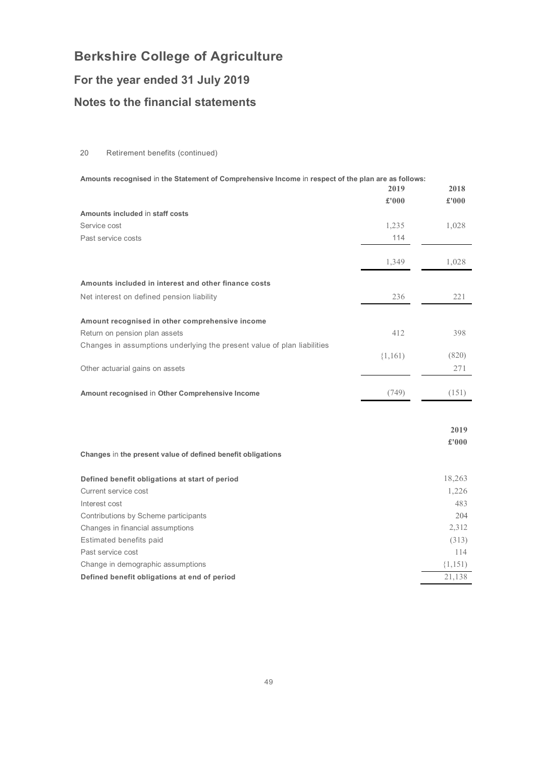# Berkshire College of Agriculture

## For the year ended 31 July 2019

## Notes to the financial statements

20 Retirement benefits (continued)

**Amounts recognised in the Statement of Comprehensive Income in respect of the plan are as follows:**

| | 2019 | 2018 |
|---|---|---|
| | £'000 | £'000 |
| **Amounts included in staff costs** | | |
| Service cost | 1,235 | 1,028 |
| Past service costs | 114 | |
| | 1,349 | 1,028 |
| **Amounts included in interest and other finance costs** | | |
| Net interest on defined pension liability | 236 | 221 |
| **Amount recognised in other comprehensive income** | | |
| Return on pension plan assets | 412 | 398 |
| Changes in assumptions underlying the present value of plan liabilities | (1,161) | (820) |
| Other actuarial gains on assets | | 271 |
| **Amount recognised in Other Comprehensive Income** | (749) | (151) |

| **Changes in the present value of defined benefit obligations** | 2019 £'000 |
|---|---|
| **Defined benefit obligations at start of period** | 18,263 |
| Current service cost | 1,226 |
| Interest cost | 483 |
| Contributions by Scheme participants | 204 |
| Changes in financial assumptions | 2,312 |
| Estimated benefits paid | (313) |
| Past service cost | 114 |
| Change in demographic assumptions | (1,151) |
| **Defined benefit obligations at end of period** | 21,138 |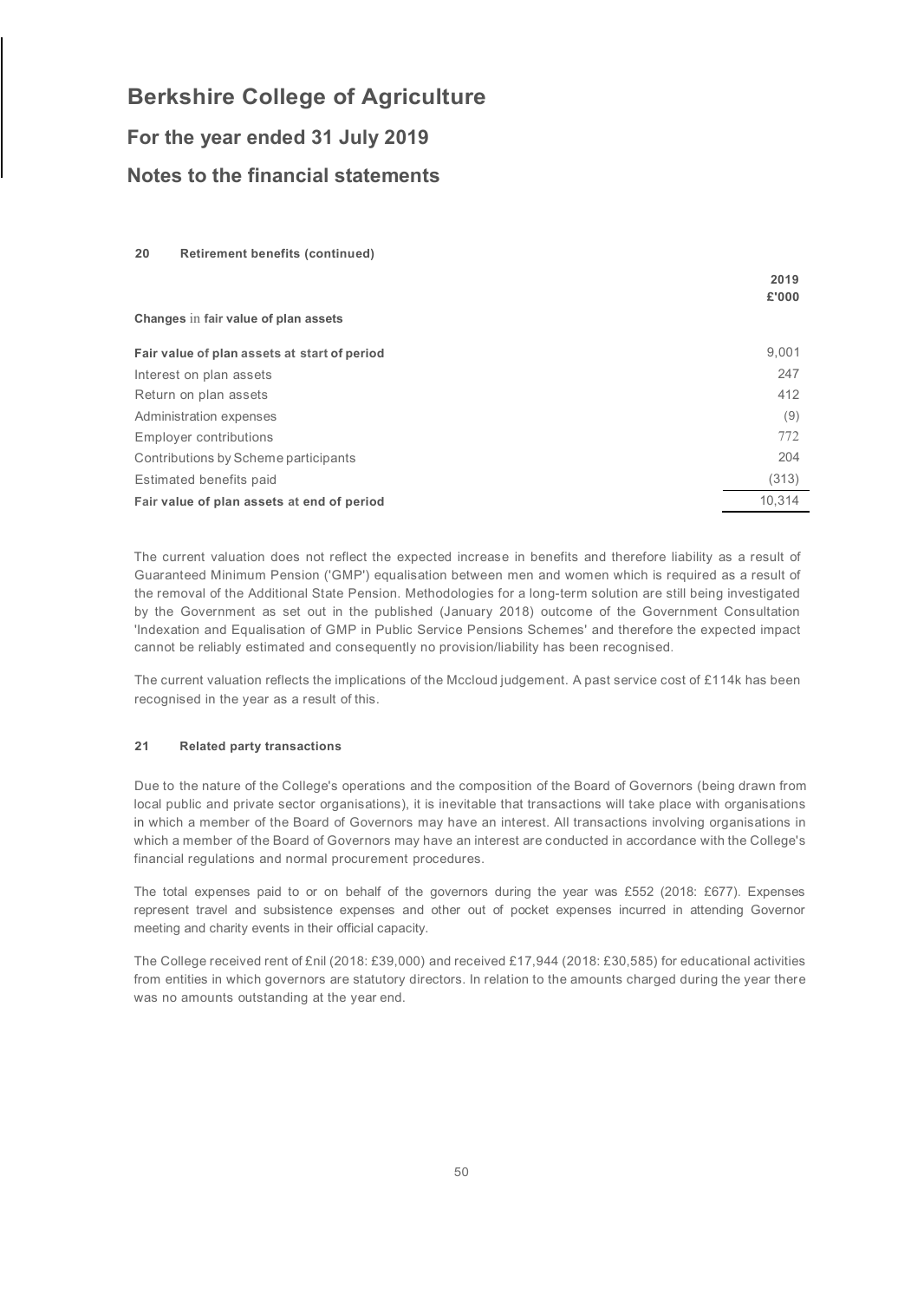# Berkshire College of Agriculture

## For the year ended 31 July 2019

## Notes to the financial statements

### 20 Retirement benefits (continued)

| | 2019 £'000 |
|---|---|
| **Changes in fair value of plan assets** | |
| **Fair value of plan assets at start of period** | 9,001 |
| Interest on plan assets | 247 |
| Return on plan assets | 412 |
| Administration expenses | (9) |
| Employer contributions | 772 |
| Contributions by Scheme participants | 204 |
| Estimated benefits paid | (313) |
| **Fair value of plan assets at end of period** | 10,314 |

The current valuation does not reflect the expected increase in benefits and therefore liability as a result of Guaranteed Minimum Pension ('GMP') equalisation between men and women which is required as a result of the removal of the Additional State Pension. Methodologies for a long-term solution are still being investigated by the Government as set out in the published (January 2018) outcome of the Government Consultation 'Indexation and Equalisation of GMP in Public Service Pensions Schemes' and therefore the expected impact cannot be reliably estimated and consequently no provision/liability has been recognised.

The current valuation reflects the implications of the Mccloud judgement. A past service cost of £114k has been recognised in the year as a result of this.

### 21 Related party transactions

Due to the nature of the College's operations and the composition of the Board of Governors (being drawn from local public and private sector organisations), it is inevitable that transactions will take place with organisations in which a member of the Board of Governors may have an interest. All transactions involving organisations in which a member of the Board of Governors may have an interest are conducted in accordance with the College's financial regulations and normal procurement procedures.

The total expenses paid to or on behalf of the governors during the year was £552 (2018: £677). Expenses represent travel and subsistence expenses and other out of pocket expenses incurred in attending Governor meeting and charity events in their official capacity.

The College received rent of £nil (2018: £39,000) and received £17,944 (2018: £30,585) for educational activities from entities in which governors are statutory directors. In relation to the amounts charged during the year there was no amounts outstanding at the year end.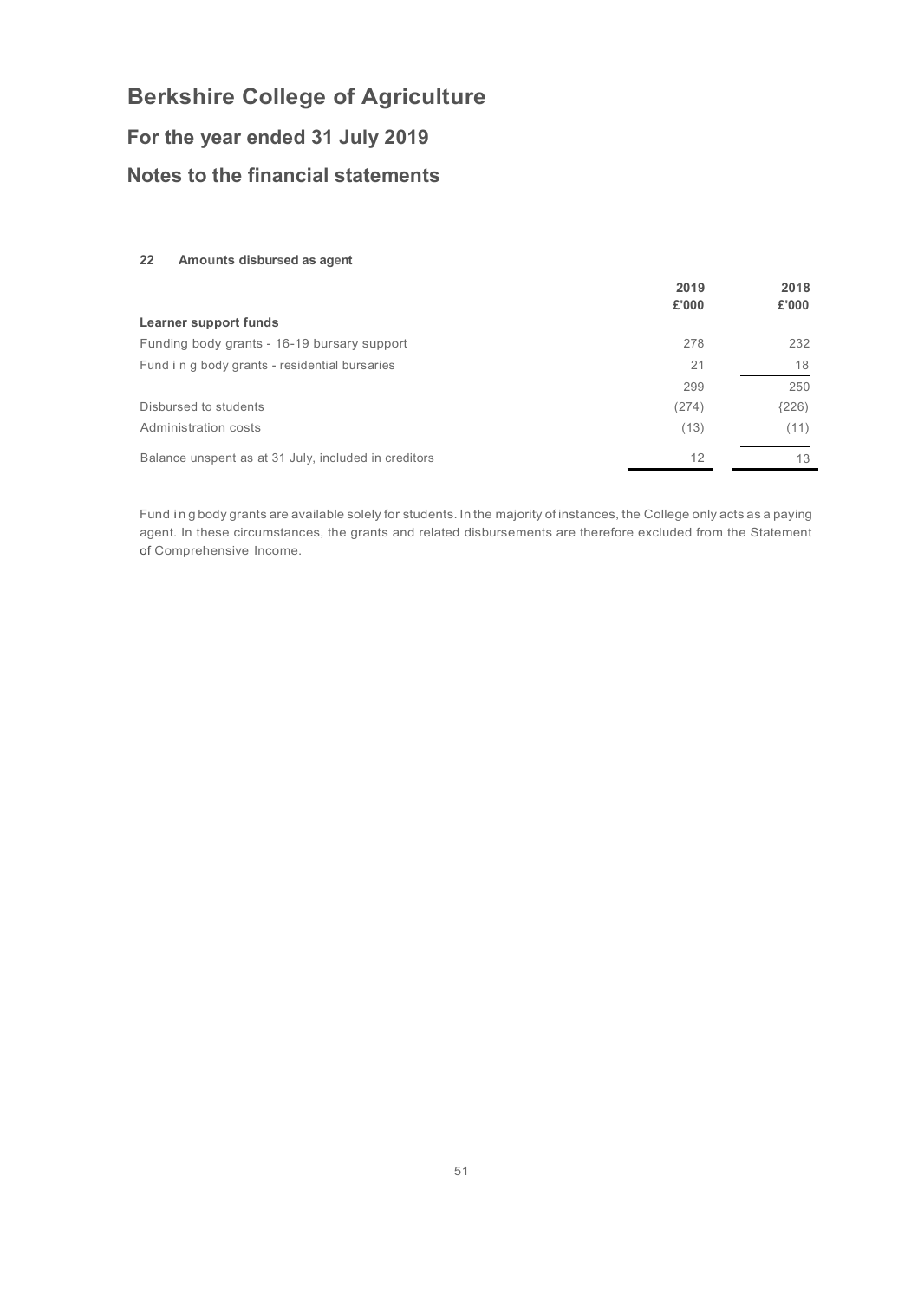# Berkshire College of Agriculture

## For the year ended 31 July 2019

## Notes to the financial statements

### 22 Amounts disbursed as agent

| | 2019<br>£'000 | 2018<br>£'000 |
|---|---|---|
| **Learner support funds** | | |
| Funding body grants - 16-19 bursary support | 278 | 232 |
| Fund i n g body grants - residential bursaries | 21 | 18 |
| | 299 | 250 |
| Disbursed to students | (274) | {226) |
| Administration costs | (13) | (11) |
| Balance unspent as at 31 July, included in creditors | 12 | 13 |

Fund i n g body grants are available solely for students. In the majority of instances, the College only acts as a paying agent. In these circumstances, the grants and related disbursements are therefore excluded from the Statement of Comprehensive Income.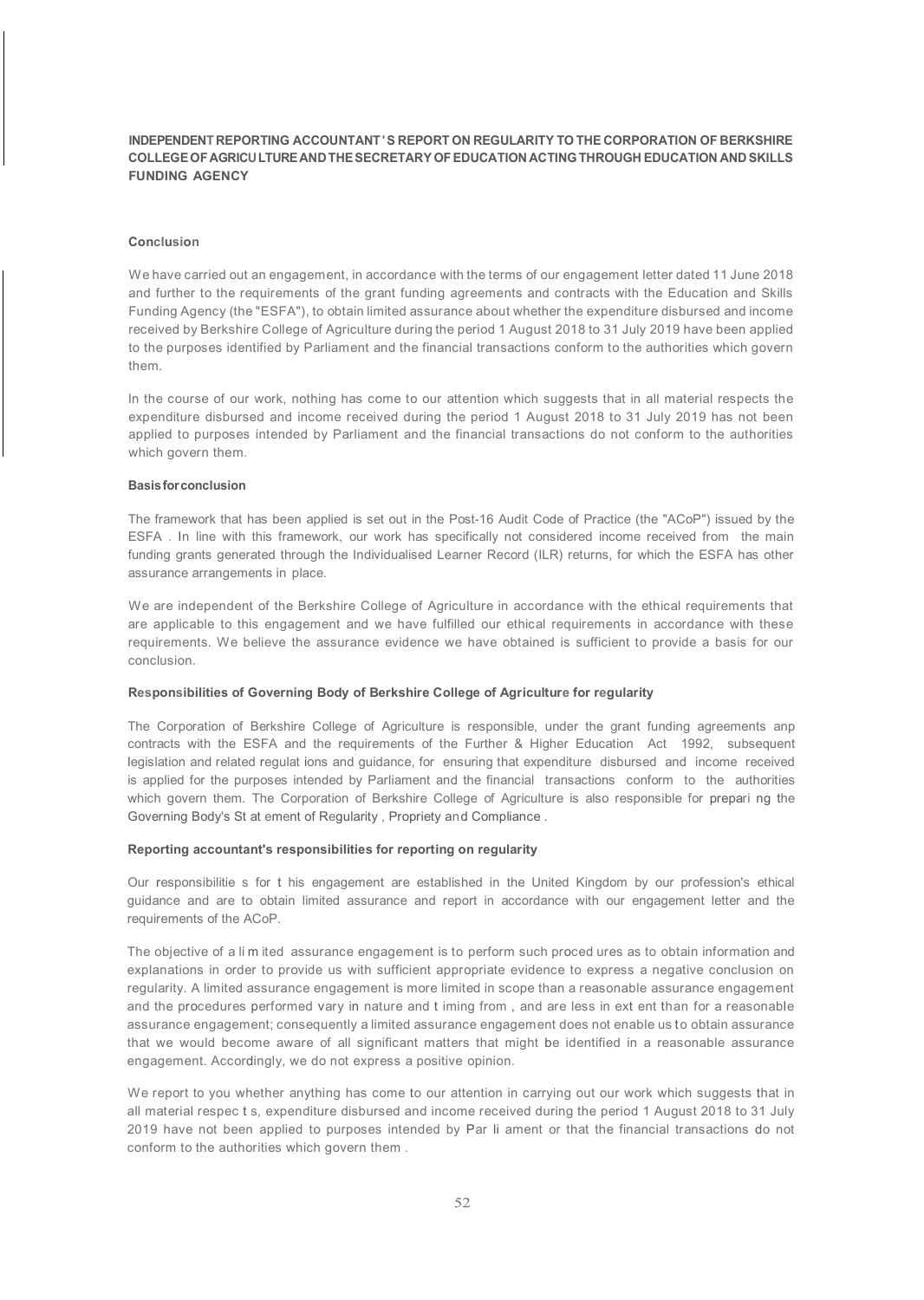**INDEPENDENT REPORTING ACCOUNTANT'S REPORT ON REGULARITY TO THE CORPORATION OF BERKSHIRE COLLEGE OF AGRICULTURE AND THE SECRETARY OF EDUCATION ACTING THROUGH EDUCATION AND SKILLS FUNDING AGENCY**

**Conclusion**

We have carried out an engagement, in accordance with the terms of our engagement letter dated 11 June 2018 and further to the requirements of the grant funding agreements and contracts with the Education and Skills Funding Agency (the "ESFA"), to obtain limited assurance about whether the expenditure disbursed and income received by Berkshire College of Agriculture during the period 1 August 2018 to 31 July 2019 have been applied to the purposes identified by Parliament and the financial transactions conform to the authorities which govern them.

In the course of our work, nothing has come to our attention which suggests that in all material respects the expenditure disbursed and income received during the period 1 August 2018 to 31 July 2019 has not been applied to purposes intended by Parliament and the financial transactions do not conform to the authorities which govern them.

**Basis for conclusion**

The framework that has been applied is set out in the Post-16 Audit Code of Practice (the "ACoP") issued by the ESFA . In line with this framework, our work has specifically not considered income received from the main funding grants generated through the Individualised Learner Record (ILR) returns, for which the ESFA has other assurance arrangements in place.

We are independent of the Berkshire College of Agriculture in accordance with the ethical requirements that are applicable to this engagement and we have fulfilled our ethical requirements in accordance with these requirements. We believe the assurance evidence we have obtained is sufficient to provide a basis for our conclusion.

**Responsibilities of Governing Body of Berkshire College of Agriculture for regularity**

The Corporation of Berkshire College of Agriculture is responsible, under the grant funding agreements anp contracts with the ESFA and the requirements of the Further & Higher Education Act 1992, subsequent legislation and related regulations and guidance, for ensuring that expenditure disbursed and income received is applied for the purposes intended by Parliament and the financial transactions conform to the authorities which govern them. The Corporation of Berkshire College of Agriculture is also responsible for preparing the Governing Body's Statement of Regularity , Propriety and Compliance .

**Reporting accountant's responsibilities for reporting on regularity**

Our responsibilities for this engagement are established in the United Kingdom by our profession's ethical guidance and are to obtain limited assurance and report in accordance with our engagement letter and the requirements of the ACoP.

The objective of a limited assurance engagement is to perform such procedures as to obtain information and explanations in order to provide us with sufficient appropriate evidence to express a negative conclusion on regularity. A limited assurance engagement is more limited in scope than a reasonable assurance engagement and the procedures performed vary in nature and timing from , and are less in extent than for a reasonable assurance engagement; consequently a limited assurance engagement does not enable us to obtain assurance that we would become aware of all significant matters that might be identified in a reasonable assurance engagement. Accordingly, we do not express a positive opinion.

We report to you whether anything has come to our attention in carrying out our work which suggests that in all material respects, expenditure disbursed and income received during the period 1 August 2018 to 31 July 2019 have not been applied to purposes intended by Parliament or that the financial transactions do not conform to the authorities which govern them .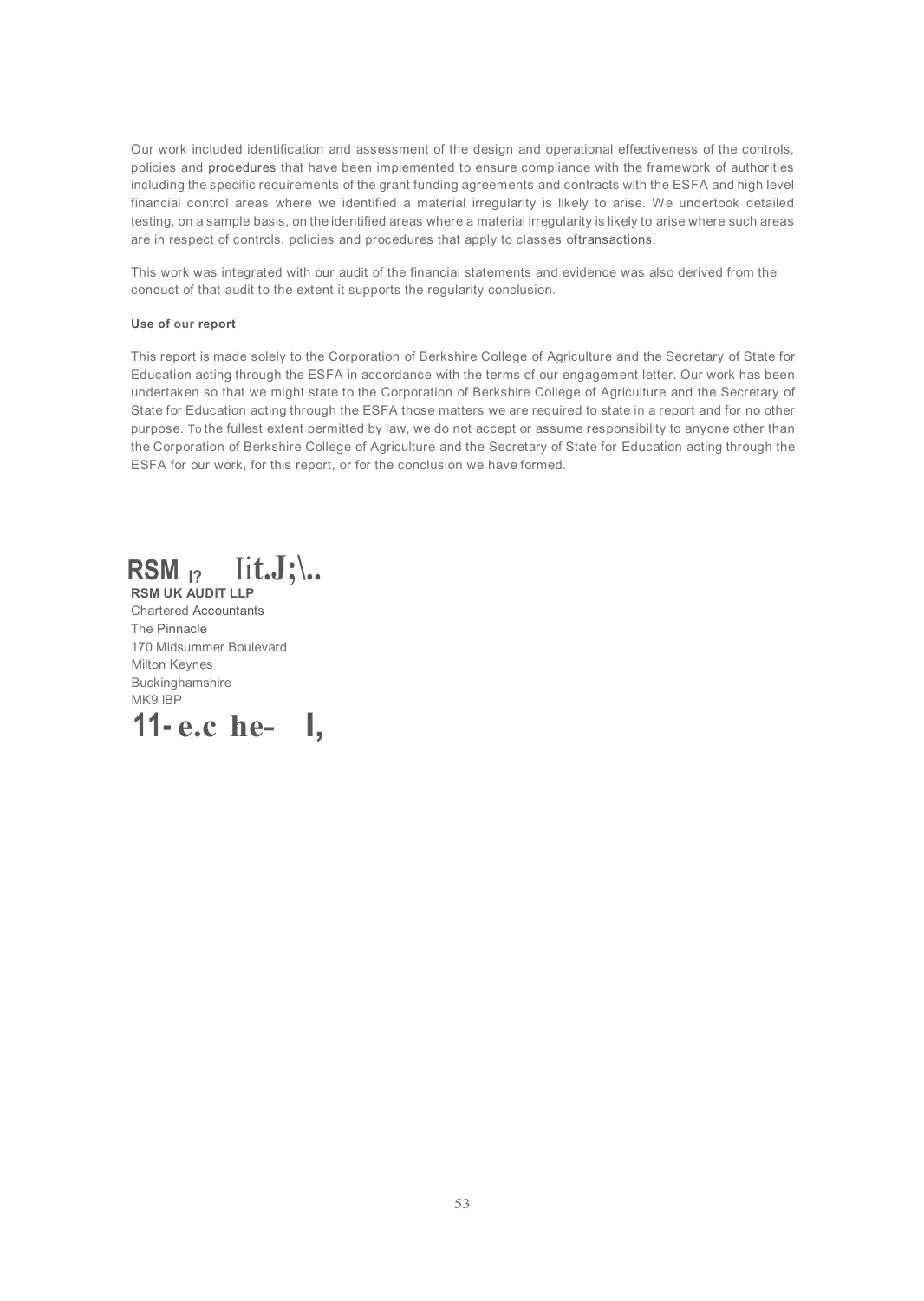Our work included identification and assessment of the design and operational effectiveness of the controls, policies and procedures that have been implemented to ensure compliance with the framework of authorities including the specific requirements of the grant funding agreements and contracts with the ESFA and high level financial control areas where we identified a material irregularity is likely to arise. We undertook detailed testing, on a sample basis, on the identified areas where a material irregularity is likely to arise where such areas are in respect of controls, policies and procedures that apply to classes oftransactions.

This work was integrated with our audit of the financial statements and evidence was also derived from the conduct of that audit to the extent it supports the regularity conclusion.

**Use of our report**

This report is made solely to the Corporation of Berkshire College of Agriculture and the Secretary of State for Education acting through the ESFA in accordance with the terms of our engagement letter. Our work has been undertaken so that we might state to the Corporation of Berkshire College of Agriculture and the Secretary of State for Education acting through the ESFA those matters we are required to state in a report and for no other purpose. To the fullest extent permitted by law, we do not accept or assume responsibility to anyone other than the Corporation of Berkshire College of Agriculture and the Secretary of State for Education acting through the ESFA for our work, for this report, or for the conclusion we have formed.

RSM l? lit.J;\..

**RSM UK AUDIT LLP**
Chartered Accountants
The Pinnacle
170 Midsummer Boulevard
Milton Keynes
Buckinghamshire
MK9 lBP

11- e.c he- l,